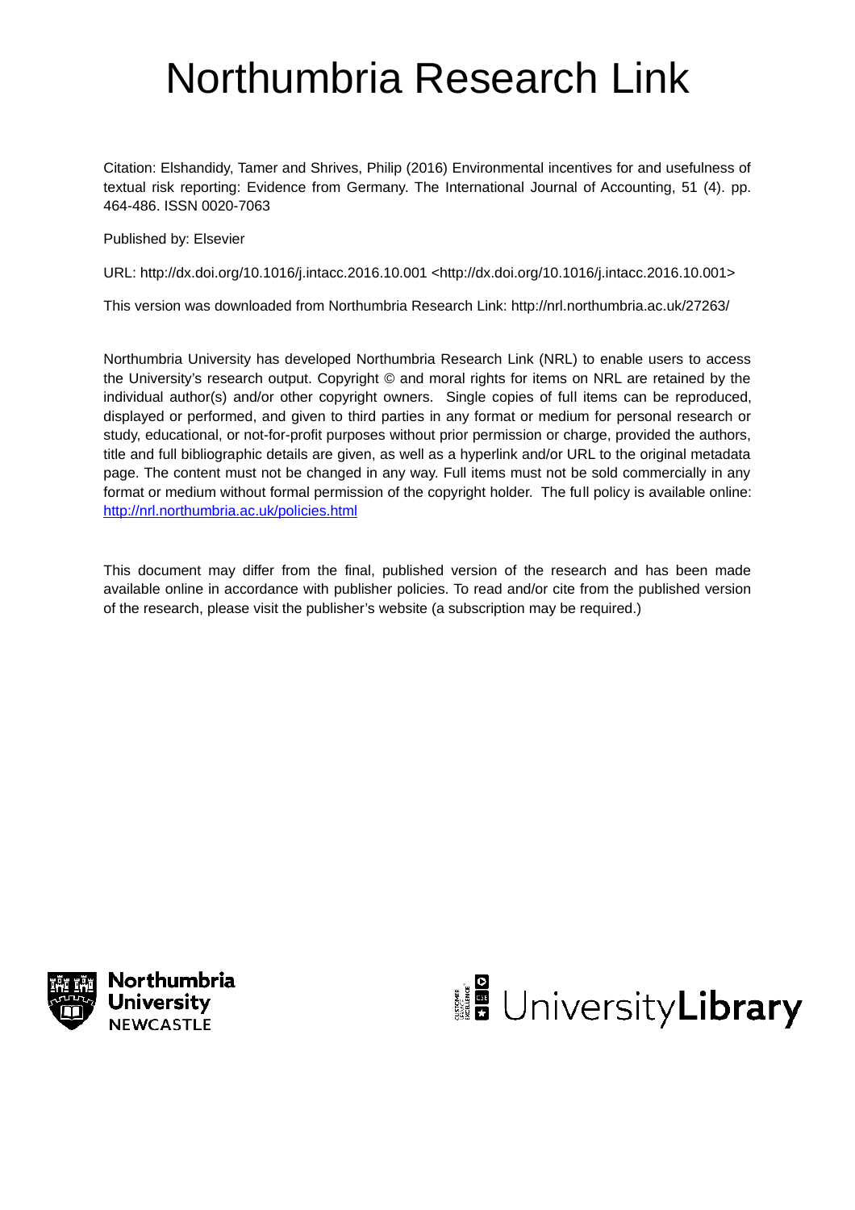# Northumbria Research Link

Citation: Elshandidy, Tamer and Shrives, Philip (2016) Environmental incentives for and usefulness of textual risk reporting: Evidence from Germany. The International Journal of Accounting, 51 (4). pp. 464-486. ISSN 0020-7063

Published by: Elsevier

URL: http://dx.doi.org/10.1016/j.intacc.2016.10.001 <http://dx.doi.org/10.1016/j.intacc.2016.10.001>

This version was downloaded from Northumbria Research Link: http://nrl.northumbria.ac.uk/27263/

Northumbria University has developed Northumbria Research Link (NRL) to enable users to access the University's research output. Copyright © and moral rights for items on NRL are retained by the individual author(s) and/or other copyright owners. Single copies of full items can be reproduced, displayed or performed, and given to third parties in any format or medium for personal research or study, educational, or not-for-profit purposes without prior permission or charge, provided the authors, title and full bibliographic details are given, as well as a hyperlink and/or URL to the original metadata page. The content must not be changed in any way. Full items must not be sold commercially in any format or medium without formal permission of the copyright holder. The full policy is available online: http://nrl.northumbria.ac.uk/policies.html

This document may differ from the final, published version of the research and has been made available online in accordance with publisher policies. To read and/or cite from the published version of the research, please visit the publisher's website (a subscription may be required.)

Northumbria University NEWCASTLE

UniversityLibrary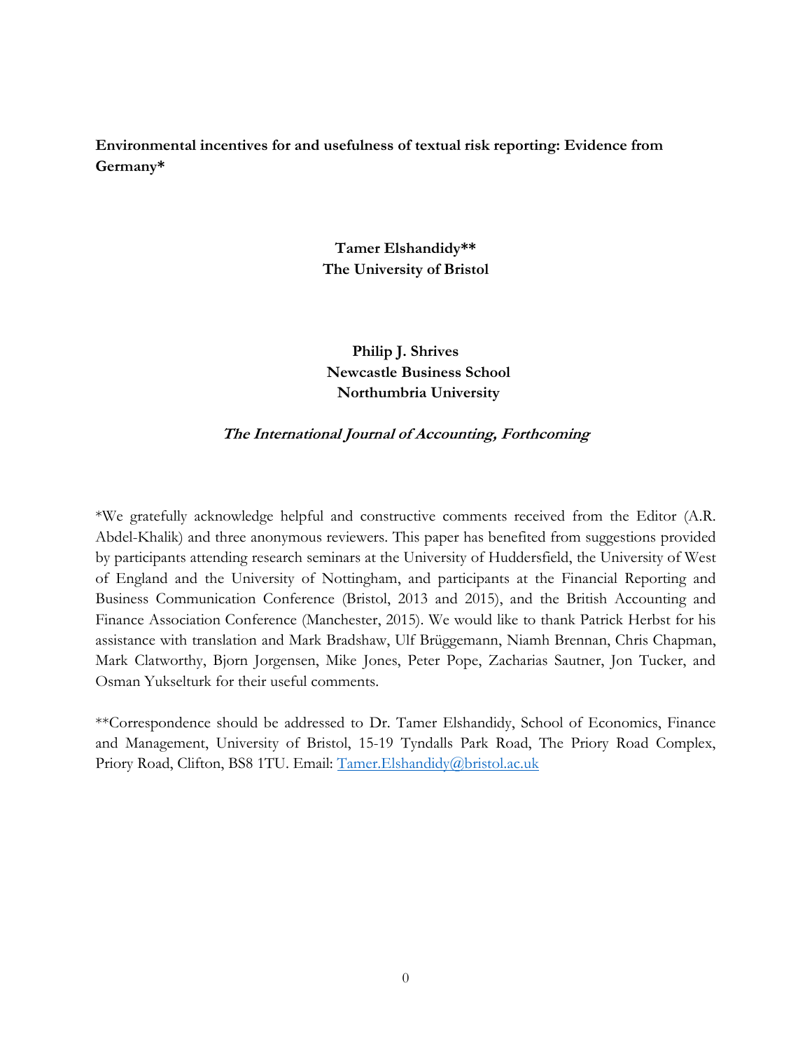**Environmental incentives for and usefulness of textual risk reporting: Evidence from Germany***

**Tamer Elshandidy****
**The University of Bristol**

**Philip J. Shrives**
**Newcastle Business School**
**Northumbria University**

***The International Journal of Accounting, Forthcoming***

*We gratefully acknowledge helpful and constructive comments received from the Editor (A.R. Abdel-Khalik) and three anonymous reviewers. This paper has benefited from suggestions provided by participants attending research seminars at the University of Huddersfield, the University of West of England and the University of Nottingham, and participants at the Financial Reporting and Business Communication Conference (Bristol, 2013 and 2015), and the British Accounting and Finance Association Conference (Manchester, 2015). We would like to thank Patrick Herbst for his assistance with translation and Mark Bradshaw, Ulf Brüggemann, Niamh Brennan, Chris Chapman, Mark Clatworthy, Bjorn Jorgensen, Mike Jones, Peter Pope, Zacharias Sautner, Jon Tucker, and Osman Yukselturk for their useful comments.

**Correspondence should be addressed to Dr. Tamer Elshandidy, School of Economics, Finance and Management, University of Bristol, 15-19 Tyndalls Park Road, The Priory Road Complex, Priory Road, Clifton, BS8 1TU. Email: Tamer.Elshandidy@bristol.ac.uk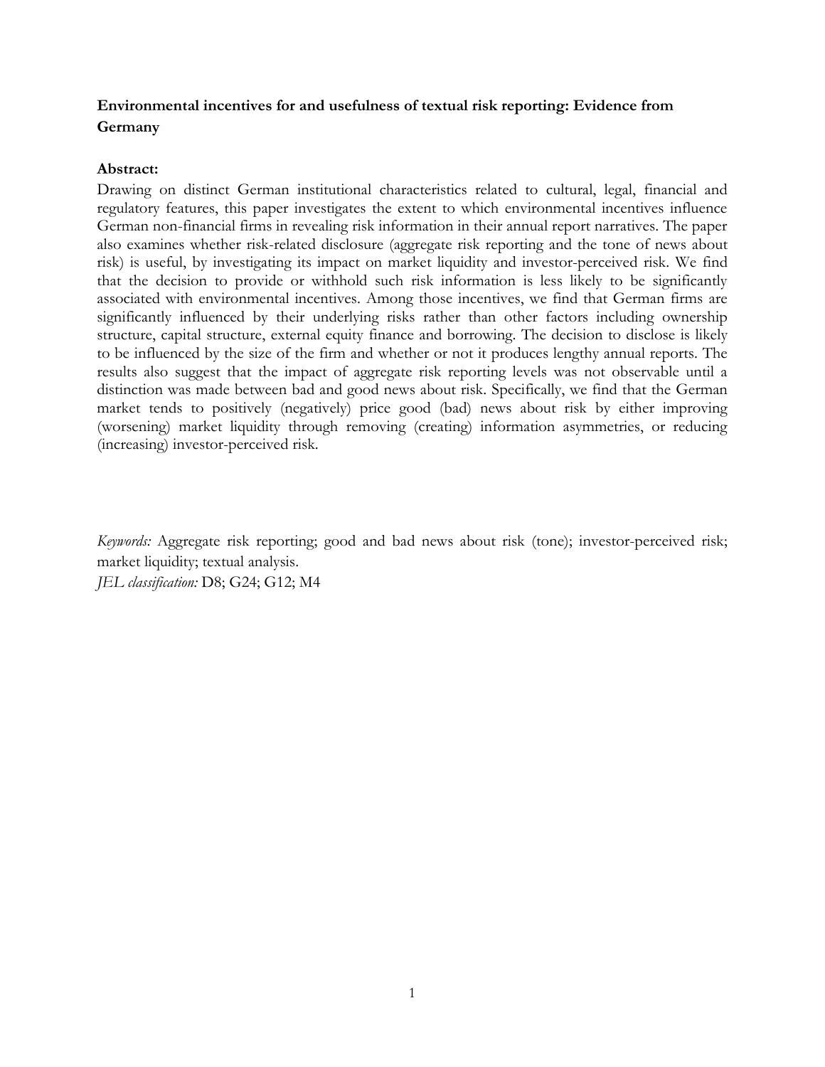**Environmental incentives for and usefulness of textual risk reporting: Evidence from Germany**

**Abstract:**

Drawing on distinct German institutional characteristics related to cultural, legal, financial and regulatory features, this paper investigates the extent to which environmental incentives influence German non-financial firms in revealing risk information in their annual report narratives. The paper also examines whether risk-related disclosure (aggregate risk reporting and the tone of news about risk) is useful, by investigating its impact on market liquidity and investor-perceived risk. We find that the decision to provide or withhold such risk information is less likely to be significantly associated with environmental incentives. Among those incentives, we find that German firms are significantly influenced by their underlying risks rather than other factors including ownership structure, capital structure, external equity finance and borrowing. The decision to disclose is likely to be influenced by the size of the firm and whether or not it produces lengthy annual reports. The results also suggest that the impact of aggregate risk reporting levels was not observable until a distinction was made between bad and good news about risk. Specifically, we find that the German market tends to positively (negatively) price good (bad) news about risk by either improving (worsening) market liquidity through removing (creating) information asymmetries, or reducing (increasing) investor-perceived risk.

*Keywords:* Aggregate risk reporting; good and bad news about risk (tone); investor-perceived risk; market liquidity; textual analysis.

*JEL classification:* D8; G24; G12; M4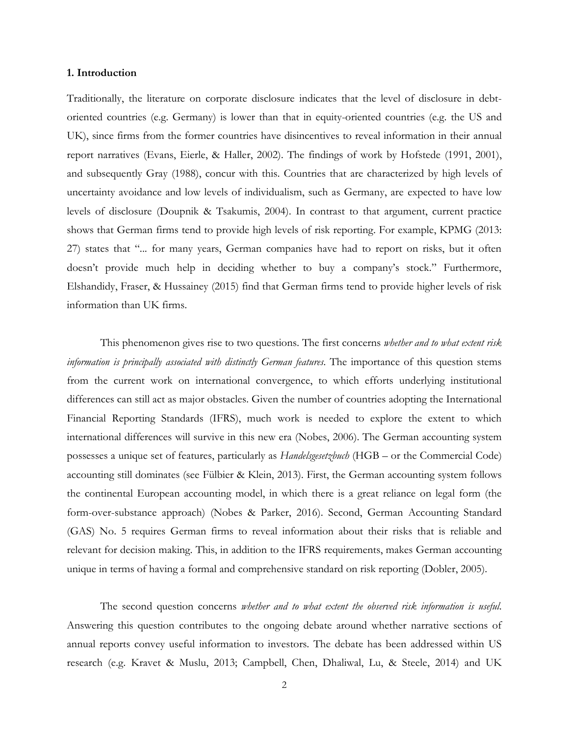## 1. Introduction

Traditionally, the literature on corporate disclosure indicates that the level of disclosure in debt-oriented countries (e.g. Germany) is lower than that in equity-oriented countries (e.g. the US and UK), since firms from the former countries have disincentives to reveal information in their annual report narratives (Evans, Eierle, & Haller, 2002). The findings of work by Hofstede (1991, 2001), and subsequently Gray (1988), concur with this. Countries that are characterized by high levels of uncertainty avoidance and low levels of individualism, such as Germany, are expected to have low levels of disclosure (Doupnik & Tsakumis, 2004). In contrast to that argument, current practice shows that German firms tend to provide high levels of risk reporting. For example, KPMG (2013: 27) states that "... for many years, German companies have had to report on risks, but it often doesn't provide much help in deciding whether to buy a company's stock." Furthermore, Elshandidy, Fraser, & Hussainey (2015) find that German firms tend to provide higher levels of risk information than UK firms.

This phenomenon gives rise to two questions. The first concerns *whether and to what extent risk information is principally associated with distinctly German features*. The importance of this question stems from the current work on international convergence, to which efforts underlying institutional differences can still act as major obstacles. Given the number of countries adopting the International Financial Reporting Standards (IFRS), much work is needed to explore the extent to which international differences will survive in this new era (Nobes, 2006). The German accounting system possesses a unique set of features, particularly as *Handelsgesetzbuch* (HGB – or the Commercial Code) accounting still dominates (see Fülbier & Klein, 2013). First, the German accounting system follows the continental European accounting model, in which there is a great reliance on legal form (the form-over-substance approach) (Nobes & Parker, 2016). Second, German Accounting Standard (GAS) No. 5 requires German firms to reveal information about their risks that is reliable and relevant for decision making. This, in addition to the IFRS requirements, makes German accounting unique in terms of having a formal and comprehensive standard on risk reporting (Dobler, 2005).

The second question concerns *whether and to what extent the observed risk information is useful*. Answering this question contributes to the ongoing debate around whether narrative sections of annual reports convey useful information to investors. The debate has been addressed within US research (e.g. Kravet & Muslu, 2013; Campbell, Chen, Dhaliwal, Lu, & Steele, 2014) and UK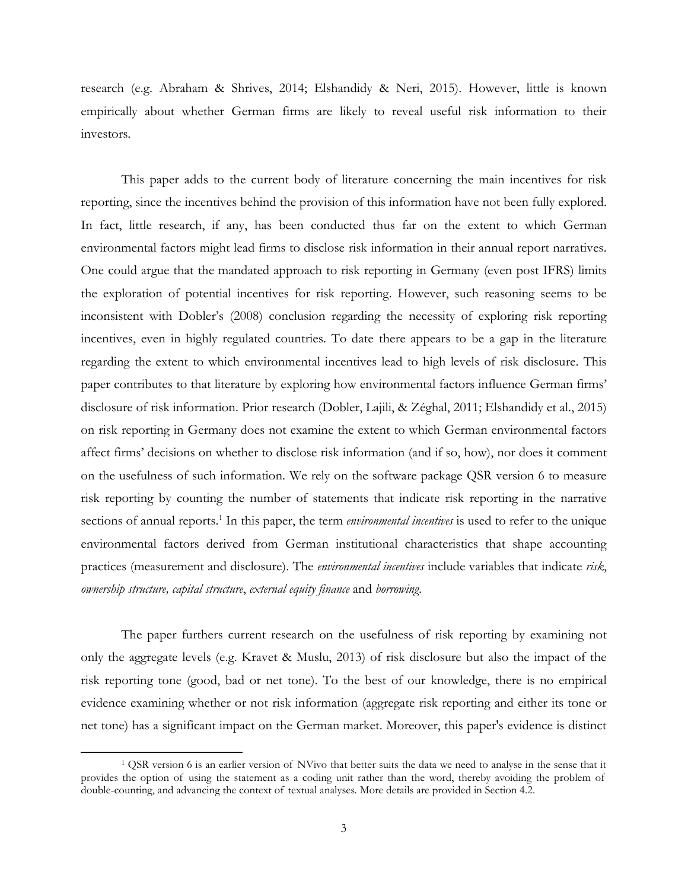research (e.g. Abraham & Shrives, 2014; Elshandidy & Neri, 2015). However, little is known empirically about whether German firms are likely to reveal useful risk information to their investors.

This paper adds to the current body of literature concerning the main incentives for risk reporting, since the incentives behind the provision of this information have not been fully explored. In fact, little research, if any, has been conducted thus far on the extent to which German environmental factors might lead firms to disclose risk information in their annual report narratives. One could argue that the mandated approach to risk reporting in Germany (even post IFRS) limits the exploration of potential incentives for risk reporting. However, such reasoning seems to be inconsistent with Dobler's (2008) conclusion regarding the necessity of exploring risk reporting incentives, even in highly regulated countries. To date there appears to be a gap in the literature regarding the extent to which environmental incentives lead to high levels of risk disclosure. This paper contributes to that literature by exploring how environmental factors influence German firms' disclosure of risk information. Prior research (Dobler, Lajili, & Zéghal, 2011; Elshandidy et al., 2015) on risk reporting in Germany does not examine the extent to which German environmental factors affect firms' decisions on whether to disclose risk information (and if so, how), nor does it comment on the usefulness of such information. We rely on the software package QSR version 6 to measure risk reporting by counting the number of statements that indicate risk reporting in the narrative sections of annual reports.[1] In this paper, the term *environmental incentives* is used to refer to the unique environmental factors derived from German institutional characteristics that shape accounting practices (measurement and disclosure). The *environmental incentives* include variables that indicate *risk*, *ownership structure, capital structure*, *external equity finance* and *borrowing*.

The paper furthers current research on the usefulness of risk reporting by examining not only the aggregate levels (e.g. Kravet & Muslu, 2013) of risk disclosure but also the impact of the risk reporting tone (good, bad or net tone). To the best of our knowledge, there is no empirical evidence examining whether or not risk information (aggregate risk reporting and either its tone or net tone) has a significant impact on the German market. Moreover, this paper's evidence is distinct

[1] QSR version 6 is an earlier version of NVivo that better suits the data we need to analyse in the sense that it provides the option of using the statement as a coding unit rather than the word, thereby avoiding the problem of double-counting, and advancing the context of textual analyses. More details are provided in Section 4.2.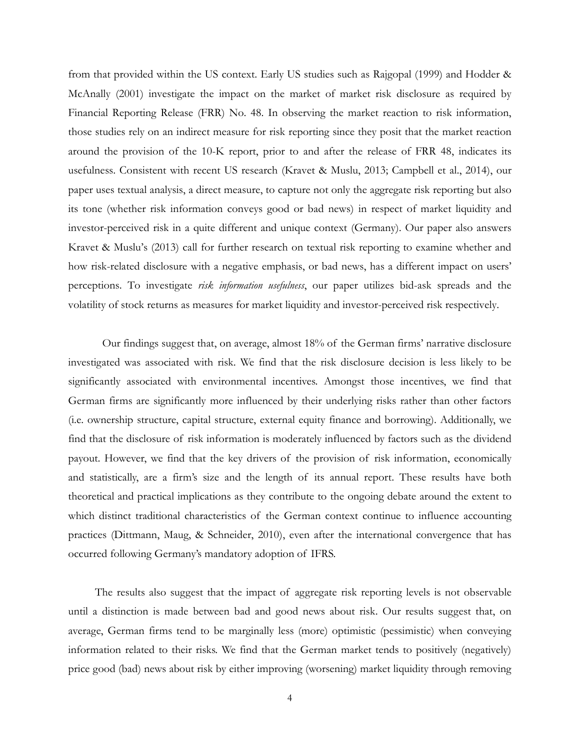from that provided within the US context. Early US studies such as Rajgopal (1999) and Hodder & McAnally (2001) investigate the impact on the market of market risk disclosure as required by Financial Reporting Release (FRR) No. 48. In observing the market reaction to risk information, those studies rely on an indirect measure for risk reporting since they posit that the market reaction around the provision of the 10-K report, prior to and after the release of FRR 48, indicates its usefulness. Consistent with recent US research (Kravet & Muslu, 2013; Campbell et al., 2014), our paper uses textual analysis, a direct measure, to capture not only the aggregate risk reporting but also its tone (whether risk information conveys good or bad news) in respect of market liquidity and investor-perceived risk in a quite different and unique context (Germany). Our paper also answers Kravet & Muslu's (2013) call for further research on textual risk reporting to examine whether and how risk-related disclosure with a negative emphasis, or bad news, has a different impact on users' perceptions. To investigate *risk information usefulness*, our paper utilizes bid-ask spreads and the volatility of stock returns as measures for market liquidity and investor-perceived risk respectively.

Our findings suggest that, on average, almost 18% of the German firms' narrative disclosure investigated was associated with risk. We find that the risk disclosure decision is less likely to be significantly associated with environmental incentives. Amongst those incentives, we find that German firms are significantly more influenced by their underlying risks rather than other factors (i.e. ownership structure, capital structure, external equity finance and borrowing). Additionally, we find that the disclosure of risk information is moderately influenced by factors such as the dividend payout. However, we find that the key drivers of the provision of risk information, economically and statistically, are a firm's size and the length of its annual report. These results have both theoretical and practical implications as they contribute to the ongoing debate around the extent to which distinct traditional characteristics of the German context continue to influence accounting practices (Dittmann, Maug, & Schneider, 2010), even after the international convergence that has occurred following Germany's mandatory adoption of IFRS.

The results also suggest that the impact of aggregate risk reporting levels is not observable until a distinction is made between bad and good news about risk. Our results suggest that, on average, German firms tend to be marginally less (more) optimistic (pessimistic) when conveying information related to their risks. We find that the German market tends to positively (negatively) price good (bad) news about risk by either improving (worsening) market liquidity through removing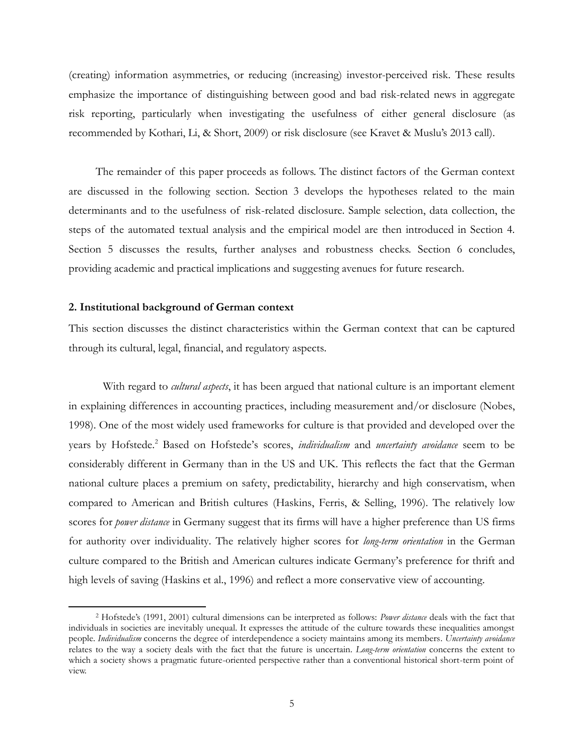(creating) information asymmetries, or reducing (increasing) investor-perceived risk. These results emphasize the importance of distinguishing between good and bad risk-related news in aggregate risk reporting, particularly when investigating the usefulness of either general disclosure (as recommended by Kothari, Li, & Short, 2009) or risk disclosure (see Kravet & Muslu's 2013 call).

The remainder of this paper proceeds as follows. The distinct factors of the German context are discussed in the following section. Section 3 develops the hypotheses related to the main determinants and to the usefulness of risk-related disclosure. Sample selection, data collection, the steps of the automated textual analysis and the empirical model are then introduced in Section 4. Section 5 discusses the results, further analyses and robustness checks. Section 6 concludes, providing academic and practical implications and suggesting avenues for future research.

## 2. Institutional background of German context

This section discusses the distinct characteristics within the German context that can be captured through its cultural, legal, financial, and regulatory aspects.

With regard to *cultural aspects*, it has been argued that national culture is an important element in explaining differences in accounting practices, including measurement and/or disclosure (Nobes, 1998). One of the most widely used frameworks for culture is that provided and developed over the years by Hofstede.[2] Based on Hofstede's scores, *individualism* and *uncertainty avoidance* seem to be considerably different in Germany than in the US and UK. This reflects the fact that the German national culture places a premium on safety, predictability, hierarchy and high conservatism, when compared to American and British cultures (Haskins, Ferris, & Selling, 1996). The relatively low scores for *power distance* in Germany suggest that its firms will have a higher preference than US firms for authority over individuality. The relatively higher scores for *long-term orientation* in the German culture compared to the British and American cultures indicate Germany's preference for thrift and high levels of saving (Haskins et al., 1996) and reflect a more conservative view of accounting.

[2] Hofstede's (1991, 2001) cultural dimensions can be interpreted as follows: *Power distance* deals with the fact that individuals in societies are inevitably unequal. It expresses the attitude of the culture towards these inequalities amongst people. *Individualism* concerns the degree of interdependence a society maintains among its members. *Uncertainty avoidance* relates to the way a society deals with the fact that the future is uncertain. *Long-term orientation* concerns the extent to which a society shows a pragmatic future-oriented perspective rather than a conventional historical short-term point of view.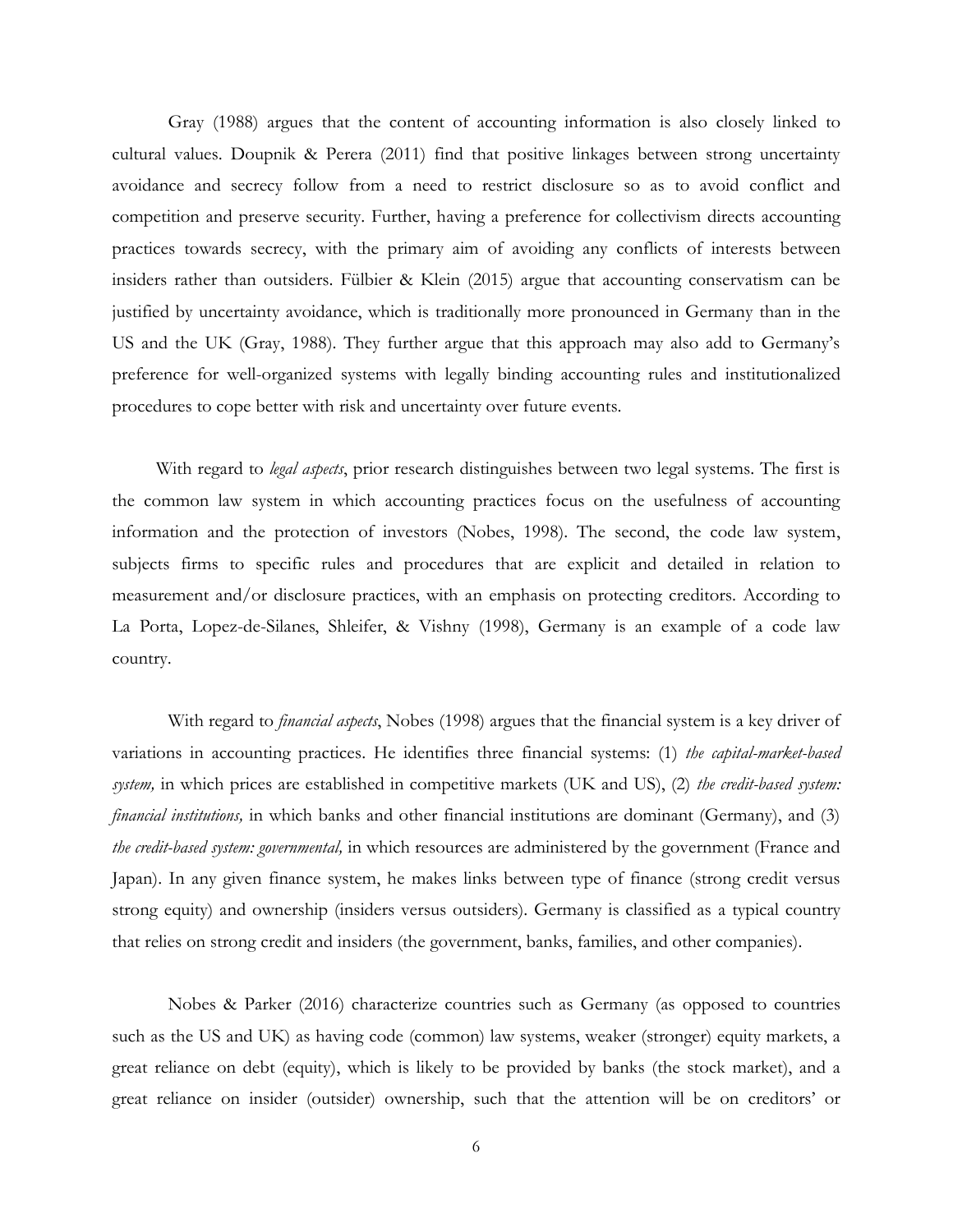Gray (1988) argues that the content of accounting information is also closely linked to cultural values. Doupnik & Perera (2011) find that positive linkages between strong uncertainty avoidance and secrecy follow from a need to restrict disclosure so as to avoid conflict and competition and preserve security. Further, having a preference for collectivism directs accounting practices towards secrecy, with the primary aim of avoiding any conflicts of interests between insiders rather than outsiders. Fülbier & Klein (2015) argue that accounting conservatism can be justified by uncertainty avoidance, which is traditionally more pronounced in Germany than in the US and the UK (Gray, 1988). They further argue that this approach may also add to Germany's preference for well-organized systems with legally binding accounting rules and institutionalized procedures to cope better with risk and uncertainty over future events.

With regard to *legal aspects*, prior research distinguishes between two legal systems. The first is the common law system in which accounting practices focus on the usefulness of accounting information and the protection of investors (Nobes, 1998). The second, the code law system, subjects firms to specific rules and procedures that are explicit and detailed in relation to measurement and/or disclosure practices, with an emphasis on protecting creditors. According to La Porta, Lopez-de-Silanes, Shleifer, & Vishny (1998), Germany is an example of a code law country.

With regard to *financial aspects*, Nobes (1998) argues that the financial system is a key driver of variations in accounting practices. He identifies three financial systems: (1) *the capital-market-based system,* in which prices are established in competitive markets (UK and US), (2) *the credit-based system: financial institutions,* in which banks and other financial institutions are dominant (Germany), and (3) *the credit-based system: governmental,* in which resources are administered by the government (France and Japan). In any given finance system, he makes links between type of finance (strong credit versus strong equity) and ownership (insiders versus outsiders). Germany is classified as a typical country that relies on strong credit and insiders (the government, banks, families, and other companies).

Nobes & Parker (2016) characterize countries such as Germany (as opposed to countries such as the US and UK) as having code (common) law systems, weaker (stronger) equity markets, a great reliance on debt (equity), which is likely to be provided by banks (the stock market), and a great reliance on insider (outsider) ownership, such that the attention will be on creditors' or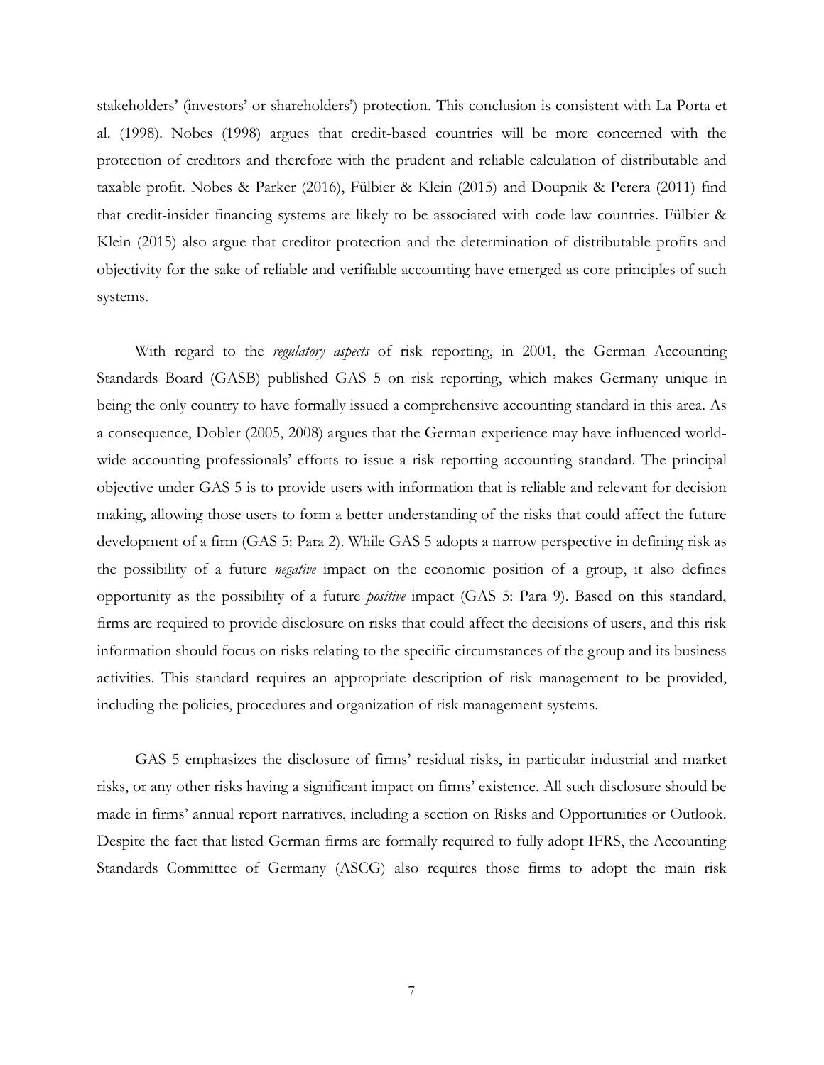stakeholders' (investors' or shareholders') protection. This conclusion is consistent with La Porta et al. (1998). Nobes (1998) argues that credit-based countries will be more concerned with the protection of creditors and therefore with the prudent and reliable calculation of distributable and taxable profit. Nobes & Parker (2016), Fülbier & Klein (2015) and Doupnik & Perera (2011) find that credit-insider financing systems are likely to be associated with code law countries. Fülbier & Klein (2015) also argue that creditor protection and the determination of distributable profits and objectivity for the sake of reliable and verifiable accounting have emerged as core principles of such systems.

With regard to the *regulatory aspects* of risk reporting, in 2001, the German Accounting Standards Board (GASB) published GAS 5 on risk reporting, which makes Germany unique in being the only country to have formally issued a comprehensive accounting standard in this area. As a consequence, Dobler (2005, 2008) argues that the German experience may have influenced world-wide accounting professionals' efforts to issue a risk reporting accounting standard. The principal objective under GAS 5 is to provide users with information that is reliable and relevant for decision making, allowing those users to form a better understanding of the risks that could affect the future development of a firm (GAS 5: Para 2). While GAS 5 adopts a narrow perspective in defining risk as the possibility of a future *negative* impact on the economic position of a group, it also defines opportunity as the possibility of a future *positive* impact (GAS 5: Para 9). Based on this standard, firms are required to provide disclosure on risks that could affect the decisions of users, and this risk information should focus on risks relating to the specific circumstances of the group and its business activities. This standard requires an appropriate description of risk management to be provided, including the policies, procedures and organization of risk management systems.

GAS 5 emphasizes the disclosure of firms' residual risks, in particular industrial and market risks, or any other risks having a significant impact on firms' existence. All such disclosure should be made in firms' annual report narratives, including a section on Risks and Opportunities or Outlook. Despite the fact that listed German firms are formally required to fully adopt IFRS, the Accounting Standards Committee of Germany (ASCG) also requires those firms to adopt the main risk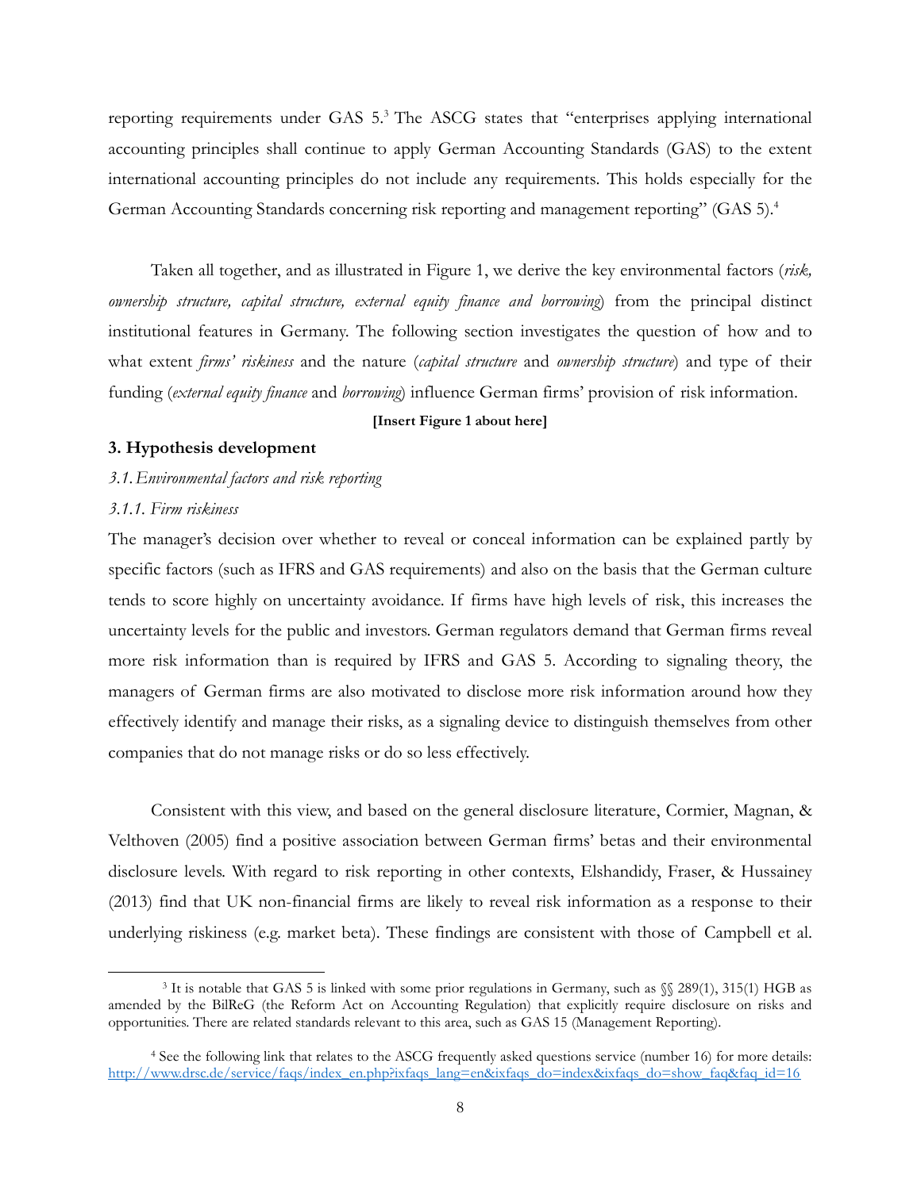reporting requirements under GAS 5.[3] The ASCG states that "enterprises applying international accounting principles shall continue to apply German Accounting Standards (GAS) to the extent international accounting principles do not include any requirements. This holds especially for the German Accounting Standards concerning risk reporting and management reporting" (GAS 5).[4]

Taken all together, and as illustrated in Figure 1, we derive the key environmental factors (*risk, ownership structure, capital structure, external equity finance and borrowing*) from the principal distinct institutional features in Germany. The following section investigates the question of how and to what extent *firms' riskiness* and the nature (*capital structure* and *ownership structure*) and type of their funding (*external equity finance* and *borrowing*) influence German firms' provision of risk information.

**[Insert Figure 1 about here]**

## 3. Hypothesis development

### *3.1. Environmental factors and risk reporting*

#### *3.1.1. Firm riskiness*

The manager's decision over whether to reveal or conceal information can be explained partly by specific factors (such as IFRS and GAS requirements) and also on the basis that the German culture tends to score highly on uncertainty avoidance. If firms have high levels of risk, this increases the uncertainty levels for the public and investors. German regulators demand that German firms reveal more risk information than is required by IFRS and GAS 5. According to signaling theory, the managers of German firms are also motivated to disclose more risk information around how they effectively identify and manage their risks, as a signaling device to distinguish themselves from other companies that do not manage risks or do so less effectively.

Consistent with this view, and based on the general disclosure literature, Cormier, Magnan, & Velthoven (2005) find a positive association between German firms' betas and their environmental disclosure levels. With regard to risk reporting in other contexts, Elshandidy, Fraser, & Hussainey (2013) find that UK non-financial firms are likely to reveal risk information as a response to their underlying riskiness (e.g. market beta). These findings are consistent with those of Campbell et al.

---

[3] It is notable that GAS 5 is linked with some prior regulations in Germany, such as §§ 289(1), 315(1) HGB as amended by the BilReG (the Reform Act on Accounting Regulation) that explicitly require disclosure on risks and opportunities. There are related standards relevant to this area, such as GAS 15 (Management Reporting).

[4] See the following link that relates to the ASCG frequently asked questions service (number 16) for more details: http://www.drsc.de/service/faqs/index_en.php?ixfaqs_lang=en&ixfaqs_do=index&ixfaqs_do=show_faq&faq_id=16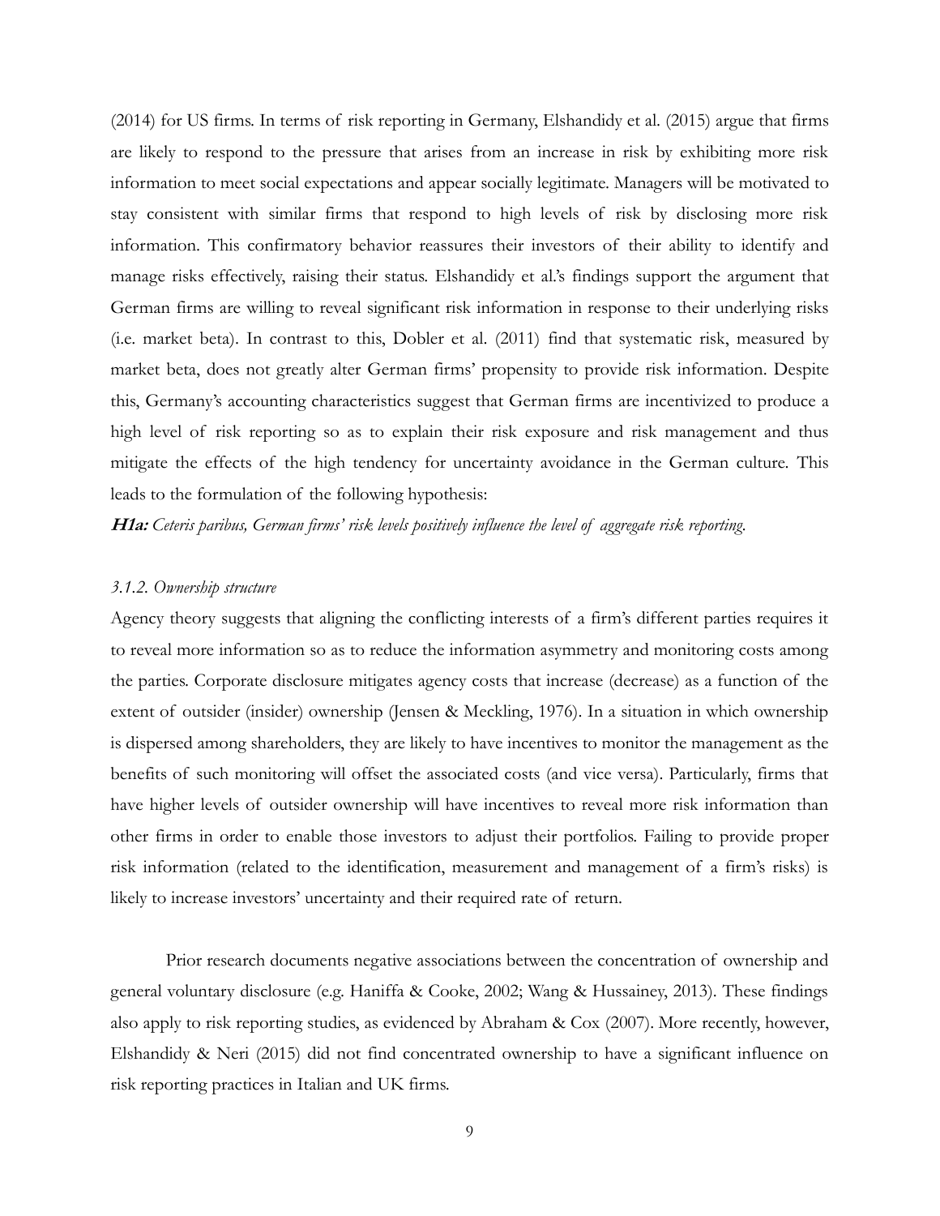(2014) for US firms. In terms of risk reporting in Germany, Elshandidy et al. (2015) argue that firms are likely to respond to the pressure that arises from an increase in risk by exhibiting more risk information to meet social expectations and appear socially legitimate. Managers will be motivated to stay consistent with similar firms that respond to high levels of risk by disclosing more risk information. This confirmatory behavior reassures their investors of their ability to identify and manage risks effectively, raising their status. Elshandidy et al.'s findings support the argument that German firms are willing to reveal significant risk information in response to their underlying risks (i.e. market beta). In contrast to this, Dobler et al. (2011) find that systematic risk, measured by market beta, does not greatly alter German firms' propensity to provide risk information. Despite this, Germany's accounting characteristics suggest that German firms are incentivized to produce a high level of risk reporting so as to explain their risk exposure and risk management and thus mitigate the effects of the high tendency for uncertainty avoidance in the German culture. This leads to the formulation of the following hypothesis:

***H1a:*** *Ceteris paribus, German firms' risk levels positively influence the level of aggregate risk reporting.*

### *3.1.2. Ownership structure*

Agency theory suggests that aligning the conflicting interests of a firm's different parties requires it to reveal more information so as to reduce the information asymmetry and monitoring costs among the parties. Corporate disclosure mitigates agency costs that increase (decrease) as a function of the extent of outsider (insider) ownership (Jensen & Meckling, 1976). In a situation in which ownership is dispersed among shareholders, they are likely to have incentives to monitor the management as the benefits of such monitoring will offset the associated costs (and vice versa). Particularly, firms that have higher levels of outsider ownership will have incentives to reveal more risk information than other firms in order to enable those investors to adjust their portfolios. Failing to provide proper risk information (related to the identification, measurement and management of a firm's risks) is likely to increase investors' uncertainty and their required rate of return.

Prior research documents negative associations between the concentration of ownership and general voluntary disclosure (e.g. Haniffa & Cooke, 2002; Wang & Hussainey, 2013). These findings also apply to risk reporting studies, as evidenced by Abraham & Cox (2007). More recently, however, Elshandidy & Neri (2015) did not find concentrated ownership to have a significant influence on risk reporting practices in Italian and UK firms.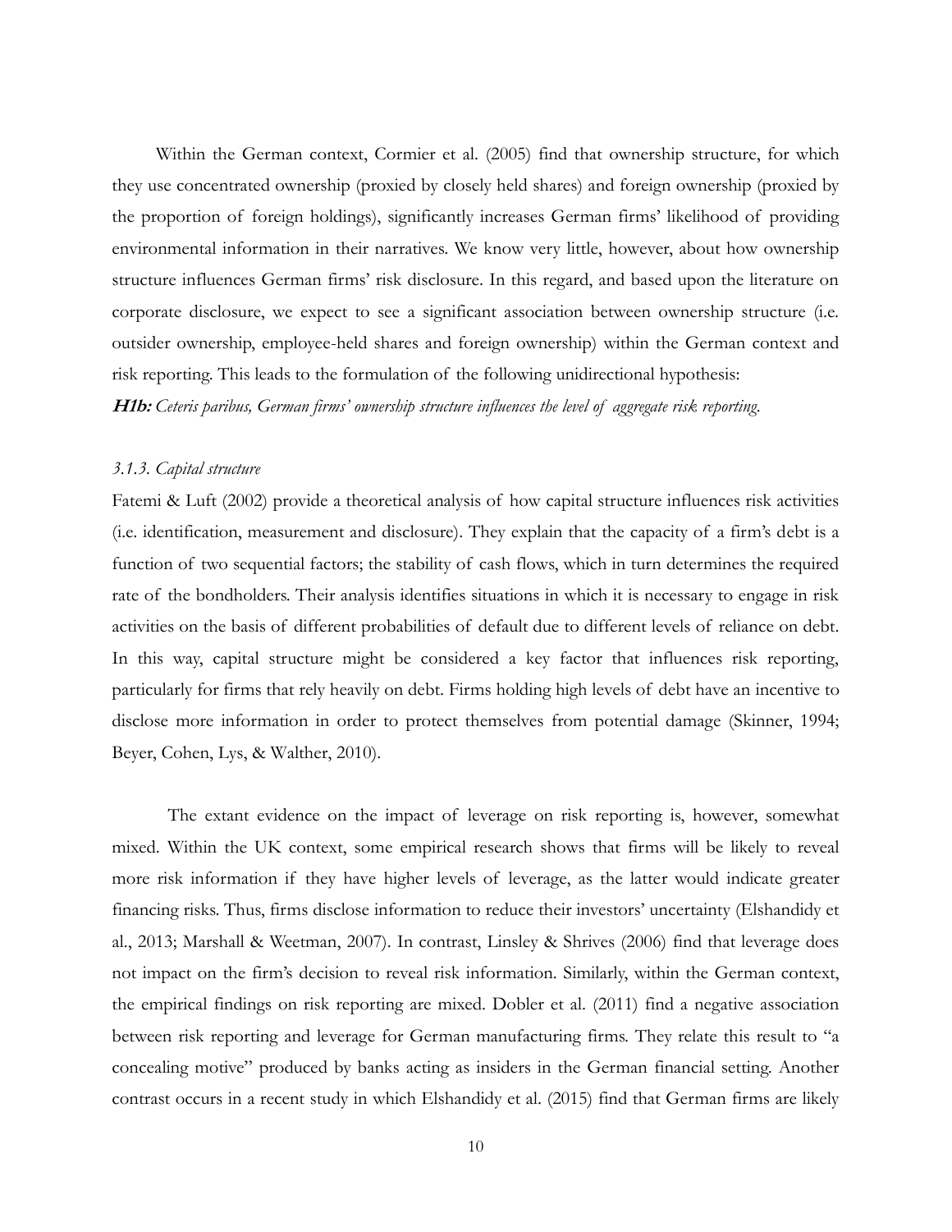Within the German context, Cormier et al. (2005) find that ownership structure, for which they use concentrated ownership (proxied by closely held shares) and foreign ownership (proxied by the proportion of foreign holdings), significantly increases German firms' likelihood of providing environmental information in their narratives. We know very little, however, about how ownership structure influences German firms' risk disclosure. In this regard, and based upon the literature on corporate disclosure, we expect to see a significant association between ownership structure (i.e. outsider ownership, employee-held shares and foreign ownership) within the German context and risk reporting. This leads to the formulation of the following unidirectional hypothesis:

***H1b:*** *Ceteris paribus, German firms' ownership structure influences the level of aggregate risk reporting.*

### *3.1.3. Capital structure*

Fatemi & Luft (2002) provide a theoretical analysis of how capital structure influences risk activities (i.e. identification, measurement and disclosure). They explain that the capacity of a firm's debt is a function of two sequential factors; the stability of cash flows, which in turn determines the required rate of the bondholders. Their analysis identifies situations in which it is necessary to engage in risk activities on the basis of different probabilities of default due to different levels of reliance on debt. In this way, capital structure might be considered a key factor that influences risk reporting, particularly for firms that rely heavily on debt. Firms holding high levels of debt have an incentive to disclose more information in order to protect themselves from potential damage (Skinner, 1994; Beyer, Cohen, Lys, & Walther, 2010).

The extant evidence on the impact of leverage on risk reporting is, however, somewhat mixed. Within the UK context, some empirical research shows that firms will be likely to reveal more risk information if they have higher levels of leverage, as the latter would indicate greater financing risks. Thus, firms disclose information to reduce their investors' uncertainty (Elshandidy et al., 2013; Marshall & Weetman, 2007). In contrast, Linsley & Shrives (2006) find that leverage does not impact on the firm's decision to reveal risk information. Similarly, within the German context, the empirical findings on risk reporting are mixed. Dobler et al. (2011) find a negative association between risk reporting and leverage for German manufacturing firms. They relate this result to "a concealing motive" produced by banks acting as insiders in the German financial setting. Another contrast occurs in a recent study in which Elshandidy et al. (2015) find that German firms are likely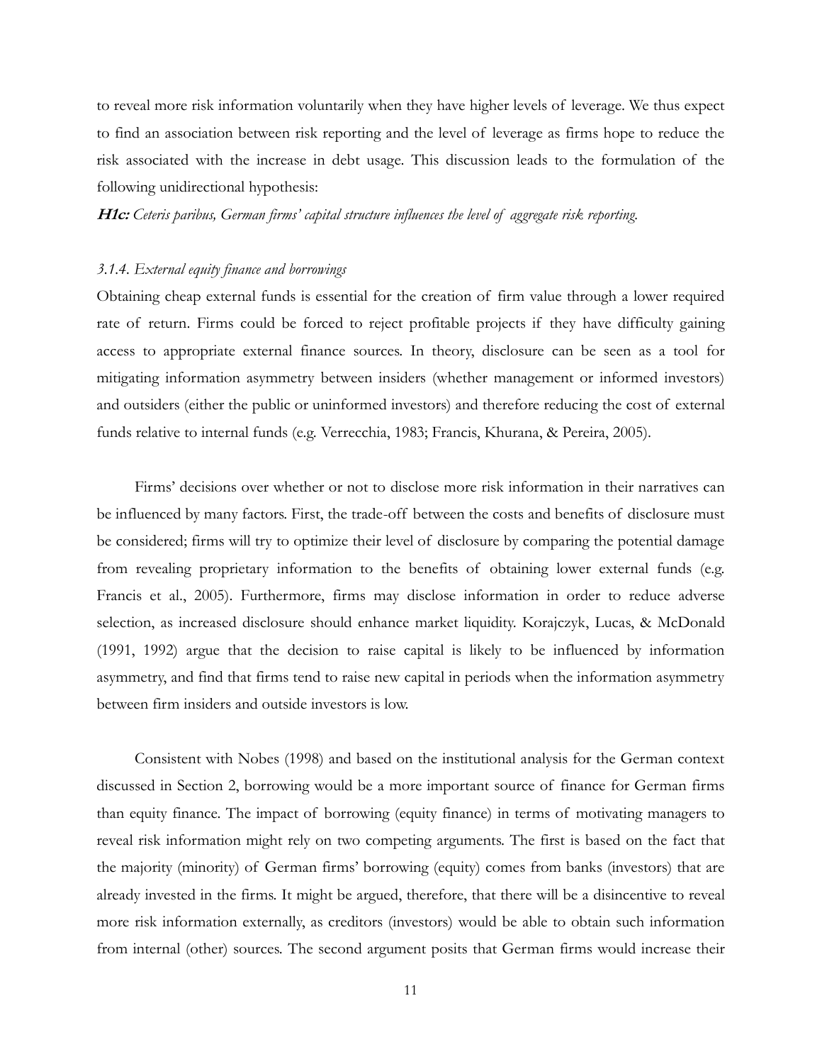to reveal more risk information voluntarily when they have higher levels of leverage. We thus expect to find an association between risk reporting and the level of leverage as firms hope to reduce the risk associated with the increase in debt usage. This discussion leads to the formulation of the following unidirectional hypothesis:

***H1c:*** *Ceteris paribus, German firms' capital structure influences the level of aggregate risk reporting.*

### *3.1.4. External equity finance and borrowings*

Obtaining cheap external funds is essential for the creation of firm value through a lower required rate of return. Firms could be forced to reject profitable projects if they have difficulty gaining access to appropriate external finance sources. In theory, disclosure can be seen as a tool for mitigating information asymmetry between insiders (whether management or informed investors) and outsiders (either the public or uninformed investors) and therefore reducing the cost of external funds relative to internal funds (e.g. Verrecchia, 1983; Francis, Khurana, & Pereira, 2005).

Firms' decisions over whether or not to disclose more risk information in their narratives can be influenced by many factors. First, the trade-off between the costs and benefits of disclosure must be considered; firms will try to optimize their level of disclosure by comparing the potential damage from revealing proprietary information to the benefits of obtaining lower external funds (e.g. Francis et al., 2005). Furthermore, firms may disclose information in order to reduce adverse selection, as increased disclosure should enhance market liquidity. Korajczyk, Lucas, & McDonald (1991, 1992) argue that the decision to raise capital is likely to be influenced by information asymmetry, and find that firms tend to raise new capital in periods when the information asymmetry between firm insiders and outside investors is low.

Consistent with Nobes (1998) and based on the institutional analysis for the German context discussed in Section 2, borrowing would be a more important source of finance for German firms than equity finance. The impact of borrowing (equity finance) in terms of motivating managers to reveal risk information might rely on two competing arguments. The first is based on the fact that the majority (minority) of German firms' borrowing (equity) comes from banks (investors) that are already invested in the firms. It might be argued, therefore, that there will be a disincentive to reveal more risk information externally, as creditors (investors) would be able to obtain such information from internal (other) sources. The second argument posits that German firms would increase their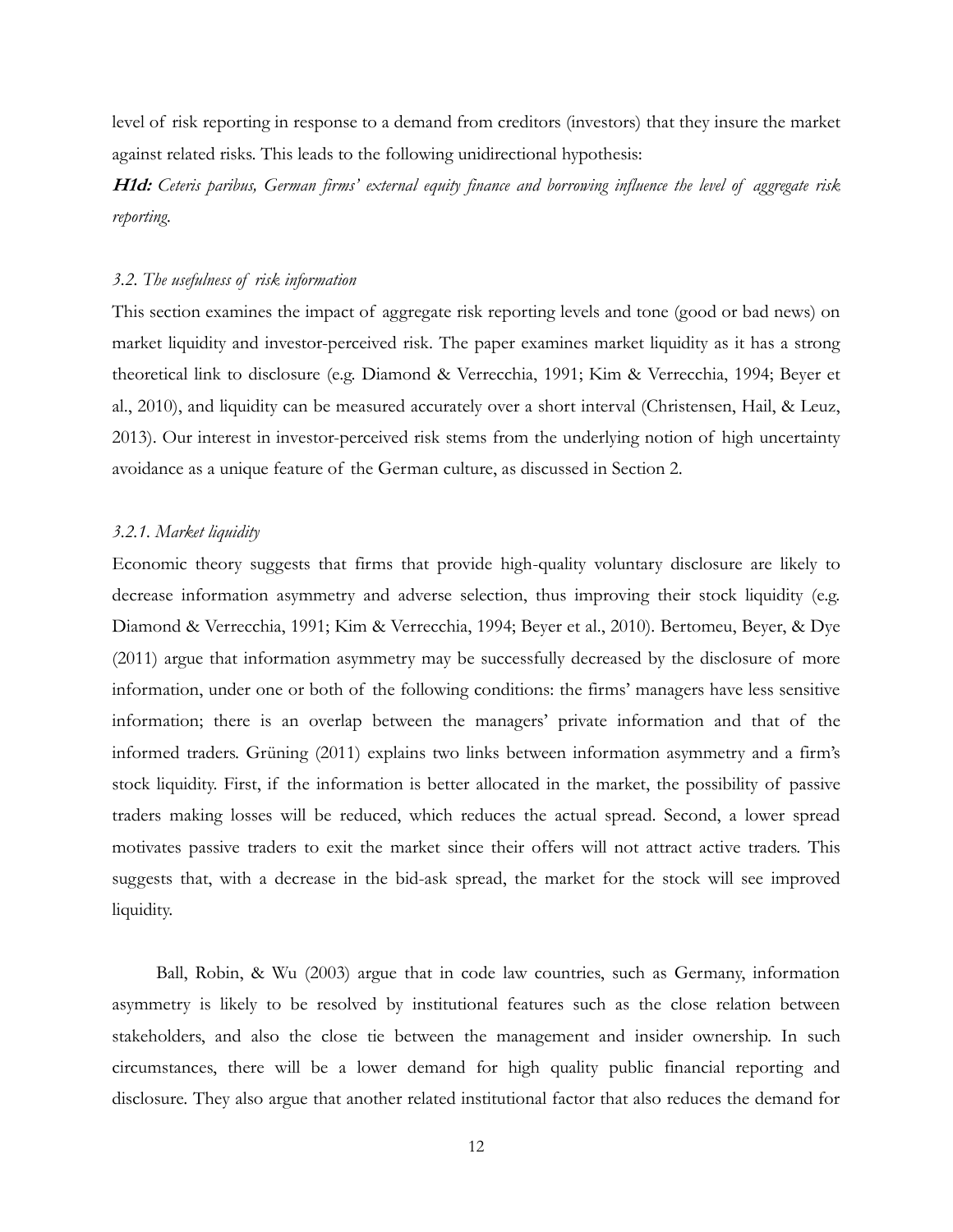level of risk reporting in response to a demand from creditors (investors) that they insure the market against related risks. This leads to the following unidirectional hypothesis:

***H1d:*** *Ceteris paribus, German firms' external equity finance and borrowing influence the level of aggregate risk reporting.*

### *3.2. The usefulness of risk information*

This section examines the impact of aggregate risk reporting levels and tone (good or bad news) on market liquidity and investor-perceived risk. The paper examines market liquidity as it has a strong theoretical link to disclosure (e.g. Diamond & Verrecchia, 1991; Kim & Verrecchia, 1994; Beyer et al., 2010), and liquidity can be measured accurately over a short interval (Christensen, Hail, & Leuz, 2013). Our interest in investor-perceived risk stems from the underlying notion of high uncertainty avoidance as a unique feature of the German culture, as discussed in Section 2.

#### *3.2.1. Market liquidity*

Economic theory suggests that firms that provide high-quality voluntary disclosure are likely to decrease information asymmetry and adverse selection, thus improving their stock liquidity (e.g. Diamond & Verrecchia, 1991; Kim & Verrecchia, 1994; Beyer et al., 2010). Bertomeu, Beyer, & Dye (2011) argue that information asymmetry may be successfully decreased by the disclosure of more information, under one or both of the following conditions: the firms' managers have less sensitive information; there is an overlap between the managers' private information and that of the informed traders. Grüning (2011) explains two links between information asymmetry and a firm's stock liquidity. First, if the information is better allocated in the market, the possibility of passive traders making losses will be reduced, which reduces the actual spread. Second, a lower spread motivates passive traders to exit the market since their offers will not attract active traders. This suggests that, with a decrease in the bid-ask spread, the market for the stock will see improved liquidity.

Ball, Robin, & Wu (2003) argue that in code law countries, such as Germany, information asymmetry is likely to be resolved by institutional features such as the close relation between stakeholders, and also the close tie between the management and insider ownership. In such circumstances, there will be a lower demand for high quality public financial reporting and disclosure. They also argue that another related institutional factor that also reduces the demand for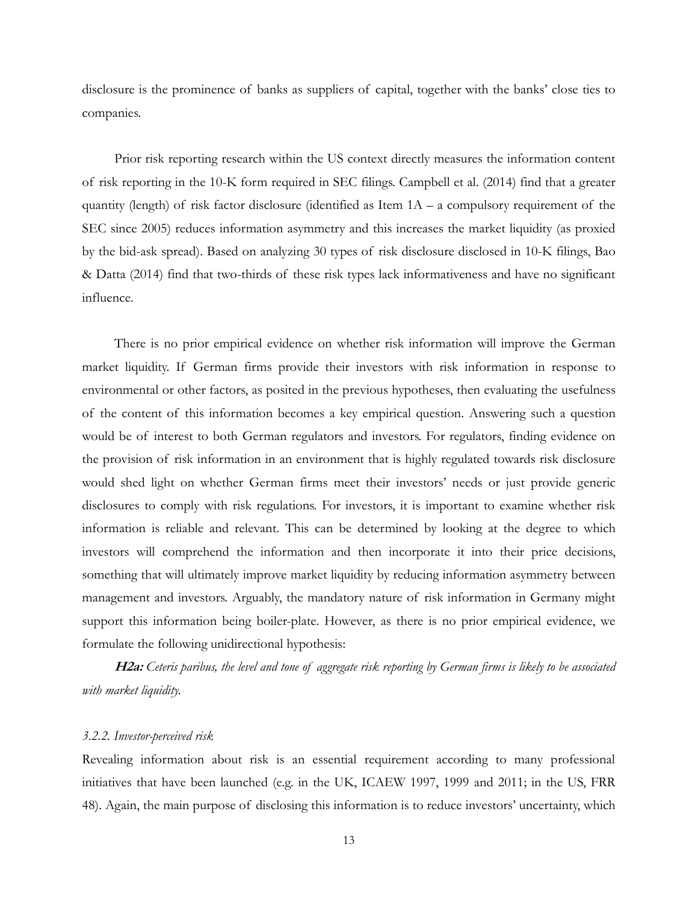disclosure is the prominence of banks as suppliers of capital, together with the banks' close ties to companies.

Prior risk reporting research within the US context directly measures the information content of risk reporting in the 10-K form required in SEC filings. Campbell et al. (2014) find that a greater quantity (length) of risk factor disclosure (identified as Item 1A – a compulsory requirement of the SEC since 2005) reduces information asymmetry and this increases the market liquidity (as proxied by the bid-ask spread). Based on analyzing 30 types of risk disclosure disclosed in 10-K filings, Bao & Datta (2014) find that two-thirds of these risk types lack informativeness and have no significant influence.

There is no prior empirical evidence on whether risk information will improve the German market liquidity. If German firms provide their investors with risk information in response to environmental or other factors, as posited in the previous hypotheses, then evaluating the usefulness of the content of this information becomes a key empirical question. Answering such a question would be of interest to both German regulators and investors. For regulators, finding evidence on the provision of risk information in an environment that is highly regulated towards risk disclosure would shed light on whether German firms meet their investors' needs or just provide generic disclosures to comply with risk regulations. For investors, it is important to examine whether risk information is reliable and relevant. This can be determined by looking at the degree to which investors will comprehend the information and then incorporate it into their price decisions, something that will ultimately improve market liquidity by reducing information asymmetry between management and investors. Arguably, the mandatory nature of risk information in Germany might support this information being boiler-plate. However, as there is no prior empirical evidence, we formulate the following unidirectional hypothesis:

***H2a:*** *Ceteris paribus, the level and tone of aggregate risk reporting by German firms is likely to be associated with market liquidity.*

### *3.2.2. Investor-perceived risk*

Revealing information about risk is an essential requirement according to many professional initiatives that have been launched (e.g. in the UK, ICAEW 1997, 1999 and 2011; in the US, FRR 48). Again, the main purpose of disclosing this information is to reduce investors' uncertainty, which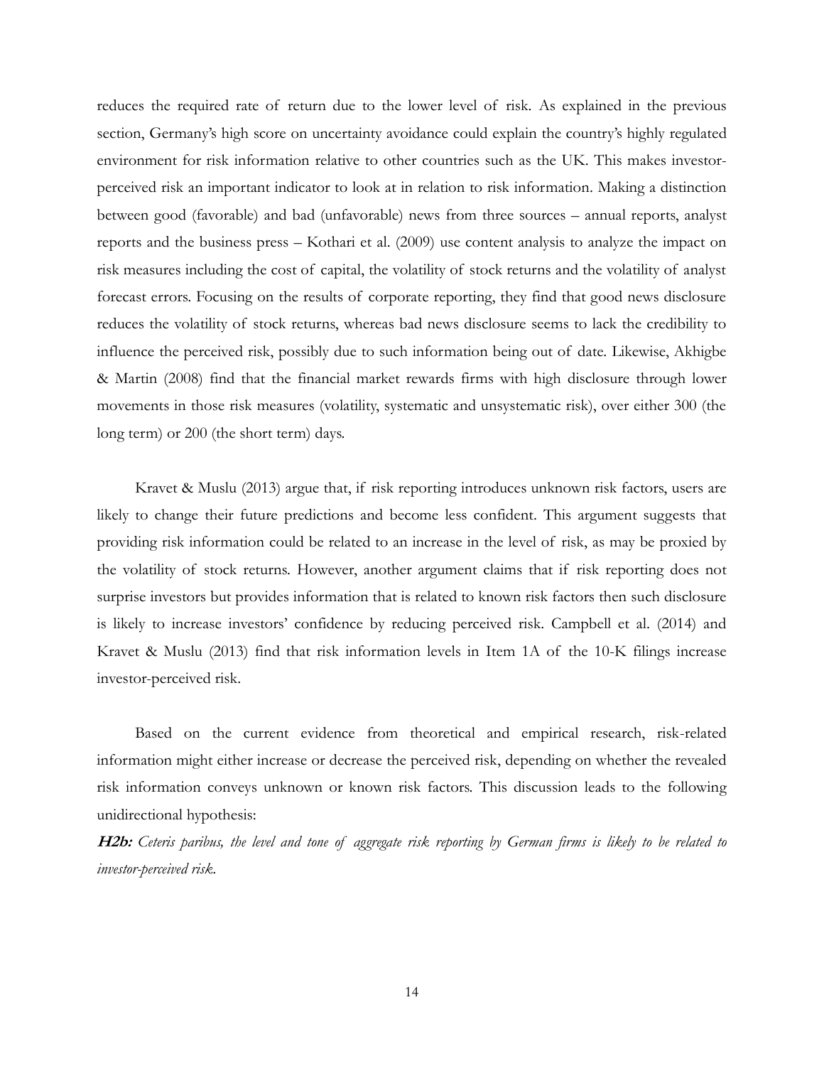reduces the required rate of return due to the lower level of risk. As explained in the previous section, Germany's high score on uncertainty avoidance could explain the country's highly regulated environment for risk information relative to other countries such as the UK. This makes investor-perceived risk an important indicator to look at in relation to risk information. Making a distinction between good (favorable) and bad (unfavorable) news from three sources – annual reports, analyst reports and the business press – Kothari et al. (2009) use content analysis to analyze the impact on risk measures including the cost of capital, the volatility of stock returns and the volatility of analyst forecast errors. Focusing on the results of corporate reporting, they find that good news disclosure reduces the volatility of stock returns, whereas bad news disclosure seems to lack the credibility to influence the perceived risk, possibly due to such information being out of date. Likewise, Akhigbe & Martin (2008) find that the financial market rewards firms with high disclosure through lower movements in those risk measures (volatility, systematic and unsystematic risk), over either 300 (the long term) or 200 (the short term) days.

Kravet & Muslu (2013) argue that, if risk reporting introduces unknown risk factors, users are likely to change their future predictions and become less confident. This argument suggests that providing risk information could be related to an increase in the level of risk, as may be proxied by the volatility of stock returns. However, another argument claims that if risk reporting does not surprise investors but provides information that is related to known risk factors then such disclosure is likely to increase investors' confidence by reducing perceived risk. Campbell et al. (2014) and Kravet & Muslu (2013) find that risk information levels in Item 1A of the 10-K filings increase investor-perceived risk.

Based on the current evidence from theoretical and empirical research, risk-related information might either increase or decrease the perceived risk, depending on whether the revealed risk information conveys unknown or known risk factors. This discussion leads to the following unidirectional hypothesis:

***H2b:*** *Ceteris paribus, the level and tone of aggregate risk reporting by German firms is likely to be related to investor-perceived risk.*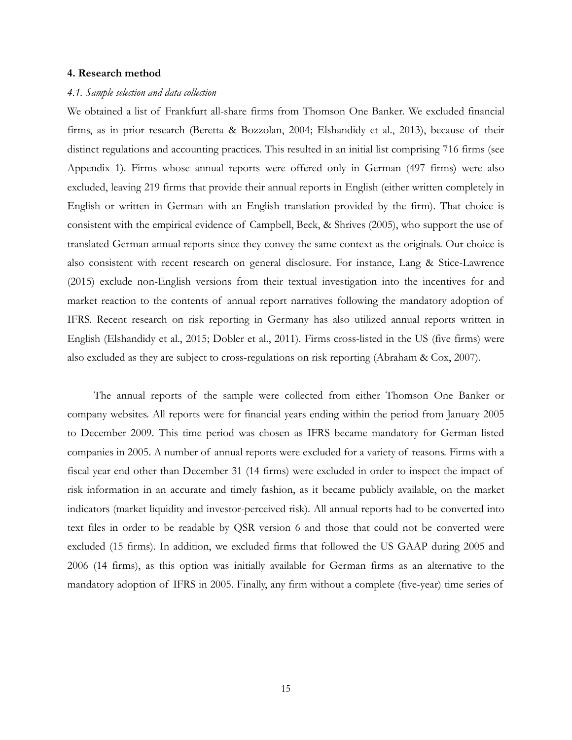## 4. Research method

### *4.1. Sample selection and data collection*

We obtained a list of Frankfurt all-share firms from Thomson One Banker. We excluded financial firms, as in prior research (Beretta & Bozzolan, 2004; Elshandidy et al., 2013), because of their distinct regulations and accounting practices. This resulted in an initial list comprising 716 firms (see Appendix 1). Firms whose annual reports were offered only in German (497 firms) were also excluded, leaving 219 firms that provide their annual reports in English (either written completely in English or written in German with an English translation provided by the firm). That choice is consistent with the empirical evidence of Campbell, Beck, & Shrives (2005), who support the use of translated German annual reports since they convey the same context as the originals. Our choice is also consistent with recent research on general disclosure. For instance, Lang & Stice-Lawrence (2015) exclude non-English versions from their textual investigation into the incentives for and market reaction to the contents of annual report narratives following the mandatory adoption of IFRS. Recent research on risk reporting in Germany has also utilized annual reports written in English (Elshandidy et al., 2015; Dobler et al., 2011). Firms cross-listed in the US (five firms) were also excluded as they are subject to cross-regulations on risk reporting (Abraham & Cox, 2007).

The annual reports of the sample were collected from either Thomson One Banker or company websites. All reports were for financial years ending within the period from January 2005 to December 2009. This time period was chosen as IFRS became mandatory for German listed companies in 2005. A number of annual reports were excluded for a variety of reasons. Firms with a fiscal year end other than December 31 (14 firms) were excluded in order to inspect the impact of risk information in an accurate and timely fashion, as it became publicly available, on the market indicators (market liquidity and investor-perceived risk). All annual reports had to be converted into text files in order to be readable by QSR version 6 and those that could not be converted were excluded (15 firms). In addition, we excluded firms that followed the US GAAP during 2005 and 2006 (14 firms), as this option was initially available for German firms as an alternative to the mandatory adoption of IFRS in 2005. Finally, any firm without a complete (five-year) time series of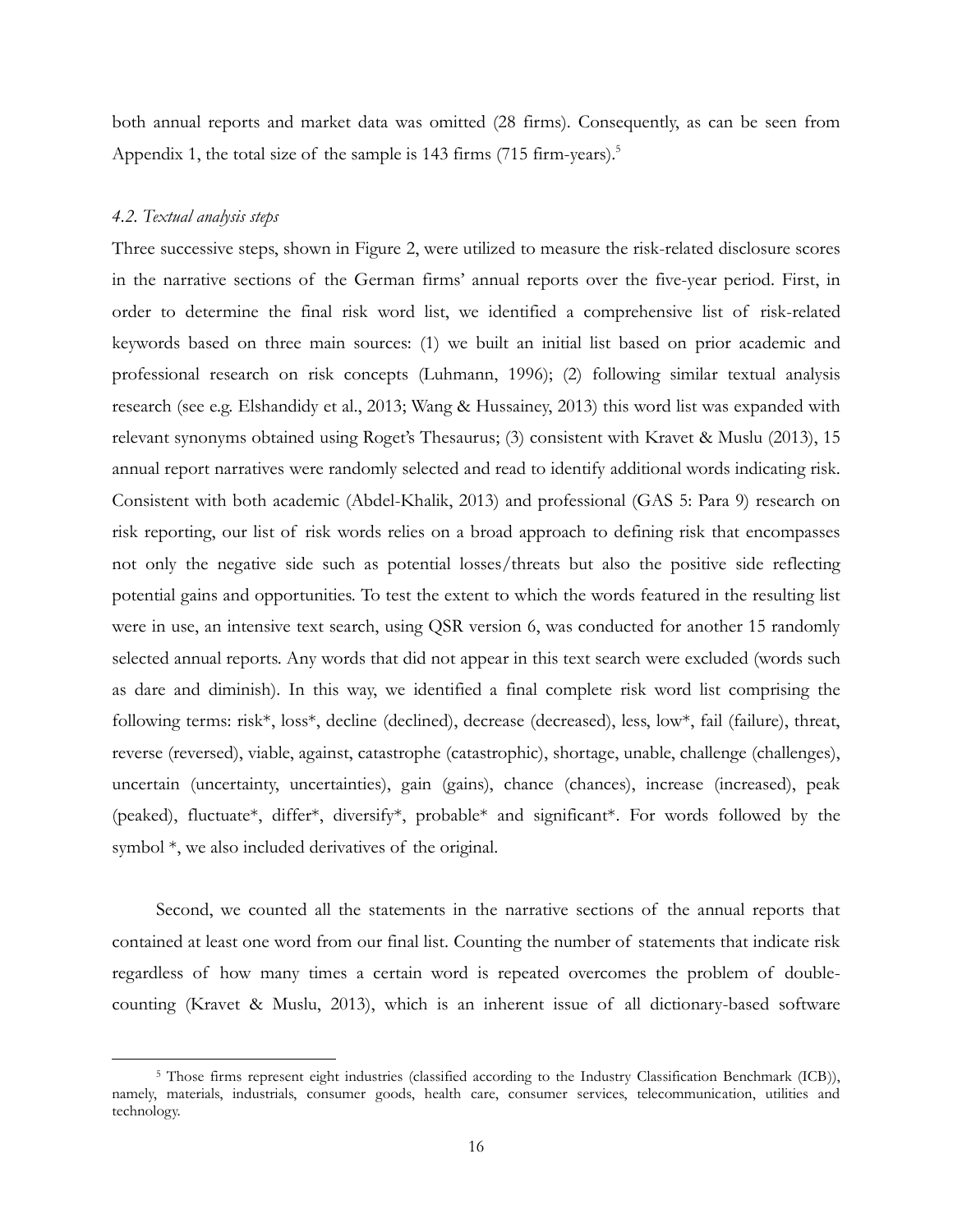both annual reports and market data was omitted (28 firms). Consequently, as can be seen from Appendix 1, the total size of the sample is 143 firms (715 firm-years).[5]

#### *4.2. Textual analysis steps*

Three successive steps, shown in Figure 2, were utilized to measure the risk-related disclosure scores in the narrative sections of the German firms' annual reports over the five-year period. First, in order to determine the final risk word list, we identified a comprehensive list of risk-related keywords based on three main sources: (1) we built an initial list based on prior academic and professional research on risk concepts (Luhmann, 1996); (2) following similar textual analysis research (see e.g. Elshandidy et al., 2013; Wang & Hussainey, 2013) this word list was expanded with relevant synonyms obtained using Roget's Thesaurus; (3) consistent with Kravet & Muslu (2013), 15 annual report narratives were randomly selected and read to identify additional words indicating risk. Consistent with both academic (Abdel-Khalik, 2013) and professional (GAS 5: Para 9) research on risk reporting, our list of risk words relies on a broad approach to defining risk that encompasses not only the negative side such as potential losses/threats but also the positive side reflecting potential gains and opportunities. To test the extent to which the words featured in the resulting list were in use, an intensive text search, using QSR version 6, was conducted for another 15 randomly selected annual reports. Any words that did not appear in this text search were excluded (words such as dare and diminish). In this way, we identified a final complete risk word list comprising the following terms: risk*, loss*, decline (declined), decrease (decreased), less, low*, fail (failure), threat, reverse (reversed), viable, against, catastrophe (catastrophic), shortage, unable, challenge (challenges), uncertain (uncertainty, uncertainties), gain (gains), chance (chances), increase (increased), peak (peaked), fluctuate*, differ*, diversify*, probable* and significant*. For words followed by the symbol *, we also included derivatives of the original.

Second, we counted all the statements in the narrative sections of the annual reports that contained at least one word from our final list. Counting the number of statements that indicate risk regardless of how many times a certain word is repeated overcomes the problem of double-counting (Kravet & Muslu, 2013), which is an inherent issue of all dictionary-based software

[5] Those firms represent eight industries (classified according to the Industry Classification Benchmark (ICB)), namely, materials, industrials, consumer goods, health care, consumer services, telecommunication, utilities and technology.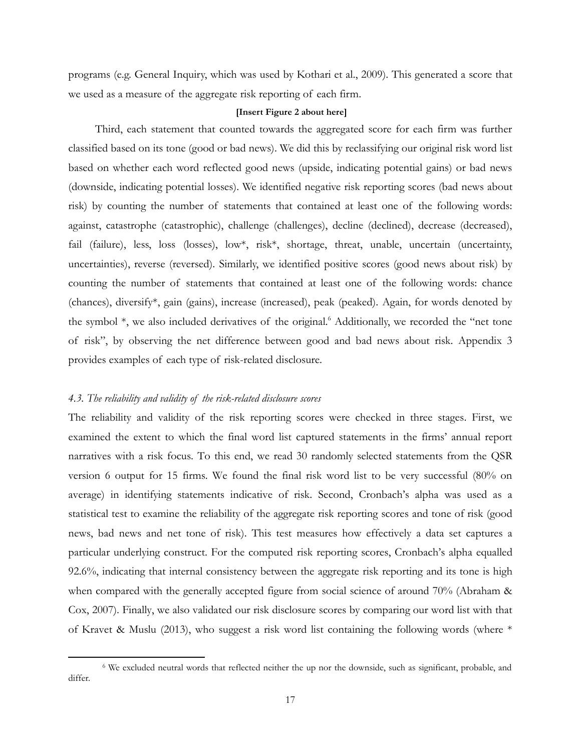programs (e.g. General Inquiry, which was used by Kothari et al., 2009). This generated a score that we used as a measure of the aggregate risk reporting of each firm.

**[Insert Figure 2 about here]**

Third, each statement that counted towards the aggregated score for each firm was further classified based on its tone (good or bad news). We did this by reclassifying our original risk word list based on whether each word reflected good news (upside, indicating potential gains) or bad news (downside, indicating potential losses). We identified negative risk reporting scores (bad news about risk) by counting the number of statements that contained at least one of the following words: against, catastrophe (catastrophic), challenge (challenges), decline (declined), decrease (decreased), fail (failure), less, loss (losses), low*, risk*, shortage, threat, unable, uncertain (uncertainty, uncertainties), reverse (reversed). Similarly, we identified positive scores (good news about risk) by counting the number of statements that contained at least one of the following words: chance (chances), diversify*, gain (gains), increase (increased), peak (peaked). Again, for words denoted by the symbol *, we also included derivatives of the original.[6] Additionally, we recorded the "net tone of risk", by observing the net difference between good and bad news about risk. Appendix 3 provides examples of each type of risk-related disclosure.

### *4.3. The reliability and validity of the risk-related disclosure scores*

The reliability and validity of the risk reporting scores were checked in three stages. First, we examined the extent to which the final word list captured statements in the firms' annual report narratives with a risk focus. To this end, we read 30 randomly selected statements from the QSR version 6 output for 15 firms. We found the final risk word list to be very successful (80% on average) in identifying statements indicative of risk. Second, Cronbach's alpha was used as a statistical test to examine the reliability of the aggregate risk reporting scores and tone of risk (good news, bad news and net tone of risk). This test measures how effectively a data set captures a particular underlying construct. For the computed risk reporting scores, Cronbach's alpha equalled 92.6%, indicating that internal consistency between the aggregate risk reporting and its tone is high when compared with the generally accepted figure from social science of around 70% (Abraham & Cox, 2007). Finally, we also validated our risk disclosure scores by comparing our word list with that of Kravet & Muslu (2013), who suggest a risk word list containing the following words (where *

[6] We excluded neutral words that reflected neither the up nor the downside, such as significant, probable, and differ.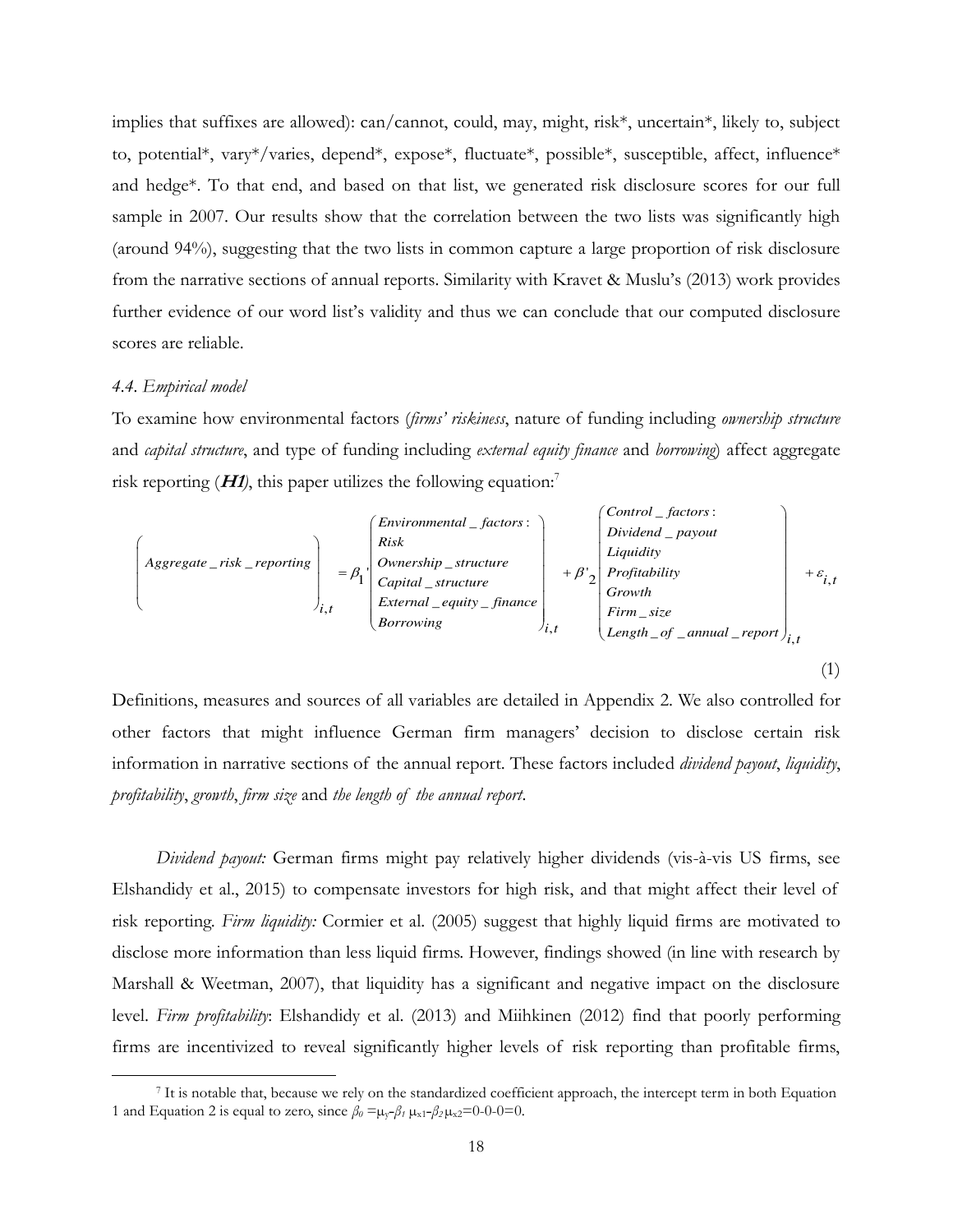implies that suffixes are allowed): can/cannot, could, may, might, risk*, uncertain*, likely to, subject to, potential*, vary*/varies, depend*, expose*, fluctuate*, possible*, susceptible, affect, influence* and hedge*. To that end, and based on that list, we generated risk disclosure scores for our full sample in 2007. Our results show that the correlation between the two lists was significantly high (around 94%), suggesting that the two lists in common capture a large proportion of risk disclosure from the narrative sections of annual reports. Similarity with Kravet & Muslu's (2013) work provides further evidence of our word list's validity and thus we can conclude that our computed disclosure scores are reliable.

### *4.4. Empirical model*

To examine how environmental factors (*firms' riskiness*, nature of funding including *ownership structure* and *capital structure*, and type of funding including *external equity finance* and *borrowing*) affect aggregate risk reporting (***H1***), this paper utilizes the following equation:[7]

$$\begin{pmatrix} Aggregate\_risk\_reporting \end{pmatrix}_{i,t} = \beta_1' \begin{pmatrix} Environmental\_factors: \\ Risk \\ Ownership\_structure \\ Capital\_structure \\ External\_equity\_finance \\ Borrowing \end{pmatrix}_{i,t} + \beta'_2 \begin{pmatrix} Control\_factors: \\ Dividend\_payout \\ Liquidity \\ Profitability \\ Growth \\ Firm\_size \\ Length\_of\_annual\_report \end{pmatrix}_{i,t} + \varepsilon_{i,t} \quad (1)$$

Definitions, measures and sources of all variables are detailed in Appendix 2. We also controlled for other factors that might influence German firm managers' decision to disclose certain risk information in narrative sections of the annual report. These factors included *dividend payout*, *liquidity*, *profitability*, *growth*, *firm size* and *the length of the annual report*.

*Dividend payout:* German firms might pay relatively higher dividends (vis-à-vis US firms, see Elshandidy et al., 2015) to compensate investors for high risk, and that might affect their level of risk reporting. *Firm liquidity:* Cormier et al. (2005) suggest that highly liquid firms are motivated to disclose more information than less liquid firms. However, findings showed (in line with research by Marshall & Weetman, 2007), that liquidity has a significant and negative impact on the disclosure level. *Firm profitability*: Elshandidy et al. (2013) and Miihkinen (2012) find that poorly performing firms are incentivized to reveal significantly higher levels of risk reporting than profitable firms,

[7] It is notable that, because we rely on the standardized coefficient approach, the intercept term in both Equation 1 and Equation 2 is equal to zero, since $\beta_0 = \mu_y - \beta_1 \mu_{x1} - \beta_2 \mu_{x2} = 0 - 0 - 0 = 0$.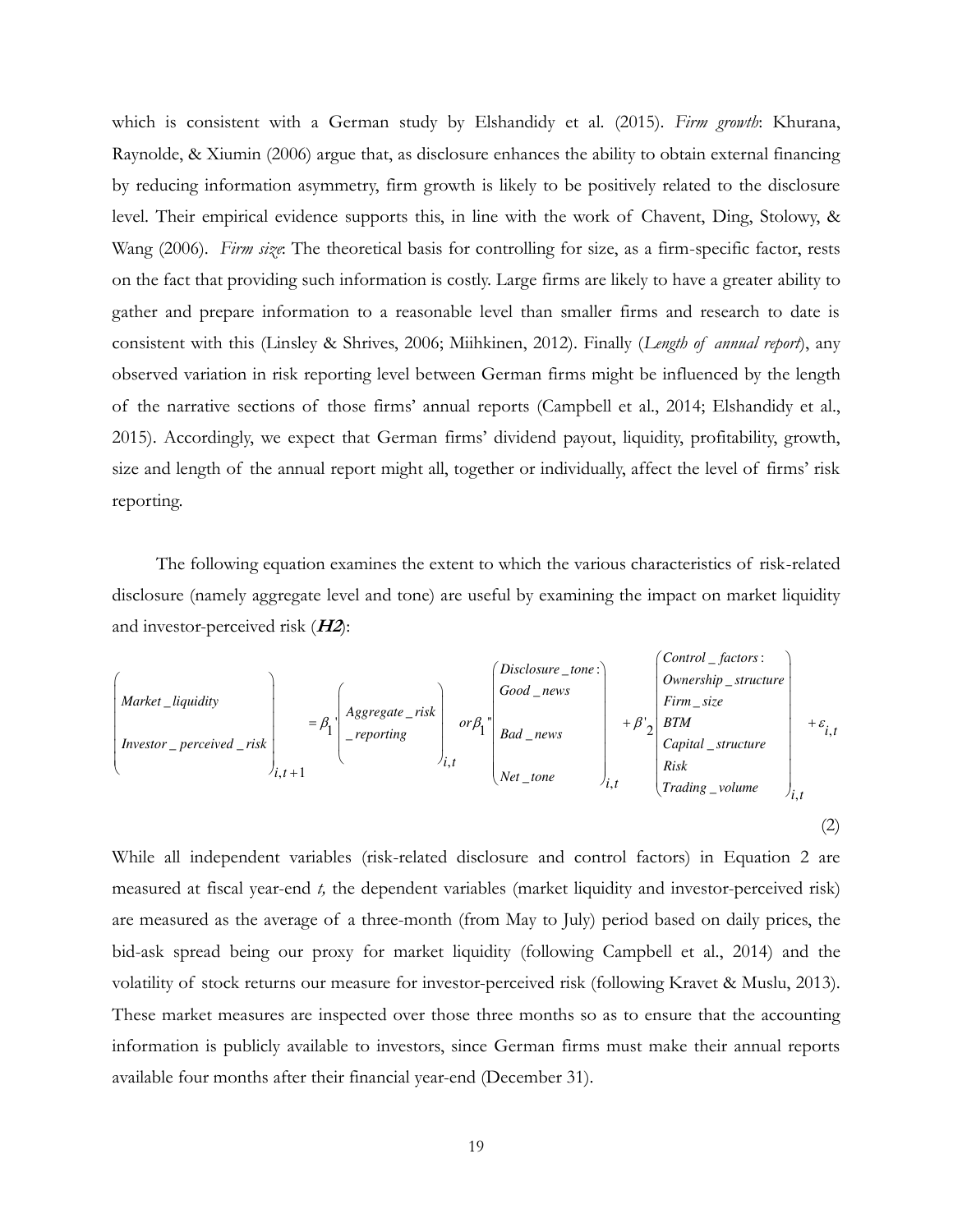which is consistent with a German study by Elshandidy et al. (2015). *Firm growth*: Khurana, Raynolde, & Xiumin (2006) argue that, as disclosure enhances the ability to obtain external financing by reducing information asymmetry, firm growth is likely to be positively related to the disclosure level. Their empirical evidence supports this, in line with the work of Chavent, Ding, Stolowy, & Wang (2006). *Firm size*: The theoretical basis for controlling for size, as a firm-specific factor, rests on the fact that providing such information is costly. Large firms are likely to have a greater ability to gather and prepare information to a reasonable level than smaller firms and research to date is consistent with this (Linsley & Shrives, 2006; Miihkinen, 2012). Finally (*Length of annual report*), any observed variation in risk reporting level between German firms might be influenced by the length of the narrative sections of those firms' annual reports (Campbell et al., 2014; Elshandidy et al., 2015). Accordingly, we expect that German firms' dividend payout, liquidity, profitability, growth, size and length of the annual report might all, together or individually, affect the level of firms' risk reporting.

The following equation examines the extent to which the various characteristics of risk-related disclosure (namely aggregate level and tone) are useful by examining the impact on market liquidity and investor-perceived risk (***H2***):

$$\begin{pmatrix} Market\_liquidity \\ \\ Investor\_perceived\_risk \end{pmatrix}_{i,t+1} = \beta_1' \begin{pmatrix} Aggregate\_risk \\ \_reporting \end{pmatrix}_{i,t} or\beta_1'' \begin{pmatrix} Disclosure\_tone: \\ Good\_news \\ \\ Bad\_news \\ \\ Net\_tone \end{pmatrix}_{i,t} + \beta'_2 \begin{pmatrix} Control\_factors: \\ Ownership\_structure \\ Firm\_size \\ BTM \\ Capital\_structure \\ Risk \\ Trading\_volume \end{pmatrix}_{i,t} + \varepsilon_{i,t} \quad (2)$$

While all independent variables (risk-related disclosure and control factors) in Equation 2 are measured at fiscal year-end *t,* the dependent variables (market liquidity and investor-perceived risk) are measured as the average of a three-month (from May to July) period based on daily prices, the bid-ask spread being our proxy for market liquidity (following Campbell et al., 2014) and the volatility of stock returns our measure for investor-perceived risk (following Kravet & Muslu, 2013). These market measures are inspected over those three months so as to ensure that the accounting information is publicly available to investors, since German firms must make their annual reports available four months after their financial year-end (December 31).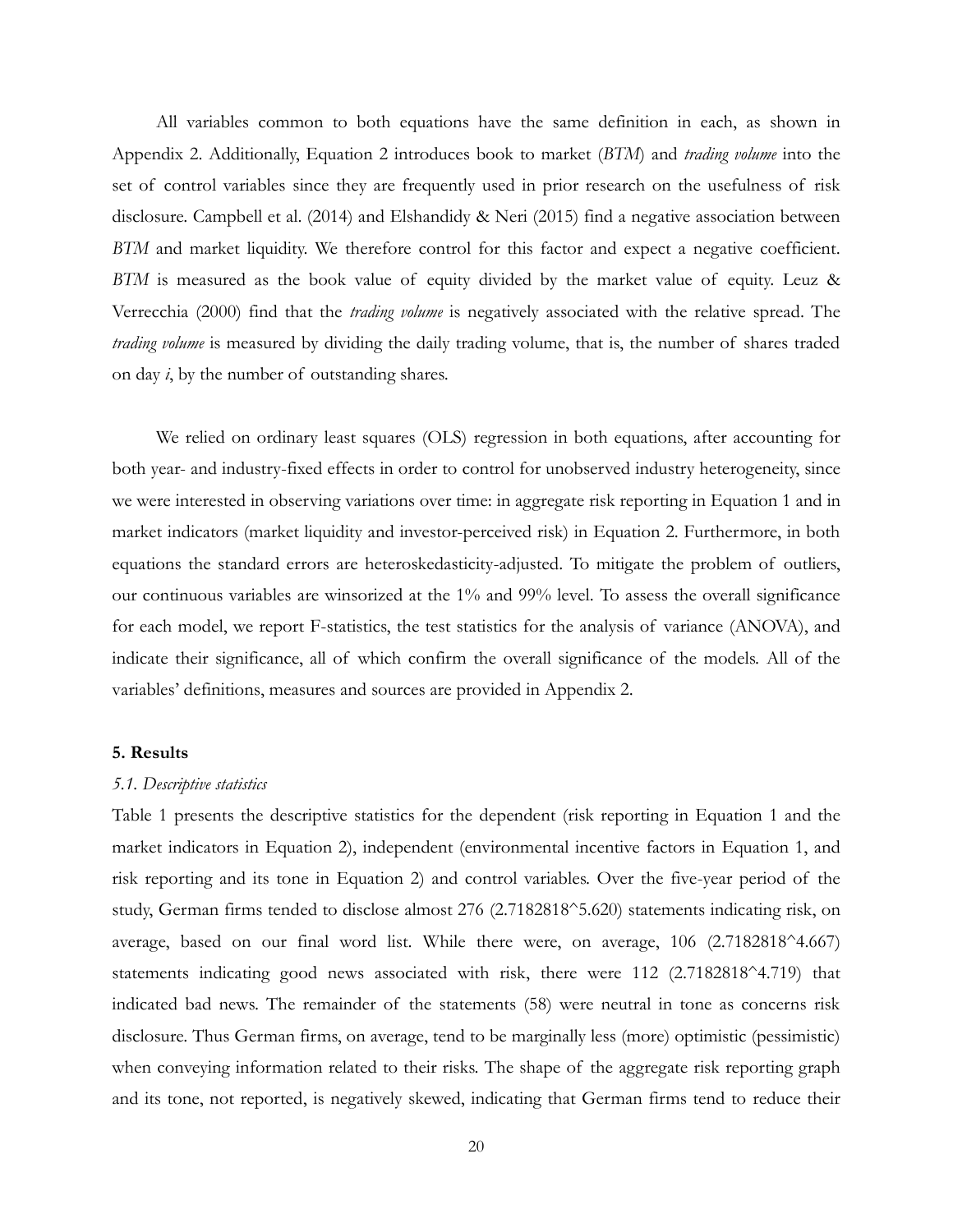All variables common to both equations have the same definition in each, as shown in Appendix 2. Additionally, Equation 2 introduces book to market (*BTM*) and *trading volume* into the set of control variables since they are frequently used in prior research on the usefulness of risk disclosure. Campbell et al. (2014) and Elshandidy & Neri (2015) find a negative association between *BTM* and market liquidity. We therefore control for this factor and expect a negative coefficient. *BTM* is measured as the book value of equity divided by the market value of equity. Leuz & Verrecchia (2000) find that the *trading volume* is negatively associated with the relative spread. The *trading volume* is measured by dividing the daily trading volume, that is, the number of shares traded on day *i*, by the number of outstanding shares.

We relied on ordinary least squares (OLS) regression in both equations, after accounting for both year- and industry-fixed effects in order to control for unobserved industry heterogeneity, since we were interested in observing variations over time: in aggregate risk reporting in Equation 1 and in market indicators (market liquidity and investor-perceived risk) in Equation 2. Furthermore, in both equations the standard errors are heteroskedasticity-adjusted. To mitigate the problem of outliers, our continuous variables are winsorized at the 1% and 99% level. To assess the overall significance for each model, we report F-statistics, the test statistics for the analysis of variance (ANOVA), and indicate their significance, all of which confirm the overall significance of the models. All of the variables' definitions, measures and sources are provided in Appendix 2.

## 5. Results

### *5.1. Descriptive statistics*

Table 1 presents the descriptive statistics for the dependent (risk reporting in Equation 1 and the market indicators in Equation 2), independent (environmental incentive factors in Equation 1, and risk reporting and its tone in Equation 2) and control variables. Over the five-year period of the study, German firms tended to disclose almost 276 ($2.7182818^{5.620}$) statements indicating risk, on average, based on our final word list. While there were, on average, 106 ($2.7182818^{4.667}$) statements indicating good news associated with risk, there were 112 ($2.7182818^{4.719}$) that indicated bad news. The remainder of the statements (58) were neutral in tone as concerns risk disclosure. Thus German firms, on average, tend to be marginally less (more) optimistic (pessimistic) when conveying information related to their risks. The shape of the aggregate risk reporting graph and its tone, not reported, is negatively skewed, indicating that German firms tend to reduce their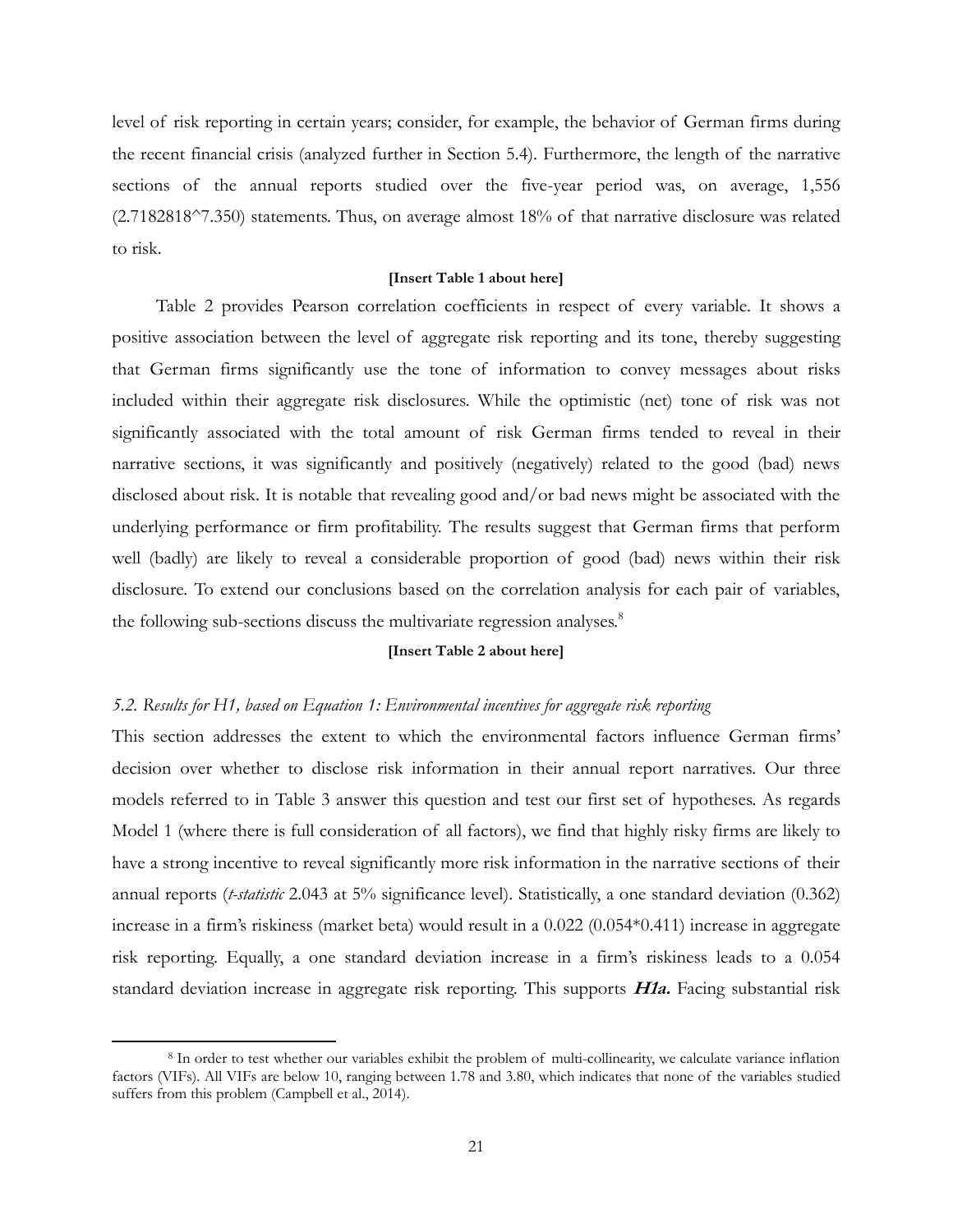level of risk reporting in certain years; consider, for example, the behavior of German firms during the recent financial crisis (analyzed further in Section 5.4). Furthermore, the length of the narrative sections of the annual reports studied over the five-year period was, on average, 1,556 (2.7182818^7.350) statements. Thus, on average almost 18% of that narrative disclosure was related to risk.

**[Insert Table 1 about here]**

Table 2 provides Pearson correlation coefficients in respect of every variable. It shows a positive association between the level of aggregate risk reporting and its tone, thereby suggesting that German firms significantly use the tone of information to convey messages about risks included within their aggregate risk disclosures. While the optimistic (net) tone of risk was not significantly associated with the total amount of risk German firms tended to reveal in their narrative sections, it was significantly and positively (negatively) related to the good (bad) news disclosed about risk. It is notable that revealing good and/or bad news might be associated with the underlying performance or firm profitability. The results suggest that German firms that perform well (badly) are likely to reveal a considerable proportion of good (bad) news within their risk disclosure. To extend our conclusions based on the correlation analysis for each pair of variables, the following sub-sections discuss the multivariate regression analyses.[8]

**[Insert Table 2 about here]**

### *5.2. Results for H1, based on Equation 1: Environmental incentives for aggregate risk reporting*

This section addresses the extent to which the environmental factors influence German firms' decision over whether to disclose risk information in their annual report narratives. Our three models referred to in Table 3 answer this question and test our first set of hypotheses. As regards Model 1 (where there is full consideration of all factors), we find that highly risky firms are likely to have a strong incentive to reveal significantly more risk information in the narrative sections of their annual reports (*t-statistic* 2.043 at 5% significance level). Statistically, a one standard deviation (0.362) increase in a firm's riskiness (market beta) would result in a 0.022 (0.054*0.411) increase in aggregate risk reporting. Equally, a one standard deviation increase in a firm's riskiness leads to a 0.054 standard deviation increase in aggregate risk reporting. This supports ***H1a.*** Facing substantial risk

---

[8] In order to test whether our variables exhibit the problem of multi-collinearity, we calculate variance inflation factors (VIFs). All VIFs are below 10, ranging between 1.78 and 3.80, which indicates that none of the variables studied suffers from this problem (Campbell et al., 2014).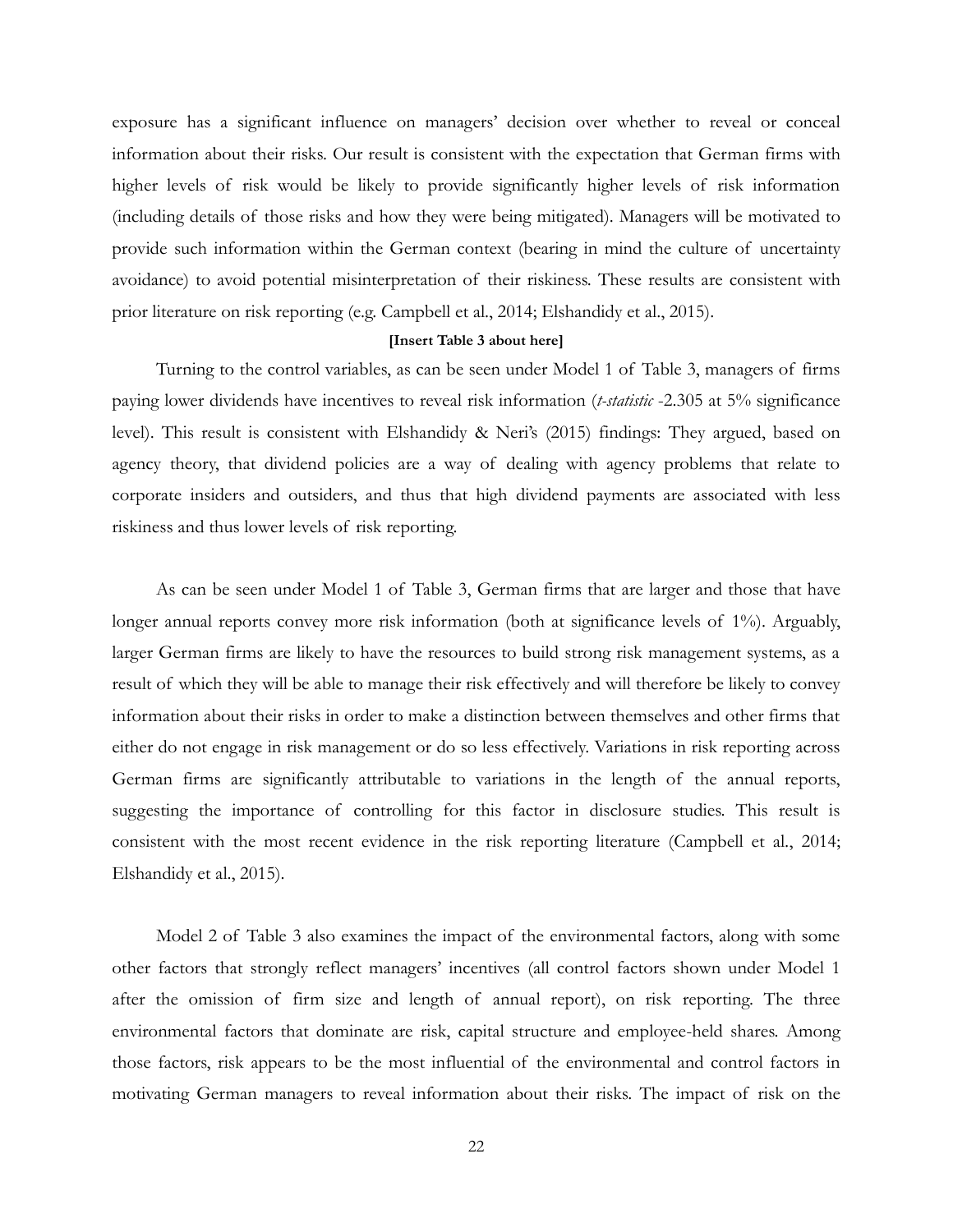exposure has a significant influence on managers' decision over whether to reveal or conceal information about their risks. Our result is consistent with the expectation that German firms with higher levels of risk would be likely to provide significantly higher levels of risk information (including details of those risks and how they were being mitigated). Managers will be motivated to provide such information within the German context (bearing in mind the culture of uncertainty avoidance) to avoid potential misinterpretation of their riskiness. These results are consistent with prior literature on risk reporting (e.g. Campbell et al., 2014; Elshandidy et al., 2015).

**[Insert Table 3 about here]**

Turning to the control variables, as can be seen under Model 1 of Table 3, managers of firms paying lower dividends have incentives to reveal risk information (*t-statistic* -2.305 at 5% significance level). This result is consistent with Elshandidy & Neri's (2015) findings: They argued, based on agency theory, that dividend policies are a way of dealing with agency problems that relate to corporate insiders and outsiders, and thus that high dividend payments are associated with less riskiness and thus lower levels of risk reporting.

As can be seen under Model 1 of Table 3, German firms that are larger and those that have longer annual reports convey more risk information (both at significance levels of 1%). Arguably, larger German firms are likely to have the resources to build strong risk management systems, as a result of which they will be able to manage their risk effectively and will therefore be likely to convey information about their risks in order to make a distinction between themselves and other firms that either do not engage in risk management or do so less effectively. Variations in risk reporting across German firms are significantly attributable to variations in the length of the annual reports, suggesting the importance of controlling for this factor in disclosure studies. This result is consistent with the most recent evidence in the risk reporting literature (Campbell et al., 2014; Elshandidy et al., 2015).

Model 2 of Table 3 also examines the impact of the environmental factors, along with some other factors that strongly reflect managers' incentives (all control factors shown under Model 1 after the omission of firm size and length of annual report), on risk reporting. The three environmental factors that dominate are risk, capital structure and employee-held shares. Among those factors, risk appears to be the most influential of the environmental and control factors in motivating German managers to reveal information about their risks. The impact of risk on the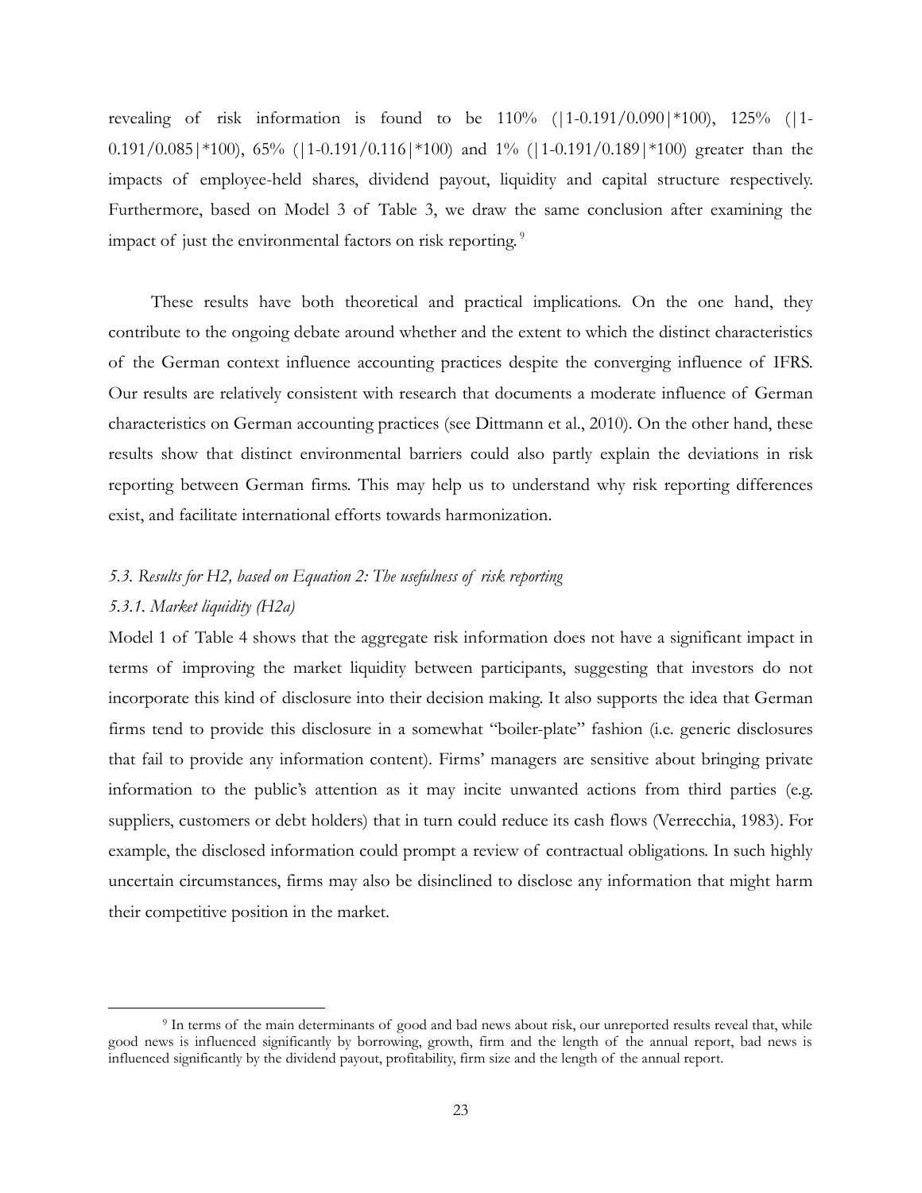revealing of risk information is found to be 110% (|1-0.191/0.090|*100), 125% (|1-0.191/0.085|*100), 65% (|1-0.191/0.116|*100) and 1% (|1-0.191/0.189|*100) greater than the impacts of employee-held shares, dividend payout, liquidity and capital structure respectively. Furthermore, based on Model 3 of Table 3, we draw the same conclusion after examining the impact of just the environmental factors on risk reporting.[9]

These results have both theoretical and practical implications. On the one hand, they contribute to the ongoing debate around whether and the extent to which the distinct characteristics of the German context influence accounting practices despite the converging influence of IFRS. Our results are relatively consistent with research that documents a moderate influence of German characteristics on German accounting practices (see Dittmann et al., 2010). On the other hand, these results show that distinct environmental barriers could also partly explain the deviations in risk reporting between German firms. This may help us to understand why risk reporting differences exist, and facilitate international efforts towards harmonization.

### *5.3. Results for H2, based on Equation 2: The usefulness of risk reporting*

#### *5.3.1. Market liquidity (H2a)*

Model 1 of Table 4 shows that the aggregate risk information does not have a significant impact in terms of improving the market liquidity between participants, suggesting that investors do not incorporate this kind of disclosure into their decision making. It also supports the idea that German firms tend to provide this disclosure in a somewhat "boiler-plate" fashion (i.e. generic disclosures that fail to provide any information content). Firms' managers are sensitive about bringing private information to the public's attention as it may incite unwanted actions from third parties (e.g. suppliers, customers or debt holders) that in turn could reduce its cash flows (Verrecchia, 1983). For example, the disclosed information could prompt a review of contractual obligations. In such highly uncertain circumstances, firms may also be disinclined to disclose any information that might harm their competitive position in the market.

---

[9] In terms of the main determinants of good and bad news about risk, our unreported results reveal that, while good news is influenced significantly by borrowing, growth, firm and the length of the annual report, bad news is influenced significantly by the dividend payout, profitability, firm size and the length of the annual report.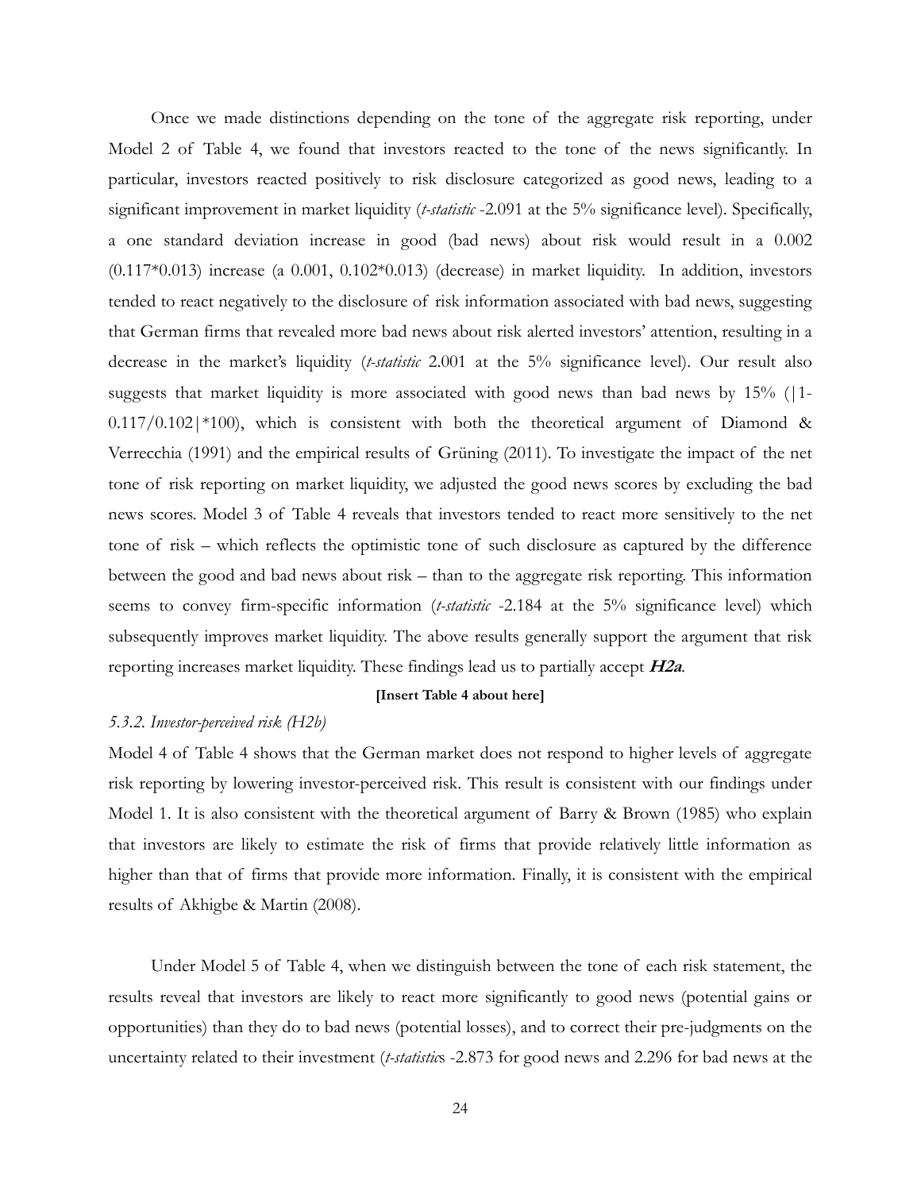Once we made distinctions depending on the tone of the aggregate risk reporting, under Model 2 of Table 4, we found that investors reacted to the tone of the news significantly. In particular, investors reacted positively to risk disclosure categorized as good news, leading to a significant improvement in market liquidity (*t-statistic* -2.091 at the 5% significance level). Specifically, a one standard deviation increase in good (bad news) about risk would result in a 0.002 (0.117*0.013) increase (a 0.001, 0.102*0.013) (decrease) in market liquidity. In addition, investors tended to react negatively to the disclosure of risk information associated with bad news, suggesting that German firms that revealed more bad news about risk alerted investors' attention, resulting in a decrease in the market's liquidity (*t-statistic* 2.001 at the 5% significance level). Our result also suggests that market liquidity is more associated with good news than bad news by 15% (|1-0.117/0.102|*100), which is consistent with both the theoretical argument of Diamond & Verrecchia (1991) and the empirical results of Grüning (2011). To investigate the impact of the net tone of risk reporting on market liquidity, we adjusted the good news scores by excluding the bad news scores. Model 3 of Table 4 reveals that investors tended to react more sensitively to the net tone of risk – which reflects the optimistic tone of such disclosure as captured by the difference between the good and bad news about risk – than to the aggregate risk reporting. This information seems to convey firm-specific information (*t-statistic* -2.184 at the 5% significance level) which subsequently improves market liquidity. The above results generally support the argument that risk reporting increases market liquidity. These findings lead us to partially accept ***H2a***.

**[Insert Table 4 about here]**

*5.3.2. Investor-perceived risk (H2b)*

Model 4 of Table 4 shows that the German market does not respond to higher levels of aggregate risk reporting by lowering investor-perceived risk. This result is consistent with our findings under Model 1. It is also consistent with the theoretical argument of Barry & Brown (1985) who explain that investors are likely to estimate the risk of firms that provide relatively little information as higher than that of firms that provide more information. Finally, it is consistent with the empirical results of Akhigbe & Martin (2008).

Under Model 5 of Table 4, when we distinguish between the tone of each risk statement, the results reveal that investors are likely to react more significantly to good news (potential gains or opportunities) than they do to bad news (potential losses), and to correct their pre-judgments on the uncertainty related to their investment (*t-statistic*s -2.873 for good news and 2.296 for bad news at the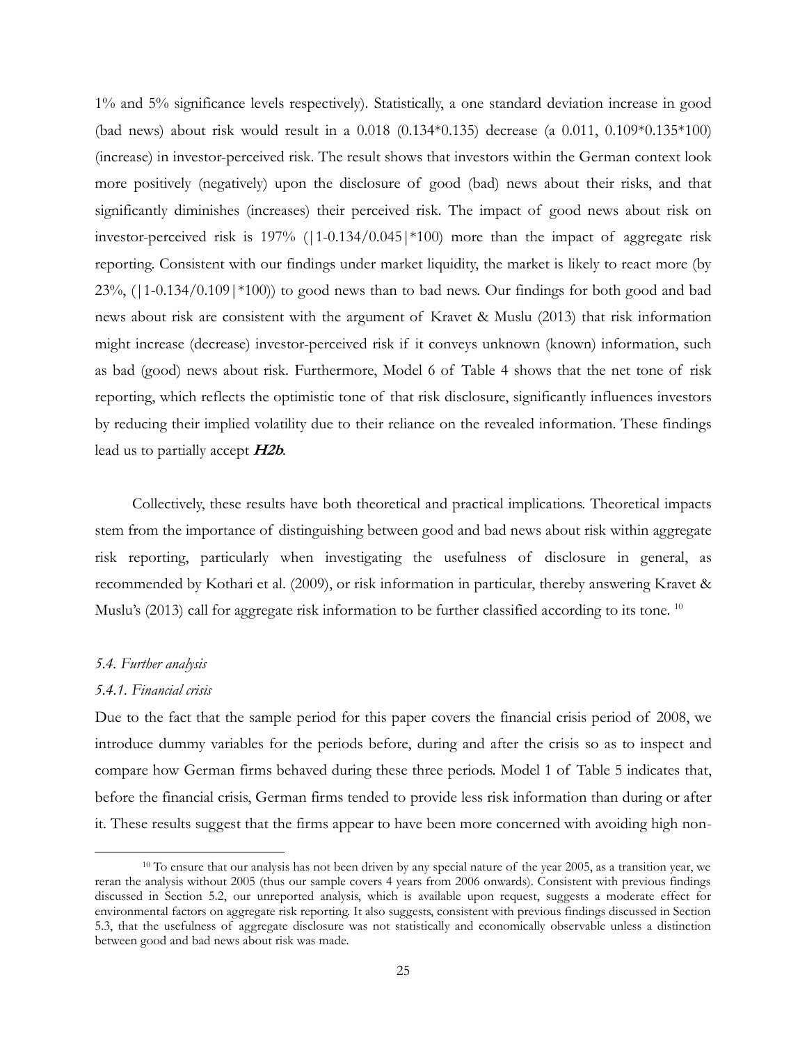1% and 5% significance levels respectively). Statistically, a one standard deviation increase in good (bad news) about risk would result in a 0.018 (0.134*0.135) decrease (a 0.011, 0.109*0.135*100) (increase) in investor-perceived risk. The result shows that investors within the German context look more positively (negatively) upon the disclosure of good (bad) news about their risks, and that significantly diminishes (increases) their perceived risk. The impact of good news about risk on investor-perceived risk is 197% (|1-0.134/0.045|*100) more than the impact of aggregate risk reporting. Consistent with our findings under market liquidity, the market is likely to react more (by 23%, (|1-0.134/0.109|*100)) to good news than to bad news. Our findings for both good and bad news about risk are consistent with the argument of Kravet & Muslu (2013) that risk information might increase (decrease) investor-perceived risk if it conveys unknown (known) information, such as bad (good) news about risk. Furthermore, Model 6 of Table 4 shows that the net tone of risk reporting, which reflects the optimistic tone of that risk disclosure, significantly influences investors by reducing their implied volatility due to their reliance on the revealed information. These findings lead us to partially accept ***H2b***.

Collectively, these results have both theoretical and practical implications. Theoretical impacts stem from the importance of distinguishing between good and bad news about risk within aggregate risk reporting, particularly when investigating the usefulness of disclosure in general, as recommended by Kothari et al. (2009), or risk information in particular, thereby answering Kravet & Muslu's (2013) call for aggregate risk information to be further classified according to its tone. [10]

*5.4. Further analysis*

*5.4.1. Financial crisis*

Due to the fact that the sample period for this paper covers the financial crisis period of 2008, we introduce dummy variables for the periods before, during and after the crisis so as to inspect and compare how German firms behaved during these three periods. Model 1 of Table 5 indicates that, before the financial crisis, German firms tended to provide less risk information than during or after it. These results suggest that the firms appear to have been more concerned with avoiding high non-

[10] To ensure that our analysis has not been driven by any special nature of the year 2005, as a transition year, we reran the analysis without 2005 (thus our sample covers 4 years from 2006 onwards). Consistent with previous findings discussed in Section 5.2, our unreported analysis, which is available upon request, suggests a moderate effect for environmental factors on aggregate risk reporting. It also suggests, consistent with previous findings discussed in Section 5.3, that the usefulness of aggregate disclosure was not statistically and economically observable unless a distinction between good and bad news about risk was made.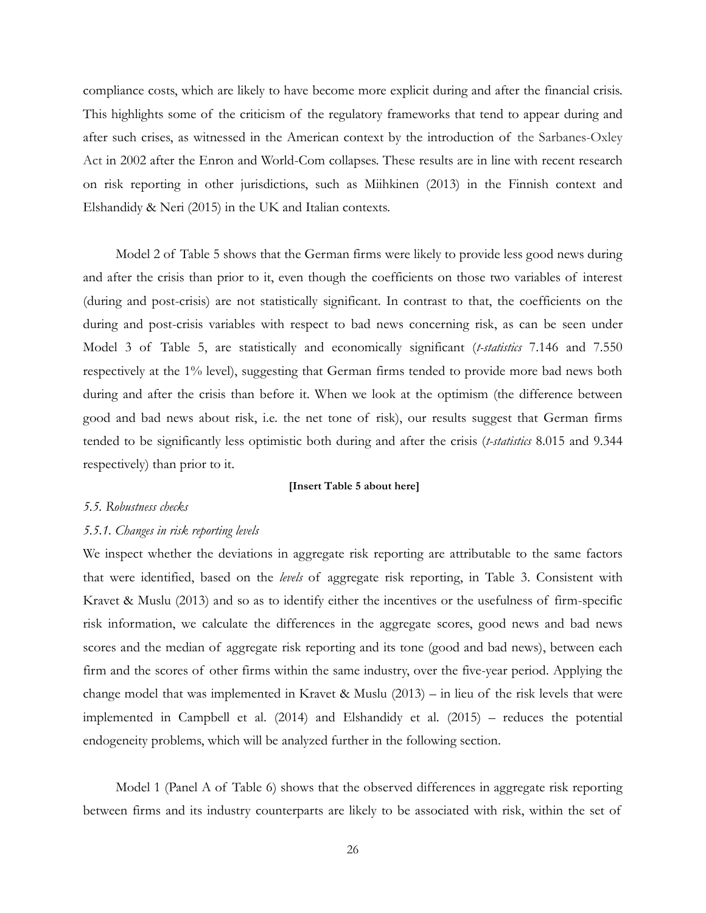compliance costs, which are likely to have become more explicit during and after the financial crisis. This highlights some of the criticism of the regulatory frameworks that tend to appear during and after such crises, as witnessed in the American context by the introduction of the Sarbanes-Oxley Act in 2002 after the Enron and World-Com collapses. These results are in line with recent research on risk reporting in other jurisdictions, such as Miihkinen (2013) in the Finnish context and Elshandidy & Neri (2015) in the UK and Italian contexts.

Model 2 of Table 5 shows that the German firms were likely to provide less good news during and after the crisis than prior to it, even though the coefficients on those two variables of interest (during and post-crisis) are not statistically significant. In contrast to that, the coefficients on the during and post-crisis variables with respect to bad news concerning risk, as can be seen under Model 3 of Table 5, are statistically and economically significant (*t-statistics* 7.146 and 7.550 respectively at the 1% level), suggesting that German firms tended to provide more bad news both during and after the crisis than before it. When we look at the optimism (the difference between good and bad news about risk, i.e. the net tone of risk), our results suggest that German firms tended to be significantly less optimistic both during and after the crisis (*t-statistics* 8.015 and 9.344 respectively) than prior to it.

**[Insert Table 5 about here]**

### *5.5. Robustness checks*

#### *5.5.1. Changes in risk reporting levels*

We inspect whether the deviations in aggregate risk reporting are attributable to the same factors that were identified, based on the *levels* of aggregate risk reporting, in Table 3. Consistent with Kravet & Muslu (2013) and so as to identify either the incentives or the usefulness of firm-specific risk information, we calculate the differences in the aggregate scores, good news and bad news scores and the median of aggregate risk reporting and its tone (good and bad news), between each firm and the scores of other firms within the same industry, over the five-year period. Applying the change model that was implemented in Kravet & Muslu (2013) – in lieu of the risk levels that were implemented in Campbell et al. (2014) and Elshandidy et al. (2015) – reduces the potential endogeneity problems, which will be analyzed further in the following section.

Model 1 (Panel A of Table 6) shows that the observed differences in aggregate risk reporting between firms and its industry counterparts are likely to be associated with risk, within the set of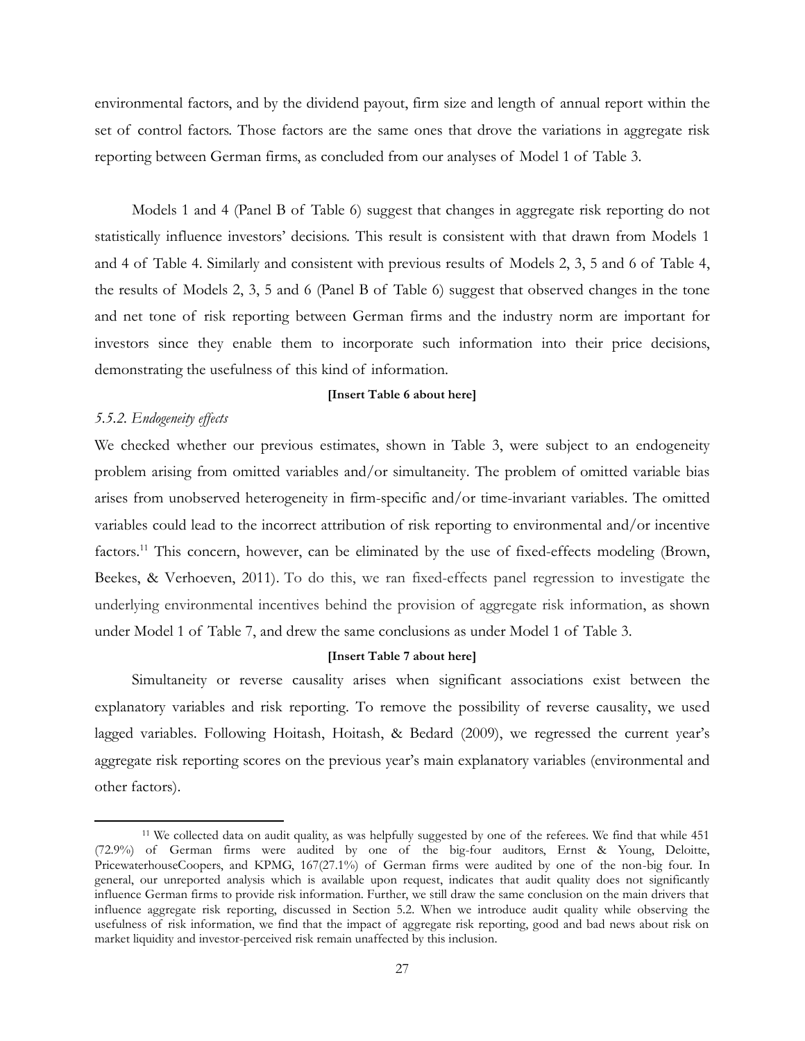environmental factors, and by the dividend payout, firm size and length of annual report within the set of control factors. Those factors are the same ones that drove the variations in aggregate risk reporting between German firms, as concluded from our analyses of Model 1 of Table 3.

Models 1 and 4 (Panel B of Table 6) suggest that changes in aggregate risk reporting do not statistically influence investors' decisions. This result is consistent with that drawn from Models 1 and 4 of Table 4. Similarly and consistent with previous results of Models 2, 3, 5 and 6 of Table 4, the results of Models 2, 3, 5 and 6 (Panel B of Table 6) suggest that observed changes in the tone and net tone of risk reporting between German firms and the industry norm are important for investors since they enable them to incorporate such information into their price decisions, demonstrating the usefulness of this kind of information.

**[Insert Table 6 about here]**

### *5.5.2. Endogeneity effects*

We checked whether our previous estimates, shown in Table 3, were subject to an endogeneity problem arising from omitted variables and/or simultaneity. The problem of omitted variable bias arises from unobserved heterogeneity in firm-specific and/or time-invariant variables. The omitted variables could lead to the incorrect attribution of risk reporting to environmental and/or incentive factors.[11] This concern, however, can be eliminated by the use of fixed-effects modeling (Brown, Beekes, & Verhoeven, 2011). To do this, we ran fixed-effects panel regression to investigate the underlying environmental incentives behind the provision of aggregate risk information, as shown under Model 1 of Table 7, and drew the same conclusions as under Model 1 of Table 3.

**[Insert Table 7 about here]**

Simultaneity or reverse causality arises when significant associations exist between the explanatory variables and risk reporting. To remove the possibility of reverse causality, we used lagged variables. Following Hoitash, Hoitash, & Bedard (2009), we regressed the current year's aggregate risk reporting scores on the previous year's main explanatory variables (environmental and other factors).

[11] We collected data on audit quality, as was helpfully suggested by one of the referees. We find that while 451 (72.9%) of German firms were audited by one of the big-four auditors, Ernst & Young, Deloitte, PricewaterhouseCoopers, and KPMG, 167(27.1%) of German firms were audited by one of the non-big four. In general, our unreported analysis which is available upon request, indicates that audit quality does not significantly influence German firms to provide risk information. Further, we still draw the same conclusion on the main drivers that influence aggregate risk reporting, discussed in Section 5.2. When we introduce audit quality while observing the usefulness of risk information, we find that the impact of aggregate risk reporting, good and bad news about risk on market liquidity and investor-perceived risk remain unaffected by this inclusion.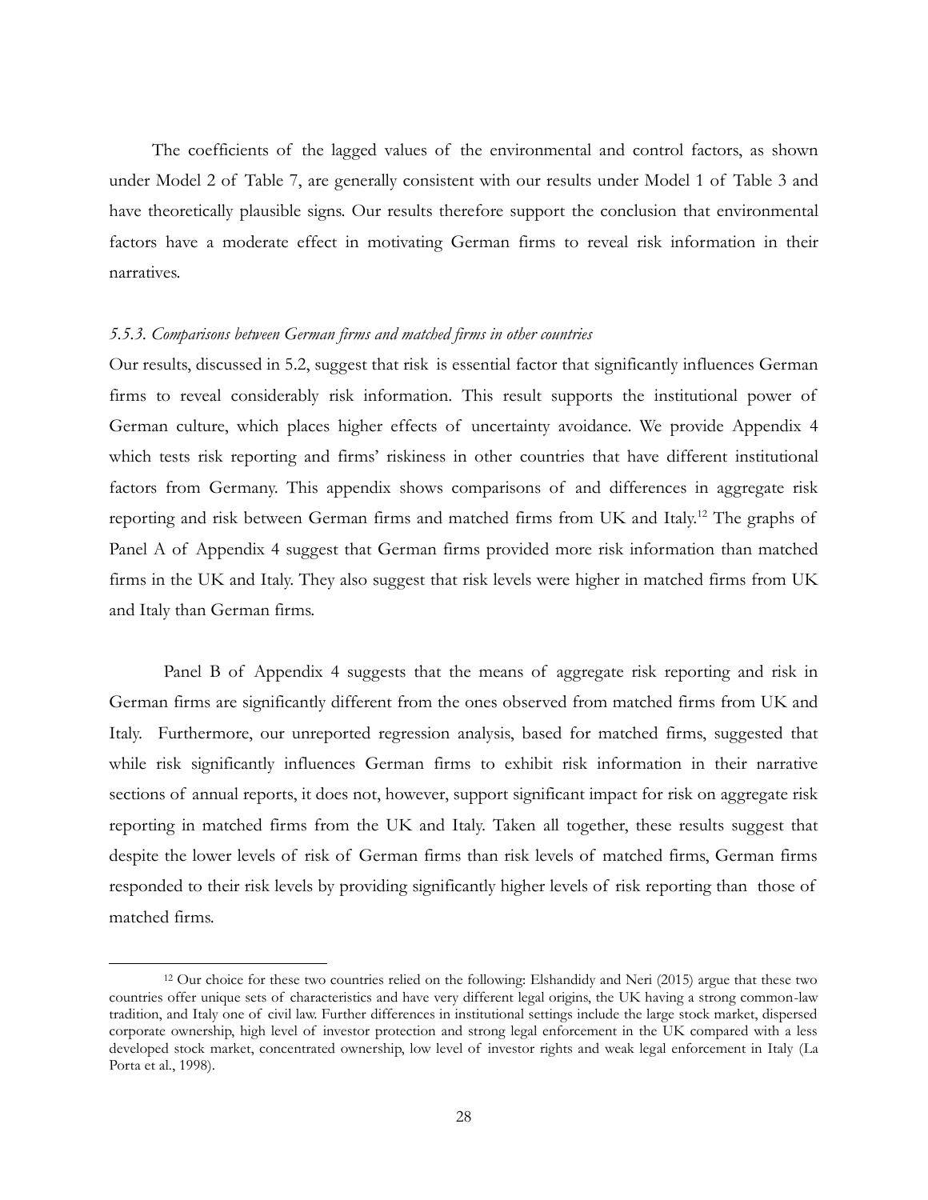The coefficients of the lagged values of the environmental and control factors, as shown under Model 2 of Table 7, are generally consistent with our results under Model 1 of Table 3 and have theoretically plausible signs. Our results therefore support the conclusion that environmental factors have a moderate effect in motivating German firms to reveal risk information in their narratives.

### *5.5.3. Comparisons between German firms and matched firms in other countries*

Our results, discussed in 5.2, suggest that risk is essential factor that significantly influences German firms to reveal considerably risk information. This result supports the institutional power of German culture, which places higher effects of uncertainty avoidance. We provide Appendix 4 which tests risk reporting and firms' riskiness in other countries that have different institutional factors from Germany. This appendix shows comparisons of and differences in aggregate risk reporting and risk between German firms and matched firms from UK and Italy.[12] The graphs of Panel A of Appendix 4 suggest that German firms provided more risk information than matched firms in the UK and Italy. They also suggest that risk levels were higher in matched firms from UK and Italy than German firms.

Panel B of Appendix 4 suggests that the means of aggregate risk reporting and risk in German firms are significantly different from the ones observed from matched firms from UK and Italy. Furthermore, our unreported regression analysis, based for matched firms, suggested that while risk significantly influences German firms to exhibit risk information in their narrative sections of annual reports, it does not, however, support significant impact for risk on aggregate risk reporting in matched firms from the UK and Italy. Taken all together, these results suggest that despite the lower levels of risk of German firms than risk levels of matched firms, German firms responded to their risk levels by providing significantly higher levels of risk reporting than those of matched firms.

[12] Our choice for these two countries relied on the following: Elshandidy and Neri (2015) argue that these two countries offer unique sets of characteristics and have very different legal origins, the UK having a strong common-law tradition, and Italy one of civil law. Further differences in institutional settings include the large stock market, dispersed corporate ownership, high level of investor protection and strong legal enforcement in the UK compared with a less developed stock market, concentrated ownership, low level of investor rights and weak legal enforcement in Italy (La Porta et al., 1998).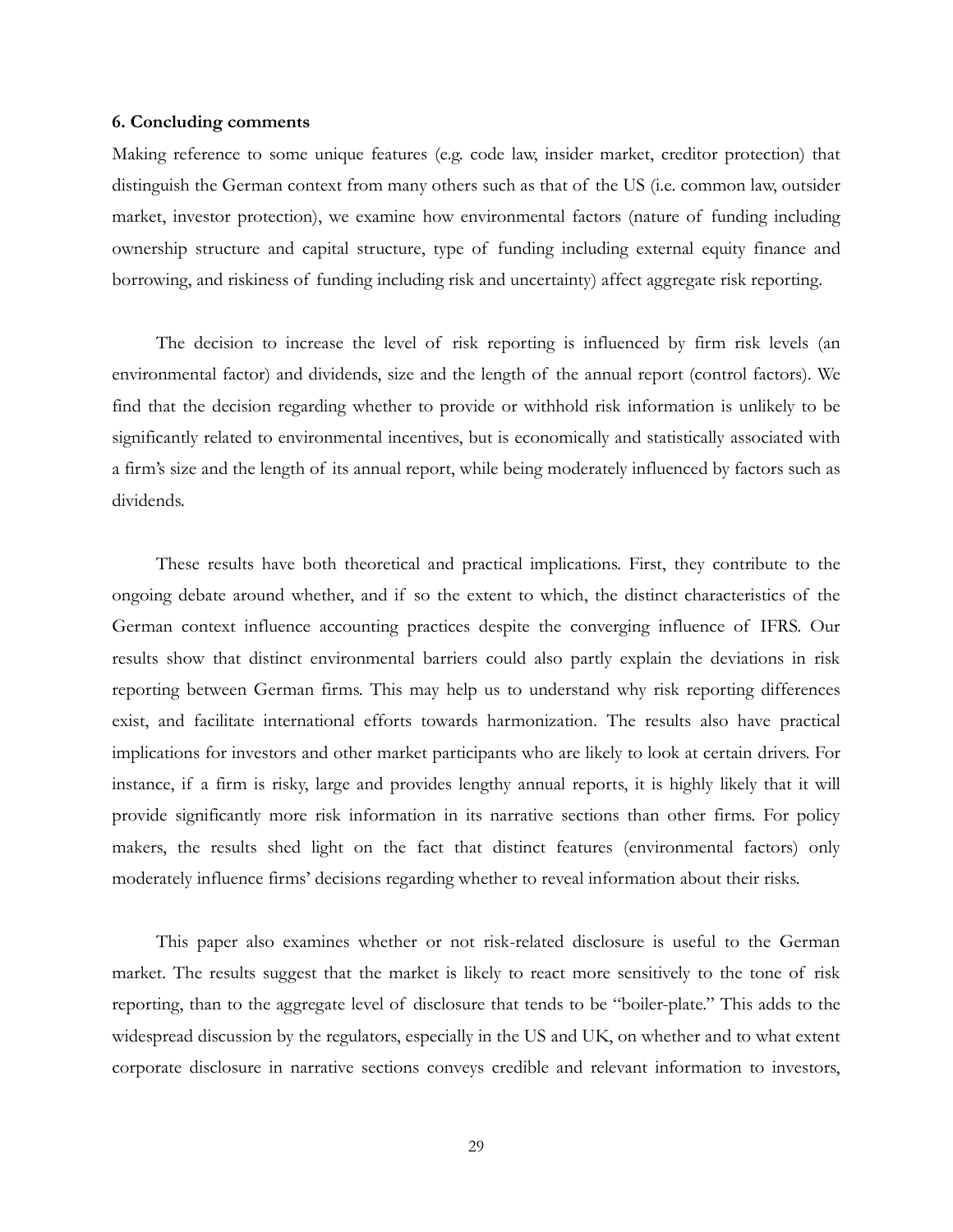## 6. Concluding comments

Making reference to some unique features (e.g. code law, insider market, creditor protection) that distinguish the German context from many others such as that of the US (i.e. common law, outsider market, investor protection), we examine how environmental factors (nature of funding including ownership structure and capital structure, type of funding including external equity finance and borrowing, and riskiness of funding including risk and uncertainty) affect aggregate risk reporting.

The decision to increase the level of risk reporting is influenced by firm risk levels (an environmental factor) and dividends, size and the length of the annual report (control factors). We find that the decision regarding whether to provide or withhold risk information is unlikely to be significantly related to environmental incentives, but is economically and statistically associated with a firm's size and the length of its annual report, while being moderately influenced by factors such as dividends.

These results have both theoretical and practical implications. First, they contribute to the ongoing debate around whether, and if so the extent to which, the distinct characteristics of the German context influence accounting practices despite the converging influence of IFRS. Our results show that distinct environmental barriers could also partly explain the deviations in risk reporting between German firms. This may help us to understand why risk reporting differences exist, and facilitate international efforts towards harmonization. The results also have practical implications for investors and other market participants who are likely to look at certain drivers. For instance, if a firm is risky, large and provides lengthy annual reports, it is highly likely that it will provide significantly more risk information in its narrative sections than other firms. For policy makers, the results shed light on the fact that distinct features (environmental factors) only moderately influence firms' decisions regarding whether to reveal information about their risks.

This paper also examines whether or not risk-related disclosure is useful to the German market. The results suggest that the market is likely to react more sensitively to the tone of risk reporting, than to the aggregate level of disclosure that tends to be "boiler-plate." This adds to the widespread discussion by the regulators, especially in the US and UK, on whether and to what extent corporate disclosure in narrative sections conveys credible and relevant information to investors,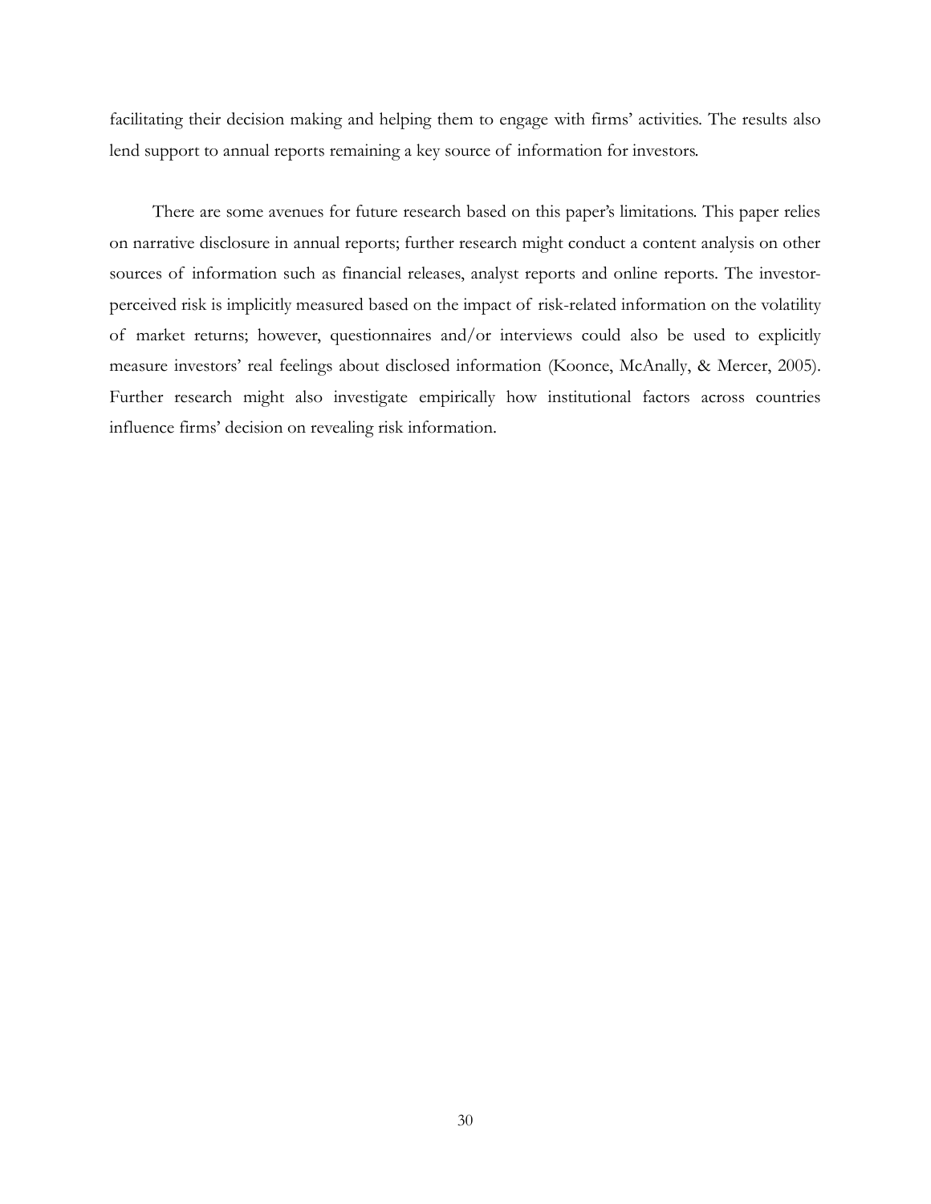facilitating their decision making and helping them to engage with firms' activities. The results also lend support to annual reports remaining a key source of information for investors.

There are some avenues for future research based on this paper's limitations. This paper relies on narrative disclosure in annual reports; further research might conduct a content analysis on other sources of information such as financial releases, analyst reports and online reports. The investor-perceived risk is implicitly measured based on the impact of risk-related information on the volatility of market returns; however, questionnaires and/or interviews could also be used to explicitly measure investors' real feelings about disclosed information (Koonce, McAnally, & Mercer, 2005). Further research might also investigate empirically how institutional factors across countries influence firms' decision on revealing risk information.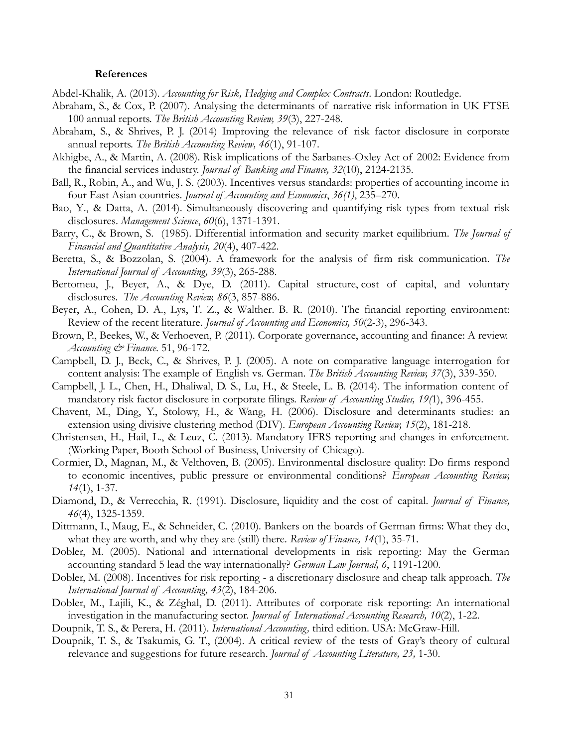## References

Abdel-Khalik, A. (2013). *Accounting for Risk, Hedging and Complex Contracts*. London: Routledge.

Abraham, S., & Cox, P. (2007). Analysing the determinants of narrative risk information in UK FTSE 100 annual reports. *The British Accounting Review, 39*(3), 227-248.

Abraham, S., & Shrives, P. J. (2014) Improving the relevance of risk factor disclosure in corporate annual reports. *The British Accounting Review, 46*(1), 91-107.

Akhigbe, A., & Martin, A. (2008). Risk implications of the Sarbanes-Oxley Act of 2002: Evidence from the financial services industry. *Journal of Banking and Finance, 32*(10), 2124-2135.

Ball, R., Robin, A., and Wu, J. S. (2003). Incentives versus standards: properties of accounting income in four East Asian countries. *Journal of Accounting and Economics*, *36(1)*, 235–270.

Bao, Y., & Datta, A. (2014). Simultaneously discovering and quantifying risk types from textual risk disclosures. *Management Science*, *60*(6), 1371-1391.

Barry, C., & Brown, S. (1985). Differential information and security market equilibrium. *The Journal of Financial and Quantitative Analysis, 20*(4), 407-422.

Beretta, S., & Bozzolan, S. (2004). A framework for the analysis of firm risk communication. *The International Journal of Accounting, 39*(3), 265-288.

Bertomeu, J., Beyer, A., & Dye, D. (2011). Capital structure, cost of capital, and voluntary disclosures. *The Accounting Review, 86*(3, 857-886.

Beyer, A., Cohen, D. A., Lys, T. Z., & Walther. B. R. (2010). The financial reporting environment: Review of the recent literature. *Journal of Accounting and Economics, 50*(2-3), 296-343.

Brown, P., Beekes, W., & Verhoeven, P. (2011). Corporate governance, accounting and finance: A review. *Accounting & Finance*. 51, 96-172.

Campbell, D. J., Beck, C., & Shrives, P. J. (2005). A note on comparative language interrogation for content analysis: The example of English vs. German. *The British Accounting Review, 37*(3), 339-350.

Campbell, J. L., Chen, H., Dhaliwal, D. S., Lu, H., & Steele, L. B. (2014). The information content of mandatory risk factor disclosure in corporate filings. *Review of Accounting Studies, 19(*1), 396-455.

Chavent, M., Ding, Y., Stolowy, H., & Wang, H. (2006). Disclosure and determinants studies: an extension using divisive clustering method (DIV). *European Accounting Review, 15*(2), 181-218.

Christensen, H., Hail, L., & Leuz, C. (2013). Mandatory IFRS reporting and changes in enforcement. (Working Paper, Booth School of Business, University of Chicago).

Cormier, D., Magnan, M., & Velthoven, B. (2005). Environmental disclosure quality: Do firms respond to economic incentives, public pressure or environmental conditions? *European Accounting Review, 14*(1), 1-37.

Diamond, D., & Verrecchia, R. (1991). Disclosure, liquidity and the cost of capital. *Journal of Finance, 46*(4), 1325-1359.

Dittmann, I., Maug, E., & Schneider, C. (2010). Bankers on the boards of German firms: What they do, what they are worth, and why they are (still) there. *Review of Finance, 14*(1), 35-71.

Dobler, M. (2005). National and international developments in risk reporting: May the German accounting standard 5 lead the way internationally? *German Law Journal, 6*, 1191-1200.

Dobler, M. (2008). Incentives for risk reporting - a discretionary disclosure and cheap talk approach. *The International Journal of Accounting, 43*(2), 184-206.

Dobler, M., Lajili, K., & Zéghal, D. (2011). Attributes of corporate risk reporting: An international investigation in the manufacturing sector. *Journal of International Accounting Research, 10*(2), 1-22.

Doupnik, T. S., & Perera, H. (2011). *International Accounting,* third edition. USA: McGraw-Hill.

Doupnik, T. S., & Tsakumis, G. T., (2004). A critical review of the tests of Gray's theory of cultural relevance and suggestions for future research. *Journal of Accounting Literature, 23,* 1-30.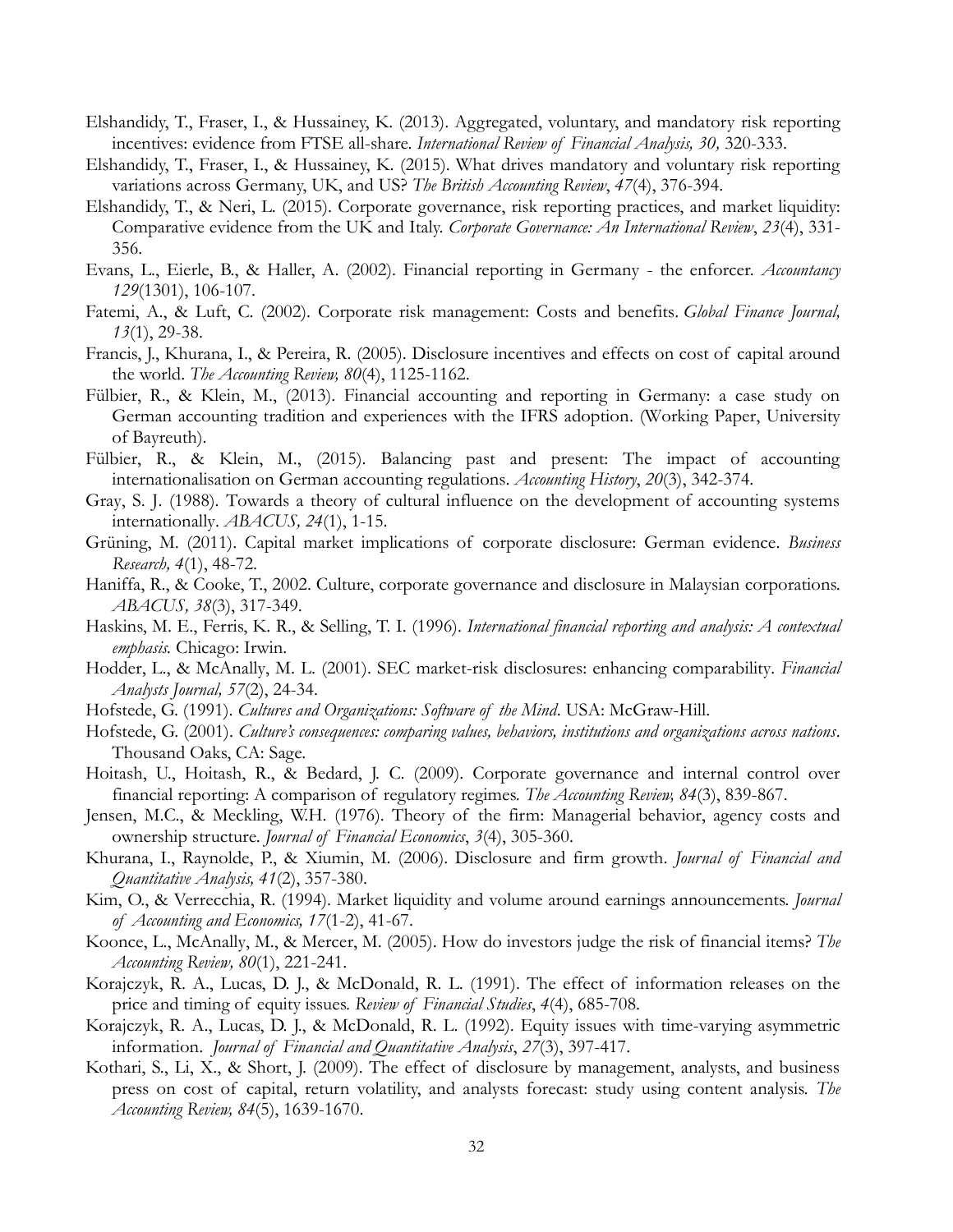Elshandidy, T., Fraser, I., & Hussainey, K. (2013). Aggregated, voluntary, and mandatory risk reporting incentives: evidence from FTSE all-share. *International Review of Financial Analysis, 30,* 320-333.

Elshandidy, T., Fraser, I., & Hussainey, K. (2015). What drives mandatory and voluntary risk reporting variations across Germany, UK, and US? *The British Accounting Review*, *47*(4), 376-394.

Elshandidy, T., & Neri, L. (2015). Corporate governance, risk reporting practices, and market liquidity: Comparative evidence from the UK and Italy. *Corporate Governance: An International Review*, *23*(4), 331-356.

Evans, L., Eierle, B., & Haller, A. (2002). Financial reporting in Germany - the enforcer. *Accountancy 129*(1301), 106-107.

Fatemi, A., & Luft, C. (2002). Corporate risk management: Costs and benefits. *Global Finance Journal, 13*(1), 29-38.

Francis, J., Khurana, I., & Pereira, R. (2005). Disclosure incentives and effects on cost of capital around the world. *The Accounting Review, 80*(4), 1125-1162.

Fülbier, R., & Klein, M., (2013). Financial accounting and reporting in Germany: a case study on German accounting tradition and experiences with the IFRS adoption. (Working Paper, University of Bayreuth).

Fülbier, R., & Klein, M., (2015). Balancing past and present: The impact of accounting internationalisation on German accounting regulations. *Accounting History*, *20*(3), 342-374.

Gray, S. J. (1988). Towards a theory of cultural influence on the development of accounting systems internationally. *ABACUS, 24*(1), 1-15.

Grüning, M. (2011). Capital market implications of corporate disclosure: German evidence. *Business Research, 4*(1), 48-72.

Haniffa, R., & Cooke, T., 2002. Culture, corporate governance and disclosure in Malaysian corporations. *ABACUS, 38*(3), 317-349.

Haskins, M. E., Ferris, K. R., & Selling, T. I. (1996). *International financial reporting and analysis: A contextual emphasis.* Chicago: Irwin.

Hodder, L., & McAnally, M. L. (2001). SEC market-risk disclosures: enhancing comparability. *Financial Analysts Journal, 57*(2), 24-34.

Hofstede, G. (1991). *Cultures and Organizations: Software of the Mind*. USA: McGraw-Hill.

Hofstede, G. (2001). *Culture's consequences: comparing values, behaviors, institutions and organizations across nations*. Thousand Oaks, CA: Sage.

Hoitash, U., Hoitash, R., & Bedard, J. C. (2009). Corporate governance and internal control over financial reporting: A comparison of regulatory regimes. *The Accounting Review, 84*(3), 839-867.

Jensen, M.C., & Meckling, W.H. (1976). Theory of the firm: Managerial behavior, agency costs and ownership structure. *Journal of Financial Economics*, *3*(4), 305-360.

Khurana, I., Raynolde, P., & Xiumin, M. (2006). Disclosure and firm growth. *Journal of Financial and Quantitative Analysis, 41*(2), 357-380.

Kim, O., & Verrecchia, R. (1994). Market liquidity and volume around earnings announcements. *Journal of Accounting and Economics, 17*(1-2), 41-67.

Koonce, L., McAnally, M., & Mercer, M. (2005). How do investors judge the risk of financial items? *The Accounting Review, 80*(1), 221-241.

Korajczyk, R. A., Lucas, D. J., & McDonald, R. L. (1991). The effect of information releases on the price and timing of equity issues. *Review of Financial Studies*, *4*(4), 685-708.

Korajczyk, R. A., Lucas, D. J., & McDonald, R. L. (1992). Equity issues with time-varying asymmetric information. *Journal of Financial and Quantitative Analysis*, *27*(3), 397-417.

Kothari, S., Li, X., & Short, J. (2009). The effect of disclosure by management, analysts, and business press on cost of capital, return volatility, and analysts forecast: study using content analysis. *The Accounting Review, 84*(5), 1639-1670.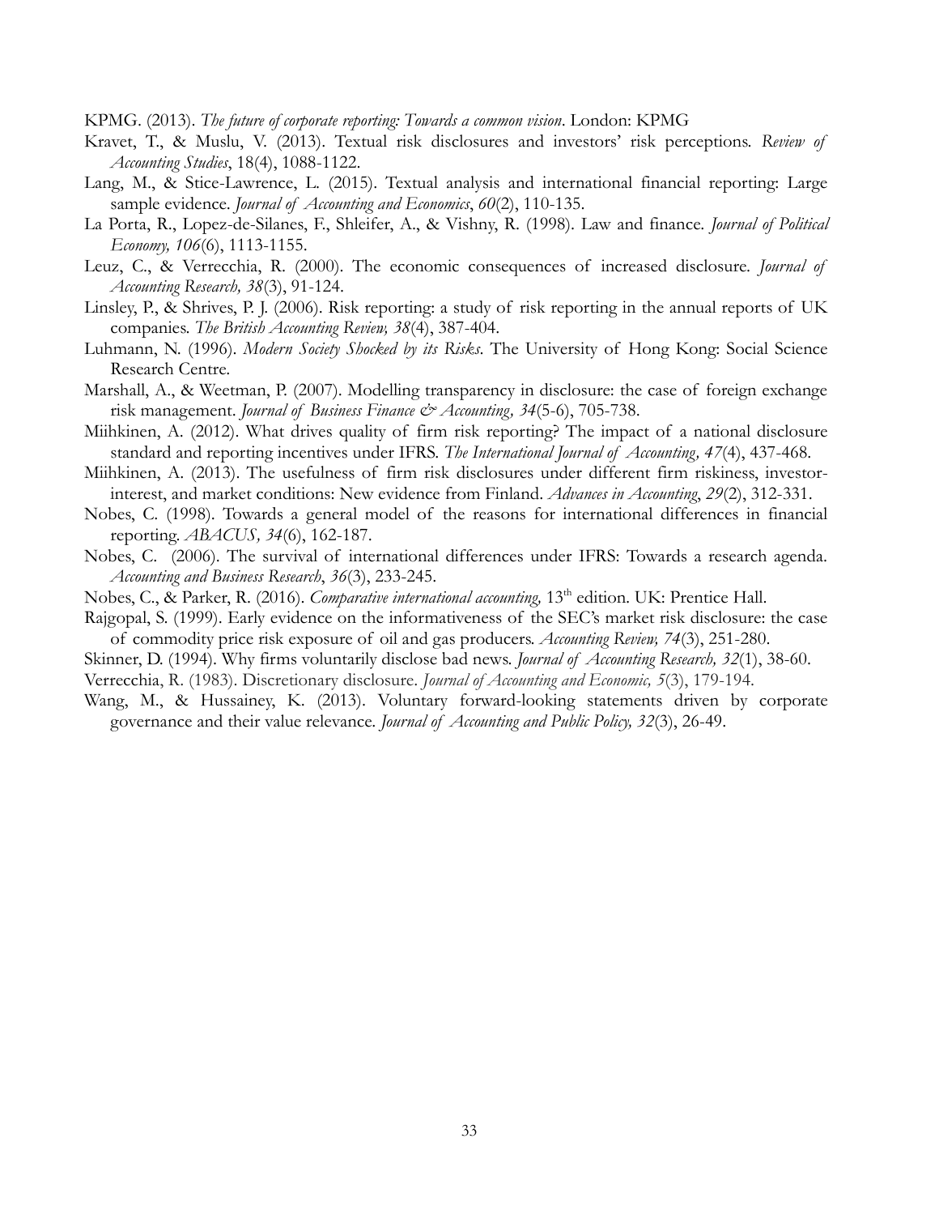KPMG. (2013). *The future of corporate reporting: Towards a common vision*. London: KPMG

Kravet, T., & Muslu, V. (2013). Textual risk disclosures and investors' risk perceptions. *Review of Accounting Studies*, 18(4), 1088-1122.

Lang, M., & Stice-Lawrence, L. (2015). Textual analysis and international financial reporting: Large sample evidence. *Journal of Accounting and Economics*, *60*(2), 110-135.

La Porta, R., Lopez-de-Silanes, F., Shleifer, A., & Vishny, R. (1998). Law and finance. *Journal of Political Economy, 106*(6), 1113-1155.

Leuz, C., & Verrecchia, R. (2000). The economic consequences of increased disclosure. *Journal of Accounting Research, 38*(3), 91-124.

Linsley, P., & Shrives, P. J. (2006). Risk reporting: a study of risk reporting in the annual reports of UK companies. *The British Accounting Review, 38*(4), 387-404.

Luhmann, N. (1996). *Modern Society Shocked by its Risks*. The University of Hong Kong: Social Science Research Centre.

Marshall, A., & Weetman, P. (2007). Modelling transparency in disclosure: the case of foreign exchange risk management. *Journal of Business Finance & Accounting, 34*(5-6), 705-738.

Miihkinen, A. (2012). What drives quality of firm risk reporting? The impact of a national disclosure standard and reporting incentives under IFRS. *The International Journal of Accounting, 47*(4), 437-468.

Miihkinen, A. (2013). The usefulness of firm risk disclosures under different firm riskiness, investor-interest, and market conditions: New evidence from Finland. *Advances in Accounting*, *29*(2), 312-331.

Nobes, C. (1998). Towards a general model of the reasons for international differences in financial reporting. *ABACUS, 34*(6), 162-187.

Nobes, C. (2006). The survival of international differences under IFRS: Towards a research agenda. *Accounting and Business Research*, *36*(3), 233-245.

Nobes, C., & Parker, R. (2016). *Comparative international accounting,* 13th edition. UK: Prentice Hall.

Rajgopal, S. (1999). Early evidence on the informativeness of the SEC's market risk disclosure: the case of commodity price risk exposure of oil and gas producers. *Accounting Review, 74*(3), 251-280.

Skinner, D. (1994). Why firms voluntarily disclose bad news. *Journal of Accounting Research, 32*(1), 38-60.

Verrecchia, R. (1983). Discretionary disclosure. *Journal of Accounting and Economic, 5*(3), 179-194.

Wang, M., & Hussainey, K. (2013). Voluntary forward-looking statements driven by corporate governance and their value relevance. *Journal of Accounting and Public Policy, 32*(3), 26-49.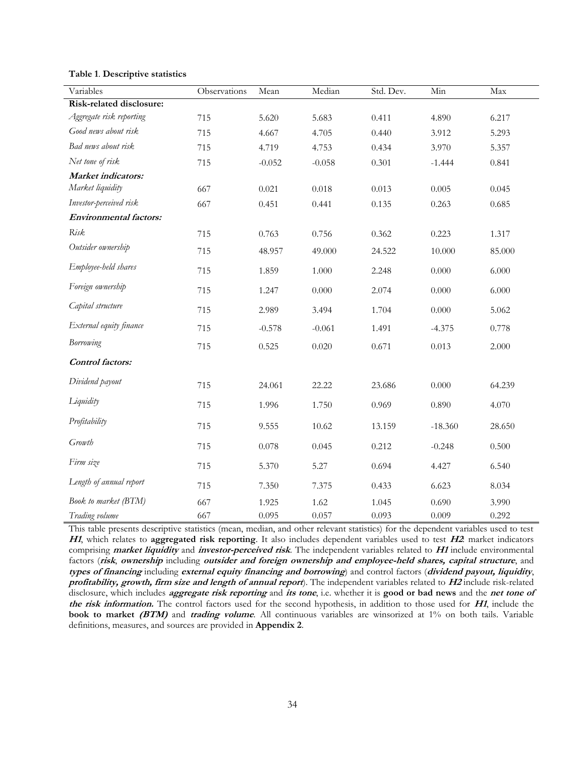**Table 1**. **Descriptive statistics**

| Variables | Observations | Mean | Median | Std. Dev. | Min | Max |
|---|---|---|---|---|---|---|
| **Risk-related disclosure:** | | | | | | |
| *Aggregate risk reporting* | 715 | 5.620 | 5.683 | 0.411 | 4.890 | 6.217 |
| *Good news about risk* | 715 | 4.667 | 4.705 | 0.440 | 3.912 | 5.293 |
| *Bad news about risk* | 715 | 4.719 | 4.753 | 0.434 | 3.970 | 5.357 |
| *Net tone of risk* | 715 | -0.052 | -0.058 | 0.301 | -1.444 | 0.841 |
| ***Market indicators:*** | | | | | | |
| *Market liquidity* | 667 | 0.021 | 0.018 | 0.013 | 0.005 | 0.045 |
| *Investor-perceived risk* | 667 | 0.451 | 0.441 | 0.135 | 0.263 | 0.685 |
| ***Environmental factors:*** | | | | | | |
| *Risk* | 715 | 0.763 | 0.756 | 0.362 | 0.223 | 1.317 |
| *Outsider ownership* | 715 | 48.957 | 49.000 | 24.522 | 10.000 | 85.000 |
| *Employee-held shares* | 715 | 1.859 | 1.000 | 2.248 | 0.000 | 6.000 |
| *Foreign ownership* | 715 | 1.247 | 0.000 | 2.074 | 0.000 | 6.000 |
| *Capital structure* | 715 | 2.989 | 3.494 | 1.704 | 0.000 | 5.062 |
| *External equity finance* | 715 | -0.578 | -0.061 | 1.491 | -4.375 | 0.778 |
| *Borrowing* | 715 | 0.525 | 0.020 | 0.671 | 0.013 | 2.000 |
| ***Control factors:*** | | | | | | |
| *Dividend payout* | 715 | 24.061 | 22.22 | 23.686 | 0.000 | 64.239 |
| *Liquidity* | 715 | 1.996 | 1.750 | 0.969 | 0.890 | 4.070 |
| *Profitability* | 715 | 9.555 | 10.62 | 13.159 | -18.360 | 28.650 |
| *Growth* | 715 | 0.078 | 0.045 | 0.212 | -0.248 | 0.500 |
| *Firm size* | 715 | 5.370 | 5.27 | 0.694 | 4.427 | 6.540 |
| *Length of annual report* | 715 | 7.350 | 7.375 | 0.433 | 6.623 | 8.034 |
| *Book to market (BTM)* | 667 | 1.925 | 1.62 | 1.045 | 0.690 | 3.990 |
| *Trading volume* | 667 | 0.095 | 0.057 | 0.093 | 0.009 | 0.292 |

This table presents descriptive statistics (mean, median, and other relevant statistics) for the dependent variables used to test ***H1***, which relates to **aggregated risk reporting**. It also includes dependent variables used to test ***H2***: market indicators comprising ***market liquidity*** and ***investor-perceived risk***. The independent variables related to ***H1*** include environmental factors (***risk***, ***ownership*** including ***outsider and foreign ownership and employee-held shares, capital structure***, and ***types of financing*** including ***external equity financing and borrowing***) and control factors (***dividend payout, liquidity***, ***profitability, growth, firm size and length of annual report***). The independent variables related to ***H2*** include risk-related disclosure, which includes ***aggregate risk reporting*** and ***its tone***, i.e. whether it is **good or bad news** and the ***net tone of the risk information.*** The control factors used for the second hypothesis, in addition to those used for ***H1***, include the **book to market *(BTM)*** and ***trading volume***. All continuous variables are winsorized at 1% on both tails. Variable definitions, measures, and sources are provided in **Appendix 2**.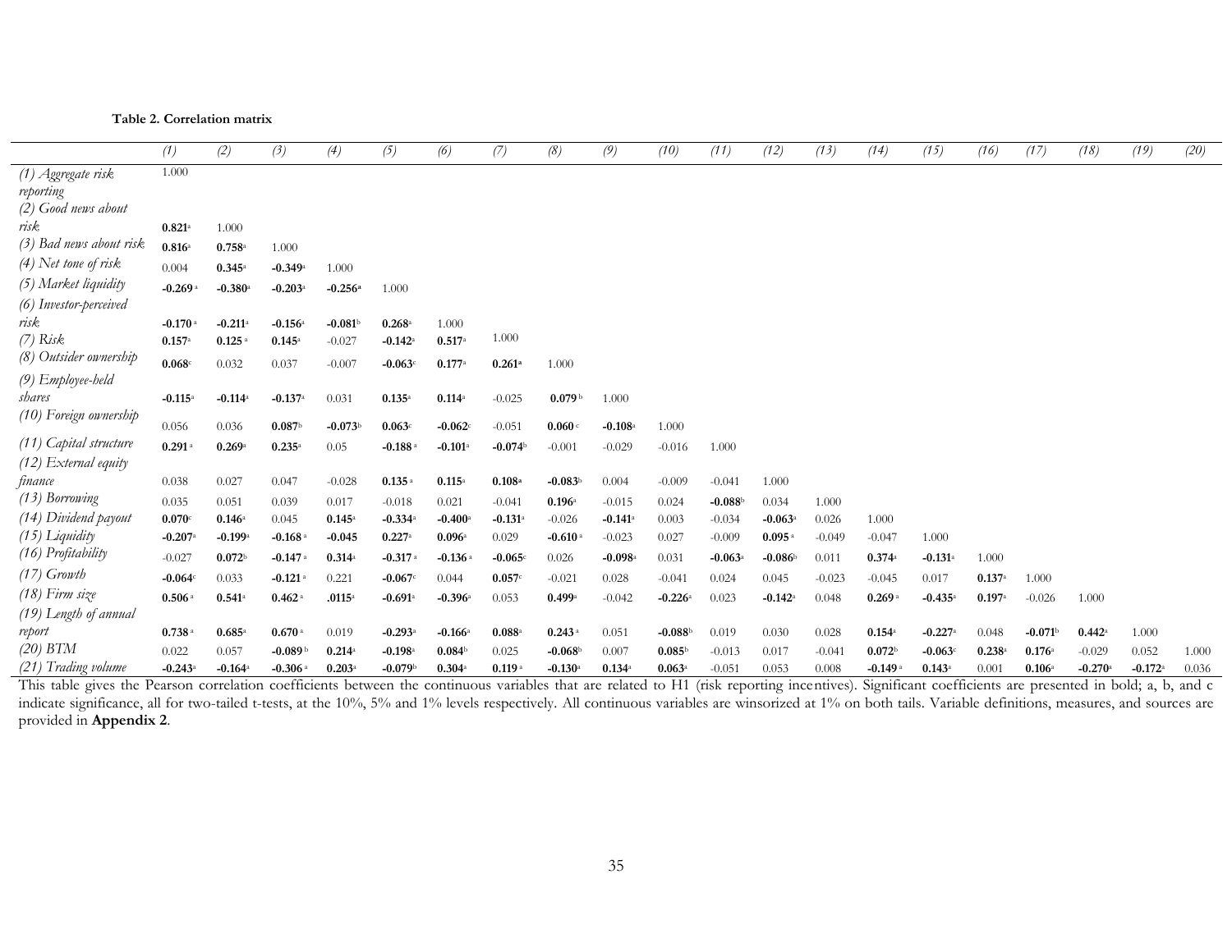**Table 2. Correlation matrix**

| | (1) | (2) | (3) | (4) | (5) | (6) | (7) | (8) | (9) | (10) | (11) | (12) | (13) | (14) | (15) | (16) | (17) | (18) | (19) | (20) |
|---|---|---|---|---|---|---|---|---|---|---|---|---|---|---|---|---|---|---|---|---|
| *(1) Aggregate risk reporting* | 1.000 | | | | | | | | | | | | | | | | | | | |
| *(2) Good news about risk* | **0.821**[a] | 1.000 | | | | | | | | | | | | | | | | | | |
| *(3) Bad news about risk* | **0.816**[a] | **0.758**[a] | 1.000 | | | | | | | | | | | | | | | | | |
| *(4) Net tone of risk* | 0.004 | **0.345**[a] | **-0.349**[a] | 1.000 | | | | | | | | | | | | | | | | |
| *(5) Market liquidity* | **-0.269**[a] | **-0.380**[a] | **-0.203**[a] | **-0.256**[a] | 1.000 | | | | | | | | | | | | | | | |
| *(6) Investor-perceived risk* | **-0.170**[a] | **-0.211**[a] | **-0.156**[a] | **-0.081**[b] | **0.268**[a] | 1.000 | | | | | | | | | | | | | | |
| *(7) Risk* | **0.157**[a] | **0.125**[a] | **0.145**[a] | -0.027 | **-0.142**[a] | **0.517**[a] | 1.000 | | | | | | | | | | | | | |
| *(8) Outsider ownership* | **0.068**[c] | 0.032 | 0.037 | -0.007 | **-0.063**[c] | **0.177**[a] | **0.261**[a] | 1.000 | | | | | | | | | | | | |
| *(9) Employee-held shares* | **-0.115**[a] | **-0.114**[a] | **-0.137**[a] | 0.031 | **0.135**[a] | **0.114**[a] | -0.025 | **0.079**[b] | 1.000 | | | | | | | | | | | |
| *(10) Foreign ownership* | 0.056 | 0.036 | **0.087**[b] | **-0.073**[b] | **0.063**[c] | **-0.062**[c] | -0.051 | **0.060**[c] | **-0.108**[a] | 1.000 | | | | | | | | | | |
| *(11) Capital structure* | **0.291**[a] | **0.269**[a] | **0.235**[a] | 0.05 | **-0.188**[a] | **-0.101**[a] | **-0.074**[b] | -0.001 | -0.029 | -0.016 | 1.000 | | | | | | | | | |
| *(12) External equity finance* | 0.038 | 0.027 | 0.047 | -0.028 | **0.135**[a] | **0.115**[a] | **0.108**[a] | **-0.083**[b] | 0.004 | -0.009 | -0.041 | 1.000 | | | | | | | | |
| *(13) Borrowing* | 0.035 | 0.051 | 0.039 | 0.017 | -0.018 | 0.021 | -0.041 | **0.196**[a] | -0.015 | 0.024 | **-0.088**[b] | 0.034 | 1.000 | | | | | | | |
| *(14) Dividend payout* | **0.070**[c] | **0.146**[a] | 0.045 | **0.145**[a] | **-0.334**[a] | **-0.400**[a] | **-0.131**[a] | -0.026 | **-0.141**[a] | 0.003 | -0.034 | **-0.063**[a] | 0.026 | 1.000 | | | | | | |
| *(15) Liquidity* | **-0.207**[a] | **-0.199**[a] | **-0.168**[a] | **-0.045** | **0.227**[a] | **0.096**[a] | 0.029 | **-0.610**[a] | -0.023 | 0.027 | -0.009 | **0.095**[a] | -0.049 | -0.047 | 1.000 | | | | | |
| *(16) Profitability* | -0.027 | **0.072**[b] | **-0.147**[a] | **0.314**[a] | **-0.317**[a] | **-0.136**[a] | **-0.065**[c] | 0.026 | **-0.098**[a] | 0.031 | **-0.063**[a] | **-0.086**[b] | 0.011 | **0.374**[a] | **-0.131**[a] | 1.000 | | | | |
| *(17) Growth* | **-0.064**[c] | 0.033 | **-0.121**[a] | 0.221 | **-0.067**[c] | 0.044 | **0.057**[c] | -0.021 | 0.028 | -0.041 | 0.024 | 0.045 | -0.023 | -0.045 | 0.017 | **0.137**[a] | 1.000 | | | |
| *(18) Firm size* | **0.506**[a] | **0.541**[a] | **0.462**[a] | **.0115**[a] | **-0.691**[a] | **-0.396**[a] | 0.053 | **0.499**[a] | -0.042 | **-0.226**[a] | 0.023 | **-0.142**[a] | 0.048 | **0.269**[a] | **-0.435**[a] | **0.197**[a] | -0.026 | 1.000 | | |
| *(19) Length of annual report* | **0.738**[a] | **0.685**[a] | **0.670**[a] | 0.019 | **-0.293**[a] | **-0.166**[a] | **0.088**[a] | **0.243**[a] | 0.051 | **-0.088**[b] | 0.019 | 0.030 | 0.028 | **0.154**[a] | **-0.227**[a] | 0.048 | **-0.071**[b] | **0.442**[a] | 1.000 | |
| *(20) BTM* | 0.022 | 0.057 | **-0.089**[b] | **0.214**[a] | **-0.198**[a] | **0.084**[b] | 0.025 | **-0.068**[b] | 0.007 | **0.085**[b] | -0.013 | 0.017 | -0.041 | **0.072**[b] | **-0.063**[c] | **0.238**[a] | **0.176**[a] | -0.029 | 0.052 | 1.000 |
| *(21) Trading volume* | **-0.243**[a] | **-0.164**[a] | **-0.306**[a] | **0.203**[a] | **-0.079**[b] | **0.304**[a] | **0.119**[a] | **-0.130**[a] | **0.134**[a] | **0.063**[a] | -0.051 | 0.053 | 0.008 | **-0.149**[a] | **0.143**[a] | 0.001 | **0.106**[a] | **-0.270**[a] | **-0.172**[a] | 0.036 |

This table gives the Pearson correlation coefficients between the continuous variables that are related to H1 (risk reporting incentives). Significant coefficients are presented in bold; a, b, and c indicate significance, all for two-tailed t-tests, at the 10%, 5% and 1% levels respectively. All continuous variables are winsorized at 1% on both tails. Variable definitions, measures, and sources are provided in **Appendix 2**.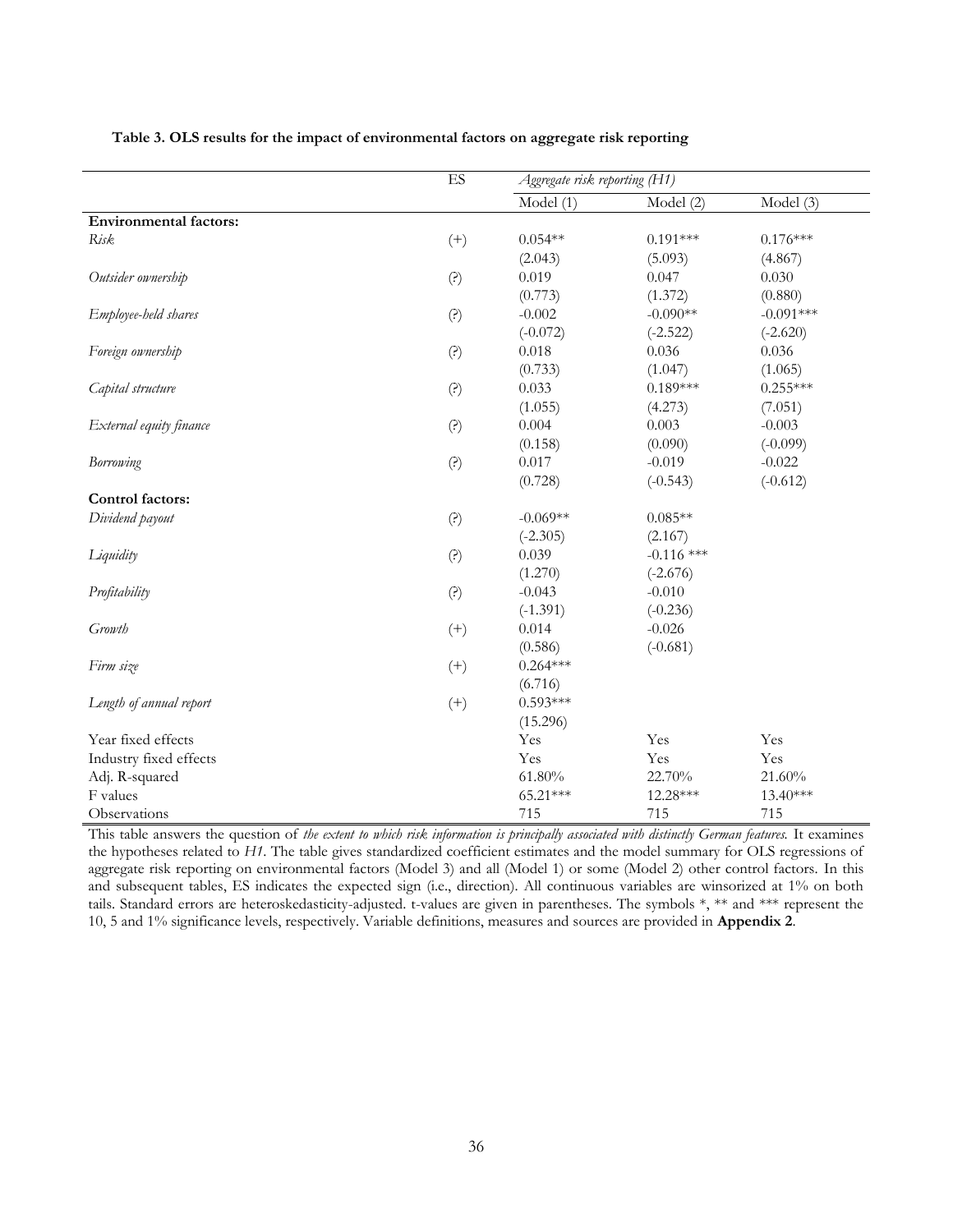**Table 3. OLS results for the impact of environmental factors on aggregate risk reporting**

| | ES | *Aggregate risk reporting (H1)* | | |
|---|---|---|---|---|
| | | Model (1) | Model (2) | Model (3) |
| **Environmental factors:** | | | | |
| *Risk* | (+) | 0.054** | 0.191*** | 0.176*** |
| | | (2.043) | (5.093) | (4.867) |
| *Outsider ownership* | (?) | 0.019 | 0.047 | 0.030 |
| | | (0.773) | (1.372) | (0.880) |
| *Employee-held shares* | (?) | -0.002 | -0.090** | -0.091*** |
| | | (-0.072) | (-2.522) | (-2.620) |
| *Foreign ownership* | (?) | 0.018 | 0.036 | 0.036 |
| | | (0.733) | (1.047) | (1.065) |
| *Capital structure* | (?) | 0.033 | 0.189*** | 0.255*** |
| | | (1.055) | (4.273) | (7.051) |
| *External equity finance* | (?) | 0.004 | 0.003 | -0.003 |
| | | (0.158) | (0.090) | (-0.099) |
| *Borrowing* | (?) | 0.017 | -0.019 | -0.022 |
| | | (0.728) | (-0.543) | (-0.612) |
| **Control factors:** | | | | |
| *Dividend payout* | (?) | -0.069** | 0.085** | |
| | | (-2.305) | (2.167) | |
| *Liquidity* | (?) | 0.039 | -0.116 *** | |
| | | (1.270) | (-2.676) | |
| *Profitability* | (?) | -0.043 | -0.010 | |
| | | (-1.391) | (-0.236) | |
| *Growth* | (+) | 0.014 | -0.026 | |
| | | (0.586) | (-0.681) | |
| *Firm size* | (+) | 0.264*** | | |
| | | (6.716) | | |
| *Length of annual report* | (+) | 0.593*** | | |
| | | (15.296) | | |
| Year fixed effects | | Yes | Yes | Yes |
| Industry fixed effects | | Yes | Yes | Yes |
| Adj. R-squared | | 61.80% | 22.70% | 21.60% |
| F values | | 65.21*** | 12.28*** | 13.40*** |
| Observations | | 715 | 715 | 715 |

This table answers the question of *the extent to which risk information is principally associated with distinctly German features.* It examines the hypotheses related to *H1*. The table gives standardized coefficient estimates and the model summary for OLS regressions of aggregate risk reporting on environmental factors (Model 3) and all (Model 1) or some (Model 2) other control factors. In this and subsequent tables, ES indicates the expected sign (i.e., direction). All continuous variables are winsorized at 1% on both tails. Standard errors are heteroskedasticity-adjusted. t-values are given in parentheses. The symbols *, ** and *** represent the 10, 5 and 1% significance levels, respectively. Variable definitions, measures and sources are provided in **Appendix 2**.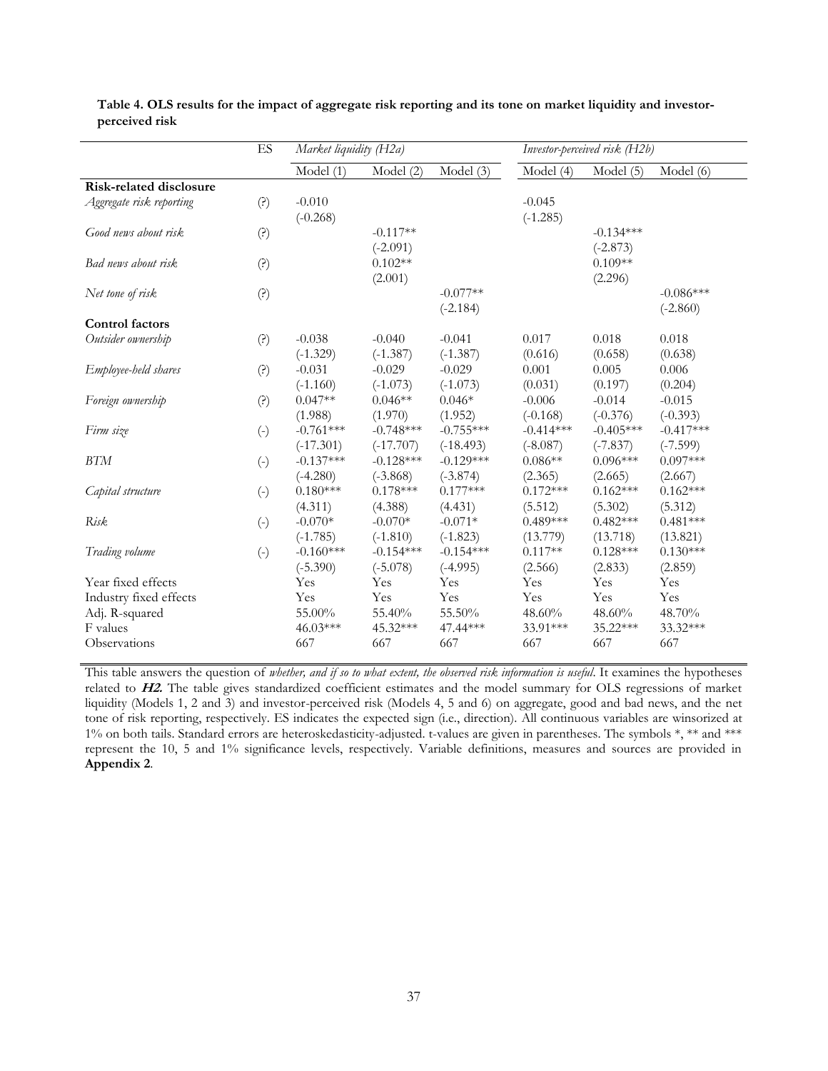**Table 4. OLS results for the impact of aggregate risk reporting and its tone on market liquidity and investor-perceived risk**

| | ES | *Market liquidity (H2a)* | | | *Investor-perceived risk (H2b)* | | |
|---|---|---|---|---|---|---|---|
| | | Model (1) | Model (2) | Model (3) | Model (4) | Model (5) | Model (6) |
| **Risk-related disclosure** | | | | | | | |
| *Aggregate risk reporting* | (?) | -0.010 | | | -0.045 | | |
| | | (-0.268) | | | (-1.285) | | |
| *Good news about risk* | (?) | | -0.117** | | | -0.134*** | |
| | | | (-2.091) | | | (-2.873) | |
| *Bad news about risk* | (?) | | 0.102** | | | 0.109** | |
| | | | (2.001) | | | (2.296) | |
| *Net tone of risk* | (?) | | | -0.077** | | | -0.086*** |
| | | | | (-2.184) | | | (-2.860) |
| **Control factors** | | | | | | | |
| *Outsider ownership* | (?) | -0.038 | -0.040 | -0.041 | 0.017 | 0.018 | 0.018 |
| | | (-1.329) | (-1.387) | (-1.387) | (0.616) | (0.658) | (0.638) |
| *Employee-held shares* | (?) | -0.031 | -0.029 | -0.029 | 0.001 | 0.005 | 0.006 |
| | | (-1.160) | (-1.073) | (-1.073) | (0.031) | (0.197) | (0.204) |
| *Foreign ownership* | (?) | 0.047** | 0.046** | 0.046* | -0.006 | -0.014 | -0.015 |
| | | (1.988) | (1.970) | (1.952) | (-0.168) | (-0.376) | (-0.393) |
| *Firm size* | (-) | -0.761*** | -0.748*** | -0.755*** | -0.414*** | -0.405*** | -0.417*** |
| | | (-17.301) | (-17.707) | (-18.493) | (-8.087) | (-7.837) | (-7.599) |
| *BTM* | (-) | -0.137*** | -0.128*** | -0.129*** | 0.086** | 0.096*** | 0.097*** |
| | | (-4.280) | (-3.868) | (-3.874) | (2.365) | (2.665) | (2.667) |
| *Capital structure* | (-) | 0.180*** | 0.178*** | 0.177*** | 0.172*** | 0.162*** | 0.162*** |
| | | (4.311) | (4.388) | (4.431) | (5.512) | (5.302) | (5.312) |
| *Risk* | (-) | -0.070* | -0.070* | -0.071* | 0.489*** | 0.482*** | 0.481*** |
| | | (-1.785) | (-1.810) | (-1.823) | (13.779) | (13.718) | (13.821) |
| *Trading volume* | (-) | -0.160*** | -0.154*** | -0.154*** | 0.117** | 0.128*** | 0.130*** |
| | | (-5.390) | (-5.078) | (-4.995) | (2.566) | (2.833) | (2.859) |
| Year fixed effects | | Yes | Yes | Yes | Yes | Yes | Yes |
| Industry fixed effects | | Yes | Yes | Yes | Yes | Yes | Yes |
| Adj. R-squared | | 55.00% | 55.40% | 55.50% | 48.60% | 48.60% | 48.70% |
| F values | | 46.03*** | 45.32*** | 47.44*** | 33.91*** | 35.22*** | 33.32*** |
| Observations | | 667 | 667 | 667 | 667 | 667 | 667 |

This table answers the question of *whether, and if so to what extent, the observed risk information is useful*. It examines the hypotheses related to ***H2.*** The table gives standardized coefficient estimates and the model summary for OLS regressions of market liquidity (Models 1, 2 and 3) and investor-perceived risk (Models 4, 5 and 6) on aggregate, good and bad news, and the net tone of risk reporting, respectively. ES indicates the expected sign (i.e., direction). All continuous variables are winsorized at 1% on both tails. Standard errors are heteroskedasticity-adjusted. t-values are given in parentheses. The symbols *, ** and *** represent the 10, 5 and 1% significance levels, respectively. Variable definitions, measures and sources are provided in **Appendix 2**.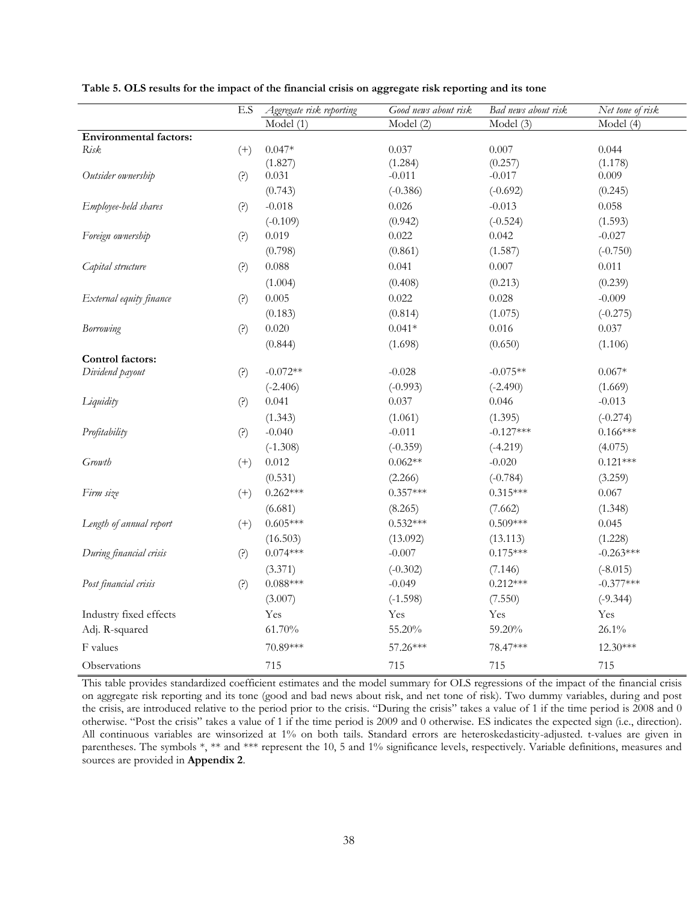**Table 5. OLS results for the impact of the financial crisis on aggregate risk reporting and its tone**

| | E.S | *Aggregate risk reporting* | *Good news about risk* | *Bad news about risk* | *Net tone of risk* |
|---|---|---|---|---|---|
| | | Model (1) | Model (2) | Model (3) | Model (4) |
| **Environmental factors:** | | | | | |
| *Risk* | (+) | 0.047* | 0.037 | 0.007 | 0.044 |
| | | (1.827) | (1.284) | (0.257) | (1.178) |
| *Outsider ownership* | (?) | 0.031 | -0.011 | -0.017 | 0.009 |
| | | (0.743) | (-0.386) | (-0.692) | (0.245) |
| *Employee-held shares* | (?) | -0.018 | 0.026 | -0.013 | 0.058 |
| | | (-0.109) | (0.942) | (-0.524) | (1.593) |
| *Foreign ownership* | (?) | 0.019 | 0.022 | 0.042 | -0.027 |
| | | (0.798) | (0.861) | (1.587) | (-0.750) |
| *Capital structure* | (?) | 0.088 | 0.041 | 0.007 | 0.011 |
| | | (1.004) | (0.408) | (0.213) | (0.239) |
| *External equity finance* | (?) | 0.005 | 0.022 | 0.028 | -0.009 |
| | | (0.183) | (0.814) | (1.075) | (-0.275) |
| *Borrowing* | (?) | 0.020 | 0.041* | 0.016 | 0.037 |
| | | (0.844) | (1.698) | (0.650) | (1.106) |
| **Control factors:** | | | | | |
| *Dividend payout* | (?) | -0.072** | -0.028 | -0.075** | 0.067* |
| | | (-2.406) | (-0.993) | (-2.490) | (1.669) |
| *Liquidity* | (?) | 0.041 | 0.037 | 0.046 | -0.013 |
| | | (1.343) | (1.061) | (1.395) | (-0.274) |
| *Profitability* | (?) | -0.040 | -0.011 | -0.127*** | 0.166*** |
| | | (-1.308) | (-0.359) | (-4.219) | (4.075) |
| *Growth* | (+) | 0.012 | 0.062** | -0.020 | 0.121*** |
| | | (0.531) | (2.266) | (-0.784) | (3.259) |
| *Firm size* | (+) | 0.262*** | 0.357*** | 0.315*** | 0.067 |
| | | (6.681) | (8.265) | (7.662) | (1.348) |
| *Length of annual report* | (+) | 0.605*** | 0.532*** | 0.509*** | 0.045 |
| | | (16.503) | (13.092) | (13.113) | (1.228) |
| *During financial crisis* | (?) | 0.074*** | -0.007 | 0.175*** | -0.263*** |
| | | (3.371) | (-0.302) | (7.146) | (-8.015) |
| *Post financial crisis* | (?) | 0.088*** | -0.049 | 0.212*** | -0.377*** |
| | | (3.007) | (-1.598) | (7.550) | (-9.344) |
| Industry fixed effects | | Yes | Yes | Yes | Yes |
| Adj. R-squared | | 61.70% | 55.20% | 59.20% | 26.1% |
| F values | | 70.89*** | 57.26*** | 78.47*** | 12.30*** |
| Observations | | 715 | 715 | 715 | 715 |

This table provides standardized coefficient estimates and the model summary for OLS regressions of the impact of the financial crisis on aggregate risk reporting and its tone (good and bad news about risk, and net tone of risk). Two dummy variables, during and post the crisis, are introduced relative to the period prior to the crisis. "During the crisis" takes a value of 1 if the time period is 2008 and 0 otherwise. "Post the crisis" takes a value of 1 if the time period is 2009 and 0 otherwise. ES indicates the expected sign (i.e., direction). All continuous variables are winsorized at 1% on both tails. Standard errors are heteroskedasticity-adjusted. t-values are given in parentheses. The symbols *, ** and *** represent the 10, 5 and 1% significance levels, respectively. Variable definitions, measures and sources are provided in **Appendix 2**.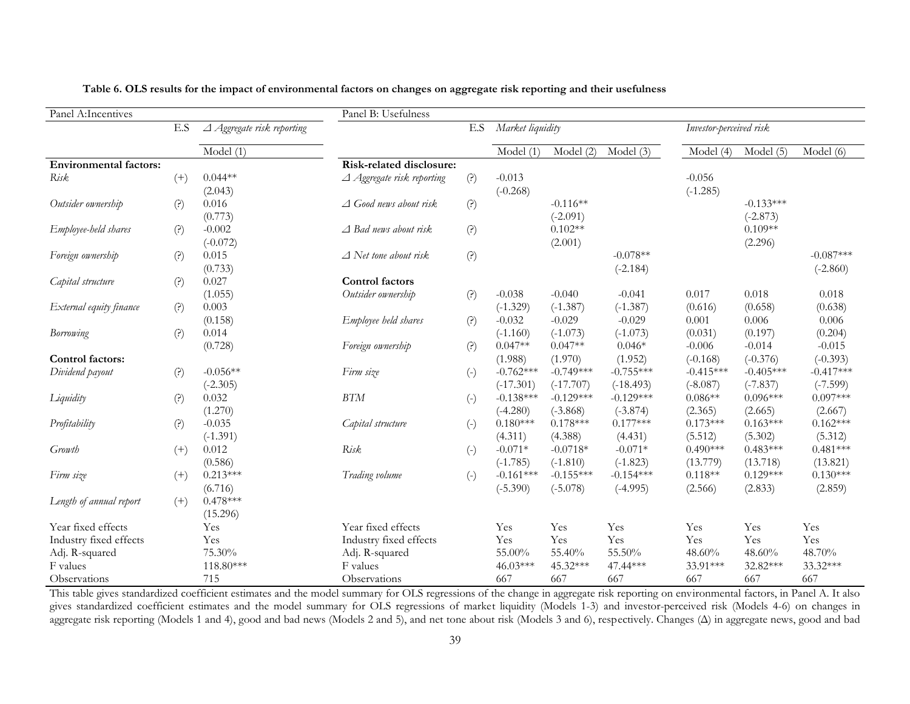**Table 6. OLS results for the impact of environmental factors on changes on aggregate risk reporting and their usefulness**

**Panel A: Incentives**

| | E.S | *Δ Aggregate risk reporting* |
|---|---|---|
| | | Model (1) |
| **Environmental factors:** | | |
| *Risk* | (+) | 0.044** |
| | | (2.043) |
| *Outsider ownership* | (?) | 0.016 |
| | | (0.773) |
| *Employee-held shares* | (?) | -0.002 |
| | | (-0.072) |
| *Foreign ownership* | (?) | 0.015 |
| | | (0.733) |
| *Capital structure* | (?) | 0.027 |
| | | (1.055) |
| *External equity finance* | (?) | 0.003 |
| | | (0.158) |
| *Borrowing* | (?) | 0.014 |
| | | (0.728) |
| **Control factors:** | | |
| *Dividend payout* | (?) | -0.056** |
| | | (-2.305) |
| *Liquidity* | (?) | 0.032 |
| | | (1.270) |
| *Profitability* | (?) | -0.035 |
| | | (-1.391) |
| *Growth* | (+) | 0.012 |
| | | (0.586) |
| *Firm size* | (+) | 0.213*** |
| | | (6.716) |
| *Length of annual report* | (+) | 0.478*** |
| | | (15.296) |
| Year fixed effects | | Yes |
| Industry fixed effects | | Yes |
| Adj. R-squared | | 75.30% |
| F values | | 118.80*** |
| Observations | | 715 |

**Panel B: Usefulness**

| | E.S | *Market liquidity* | | | *Investor-perceived risk* | | |
|---|---|---|---|---|---|---|---|
| | | Model (1) | Model (2) | Model (3) | Model (4) | Model (5) | Model (6) |
| **Risk-related disclosure:** | | | | | | | |
| *Δ Aggregate risk reporting* | (?) | -0.013 | | | -0.056 | | |
| | | (-0.268) | | | (-1.285) | | |
| *Δ Good news about risk* | (?) | | -0.116** | | | -0.133*** | |
| | | | (-2.091) | | | (-2.873) | |
| *Δ Bad news about risk* | (?) | | 0.102** | | | 0.109** | |
| | | | (2.001) | | | (2.296) | |
| *Δ Net tone about risk* | (?) | | | -0.078** | | | -0.087*** |
| | | | | (-2.184) | | | (-2.860) |
| **Control factors** | | | | | | | |
| *Outsider ownership* | (?) | -0.038 | -0.040 | -0.041 | 0.017 | 0.018 | 0.018 |
| | | (-1.329) | (-1.387) | (-1.387) | (0.616) | (0.658) | (0.638) |
| *Employee held shares* | (?) | -0.032 | -0.029 | -0.029 | 0.001 | 0.006 | 0.006 |
| | | (-1.160) | (-1.073) | (-1.073) | (0.031) | (0.197) | (0.204) |
| *Foreign ownership* | (?) | 0.047** | 0.047** | 0.046* | -0.006 | -0.014 | -0.015 |
| | | (1.988) | (1.970) | (1.952) | (-0.168) | (-0.376) | (-0.393) |
| *Firm size* | (-) | -0.762*** | -0.749*** | -0.755*** | -0.415*** | -0.405*** | -0.417*** |
| | | (-17.301) | (-17.707) | (-18.493) | (-8.087) | (-7.837) | (-7.599) |
| *BTM* | (-) | -0.138*** | -0.129*** | -0.129*** | 0.086** | 0.096*** | 0.097*** |
| | | (-4.280) | (-3.868) | (-3.874) | (2.365) | (2.665) | (2.667) |
| *Capital structure* | (-) | 0.180*** | 0.178*** | 0.177*** | 0.173*** | 0.163*** | 0.162*** |
| | | (4.311) | (4.388) | (4.431) | (5.512) | (5.302) | (5.312) |
| *Risk* | (-) | -0.071* | -0.0718* | -0.071* | 0.490*** | 0.483*** | 0.481*** |
| | | (-1.785) | (-1.810) | (-1.823) | (13.779) | (13.718) | (13.821) |
| *Trading volume* | (-) | -0.161*** | -0.155*** | -0.154*** | 0.118** | 0.129*** | 0.130*** |
| | | (-5.390) | (-5.078) | (-4.995) | (2.566) | (2.833) | (2.859) |
| Year fixed effects | | Yes | Yes | Yes | Yes | Yes | Yes |
| Industry fixed effects | | Yes | Yes | Yes | Yes | Yes | Yes |
| Adj. R-squared | | 55.00% | 55.40% | 55.50% | 48.60% | 48.60% | 48.70% |
| F values | | 46.03*** | 45.32*** | 47.44*** | 33.91*** | 32.82*** | 33.32*** |
| Observations | | 667 | 667 | 667 | 667 | 667 | 667 |

This table gives standardized coefficient estimates and the model summary for OLS regressions of the change in aggregate risk reporting on environmental factors, in Panel A. It also gives standardized coefficient estimates and the model summary for OLS regressions of market liquidity (Models 1-3) and investor-perceived risk (Models 4-6) on changes in aggregate risk reporting (Models 1 and 4), good and bad news (Models 2 and 5), and net tone about risk (Models 3 and 6), respectively. Changes (Δ) in aggregate news, good and bad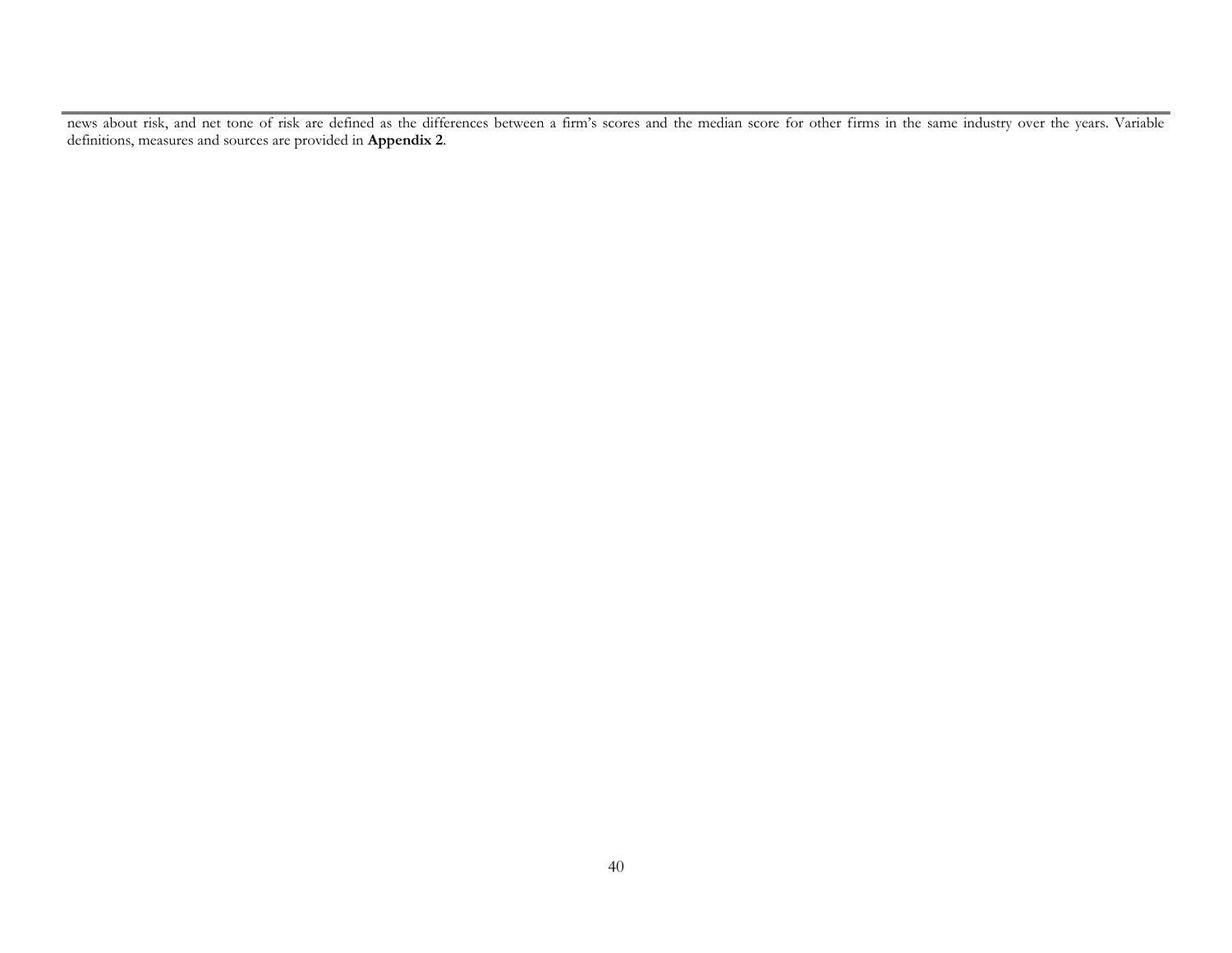news about risk, and net tone of risk are defined as the differences between a firm's scores and the median score for other firms in the same industry over the years. Variable definitions, measures and sources are provided in **Appendix 2**.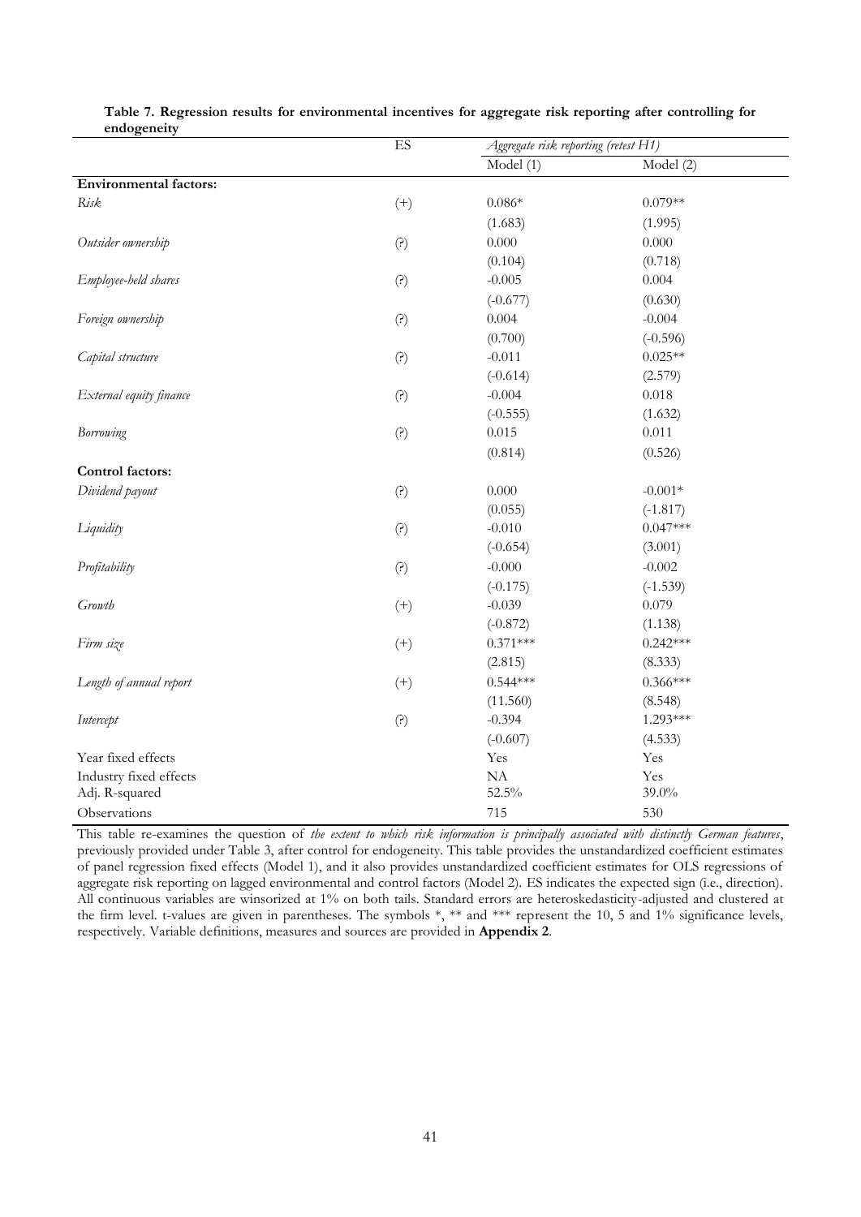**Table 7. Regression results for environmental incentives for aggregate risk reporting after controlling for endogeneity**

| | ES | *Aggregate risk reporting (retest H1)* | |
|---|---|---|---|
| | | Model (1) | Model (2) |
| **Environmental factors:** | | | |
| *Risk* | (+) | 0.086* | 0.079** |
| | | (1.683) | (1.995) |
| *Outsider ownership* | (?) | 0.000 | 0.000 |
| | | (0.104) | (0.718) |
| *Employee-held shares* | (?) | -0.005 | 0.004 |
| | | (-0.677) | (0.630) |
| *Foreign ownership* | (?) | 0.004 | -0.004 |
| | | (0.700) | (-0.596) |
| *Capital structure* | (?) | -0.011 | 0.025** |
| | | (-0.614) | (2.579) |
| *External equity finance* | (?) | -0.004 | 0.018 |
| | | (-0.555) | (1.632) |
| *Borrowing* | (?) | 0.015 | 0.011 |
| | | (0.814) | (0.526) |
| **Control factors:** | | | |
| *Dividend payout* | (?) | 0.000 | -0.001* |
| | | (0.055) | (-1.817) |
| *Liquidity* | (?) | -0.010 | 0.047*** |
| | | (-0.654) | (3.001) |
| *Profitability* | (?) | -0.000 | -0.002 |
| | | (-0.175) | (-1.539) |
| *Growth* | (+) | -0.039 | 0.079 |
| | | (-0.872) | (1.138) |
| *Firm size* | (+) | 0.371*** | 0.242*** |
| | | (2.815) | (8.333) |
| *Length of annual report* | (+) | 0.544*** | 0.366*** |
| | | (11.560) | (8.548) |
| *Intercept* | (?) | -0.394 | 1.293*** |
| | | (-0.607) | (4.533) |
| Year fixed effects | | Yes | Yes |
| Industry fixed effects | | NA | Yes |
| Adj. R-squared | | 52.5% | 39.0% |
| Observations | | 715 | 530 |

This table re-examines the question of *the extent to which risk information is principally associated with distinctly German features*, previously provided under Table 3, after control for endogeneity. This table provides the unstandardized coefficient estimates of panel regression fixed effects (Model 1), and it also provides unstandardized coefficient estimates for OLS regressions of aggregate risk reporting on lagged environmental and control factors (Model 2). ES indicates the expected sign (i.e., direction). All continuous variables are winsorized at 1% on both tails. Standard errors are heteroskedasticity-adjusted and clustered at the firm level. t-values are given in parentheses. The symbols *, ** and *** represent the 10, 5 and 1% significance levels, respectively. Variable definitions, measures and sources are provided in **Appendix 2**.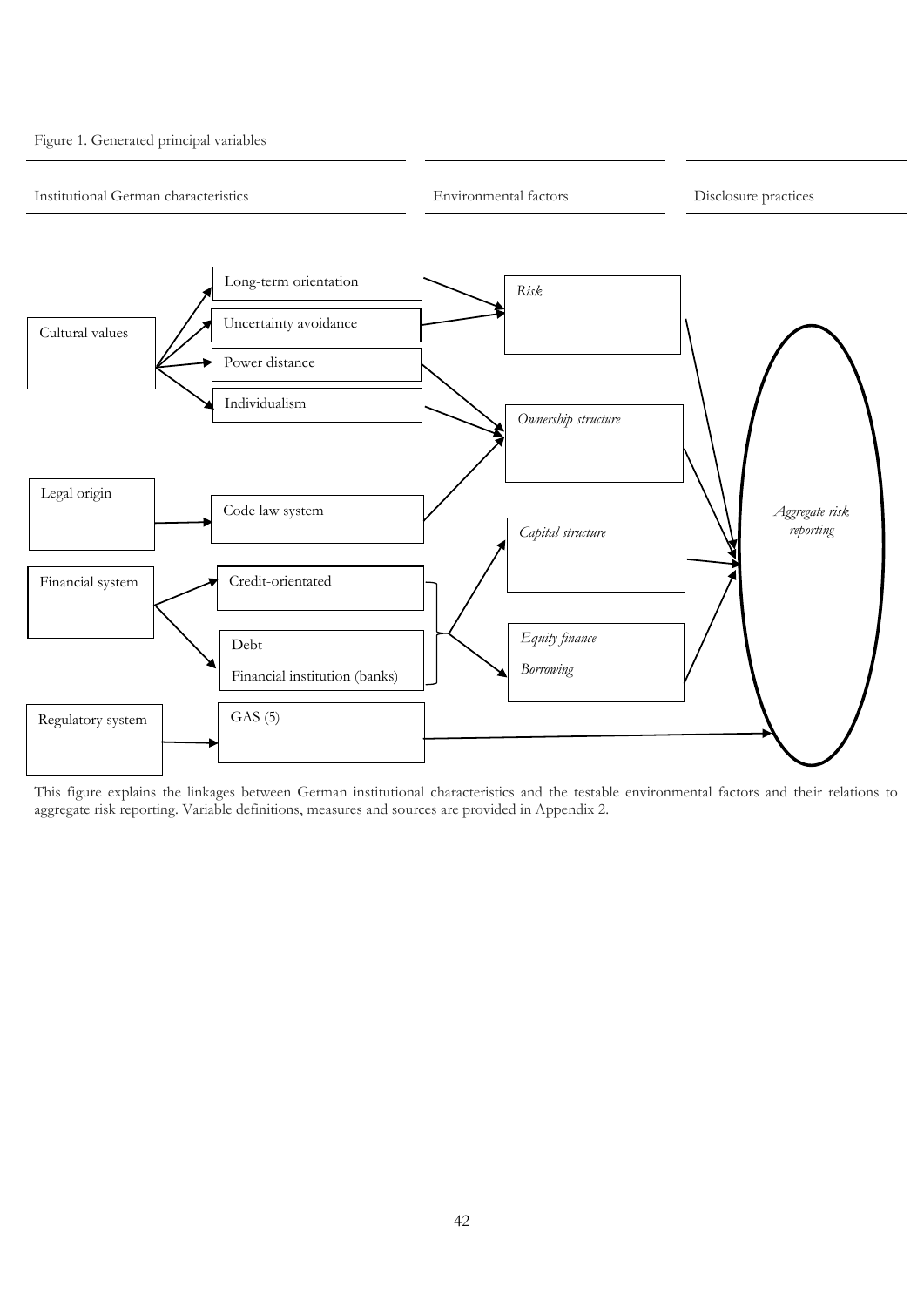Figure 1. Generated principal variables

| Institutional German characteristics | | Environmental factors | Disclosure practices |
|---|---|---|---|
| Cultural values | Long-term orientation | *Risk* | *Aggregate risk reporting* |
| | Uncertainty avoidance | | |
| | Power distance | *Ownership structure* | |
| | Individualism | | |
| Legal origin | Code law system | | |
| Financial system | Credit-orientated | *Capital structure* | |
| | Debt<br>Financial institution (banks) | *Equity finance*<br>*Borrowing* | |
| Regulatory system | GAS (5) | | |

This figure explains the linkages between German institutional characteristics and the testable environmental factors and their relations to aggregate risk reporting. Variable definitions, measures and sources are provided in Appendix 2.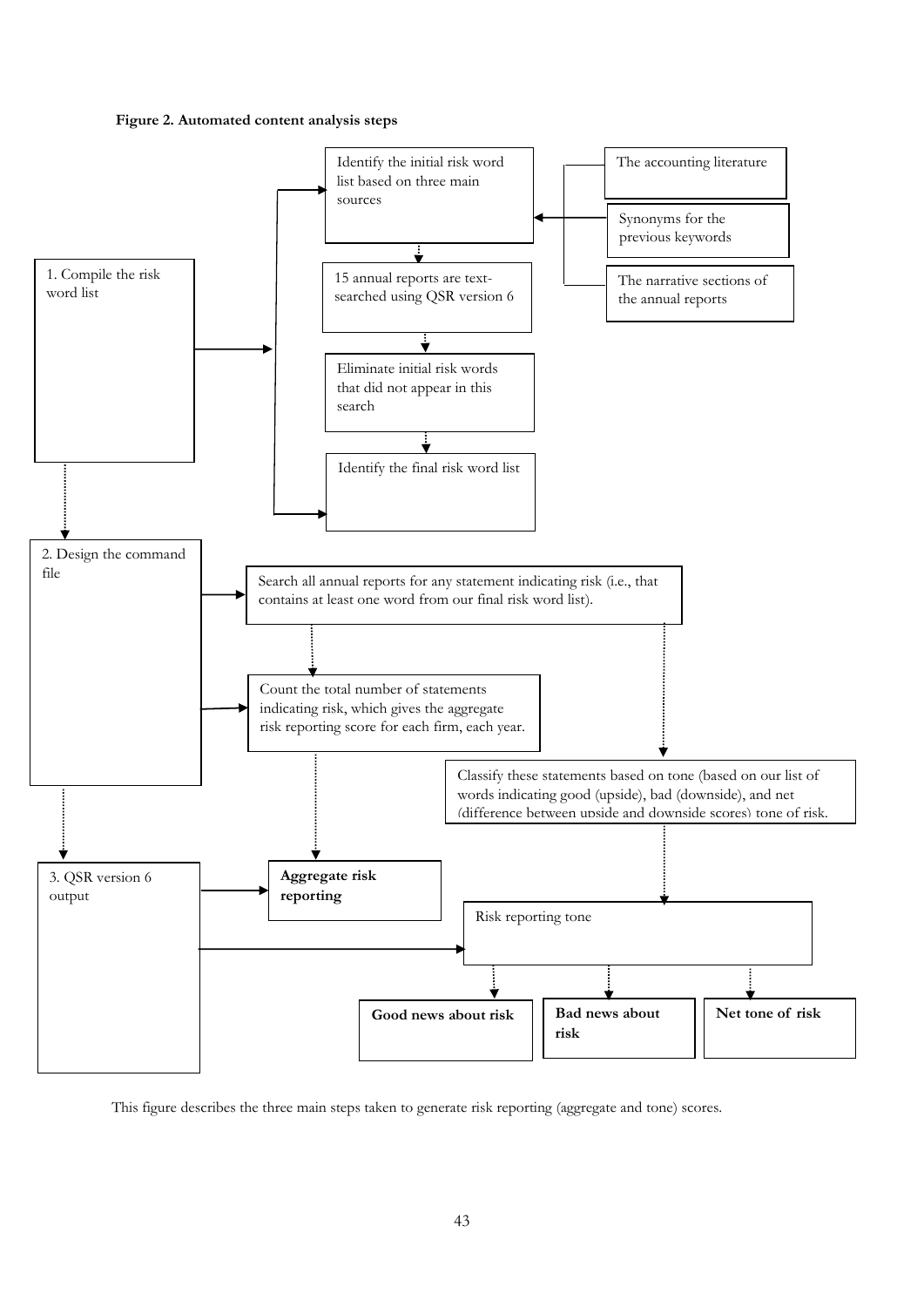**Figure 2. Automated content analysis steps**

1. Compile the risk word list
   - Identify the initial risk word list based on three main sources
     - The accounting literature
     - Synonyms for the previous keywords
     - The narrative sections of the annual reports
   - 15 annual reports are text-searched using QSR version 6
   - Eliminate initial risk words that did not appear in this search
   - Identify the final risk word list

2. Design the command file
   - Search all annual reports for any statement indicating risk (i.e., that contains at least one word from our final risk word list).
   - Count the total number of statements indicating risk, which gives the aggregate risk reporting score for each firm, each year.
   - Classify these statements based on tone (based on our list of words indicating good (upside), bad (downside), and net (difference between upside and downside scores) tone of risk.

3. QSR version 6 output
   - **Aggregate risk reporting**
   - Risk reporting tone
     - **Good news about risk**
     - **Bad news about risk**
     - **Net tone of risk**

This figure describes the three main steps taken to generate risk reporting (aggregate and tone) scores.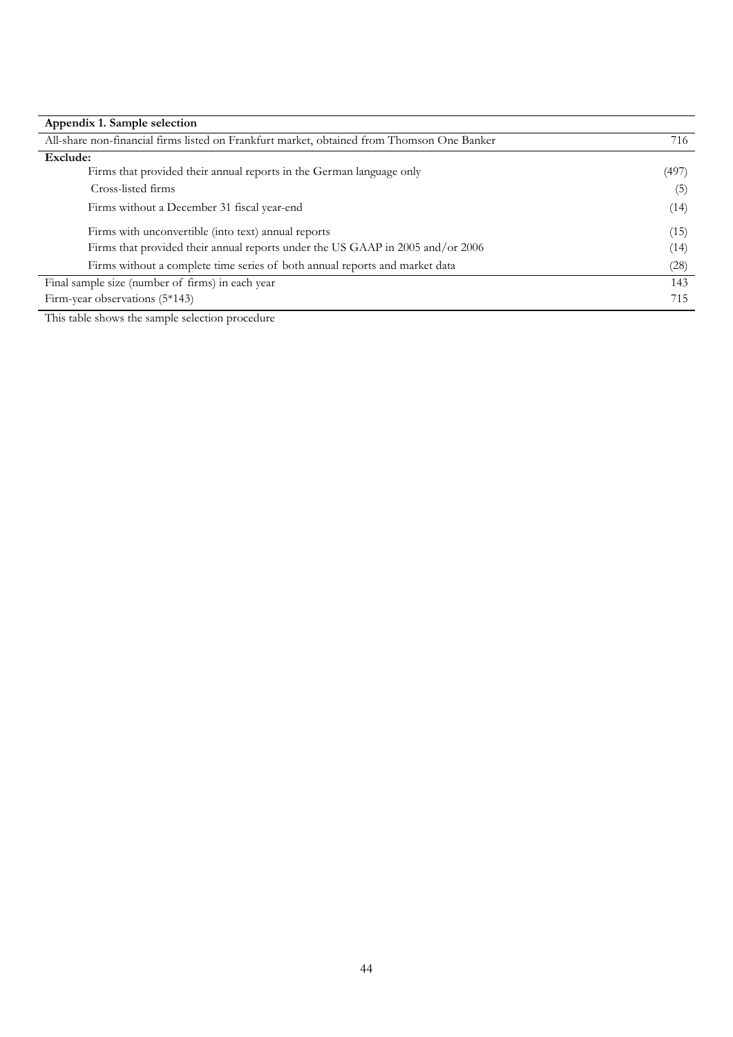**Appendix 1. Sample selection**

| | |
|---|---|
| All-share non-financial firms listed on Frankfurt market, obtained from Thomson One Banker | 716 |
| **Exclude:** | |
| Firms that provided their annual reports in the German language only | (497) |
| Cross-listed firms | (5) |
| Firms without a December 31 fiscal year-end | (14) |
| Firms with unconvertible (into text) annual reports | (15) |
| Firms that provided their annual reports under the US GAAP in 2005 and/or 2006 | (14) |
| Firms without a complete time series of both annual reports and market data | (28) |
| Final sample size (number of firms) in each year | 143 |
| Firm-year observations (5*143) | 715 |

This table shows the sample selection procedure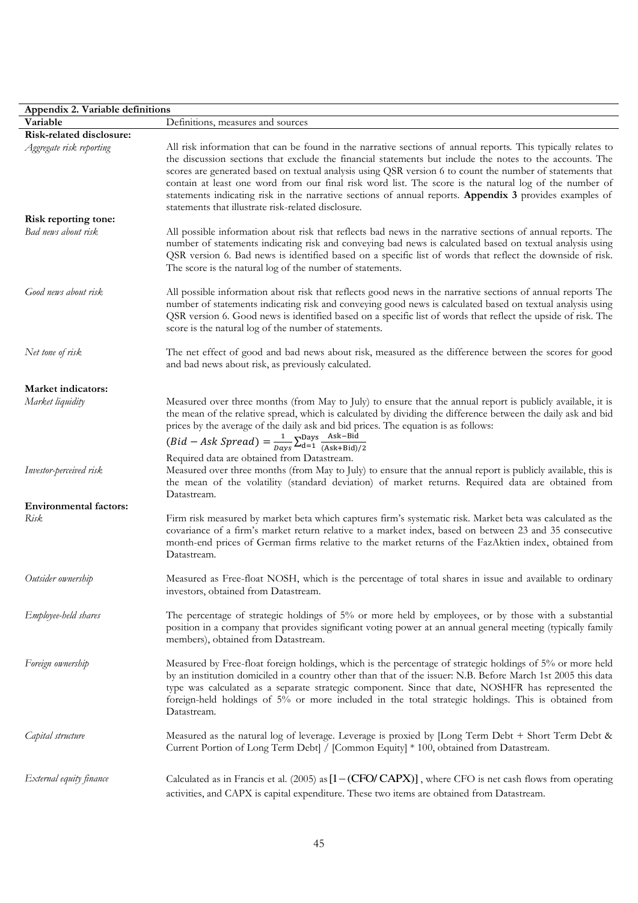**Appendix 2. Variable definitions**

| Variable | Definitions, measures and sources |
|---|---|
| **Risk-related disclosure:** | |
| *Aggregate risk reporting* | All risk information that can be found in the narrative sections of annual reports. This typically relates to the discussion sections that exclude the financial statements but include the notes to the accounts. The scores are generated based on textual analysis using QSR version 6 to count the number of statements that contain at least one word from our final risk word list. The score is the natural log of the number of statements indicating risk in the narrative sections of annual reports. **Appendix 3** provides examples of statements that illustrate risk-related disclosure. |
| **Risk reporting tone:** | |
| *Bad news about risk* | All possible information about risk that reflects bad news in the narrative sections of annual reports. The number of statements indicating risk and conveying bad news is calculated based on textual analysis using QSR version 6. Bad news is identified based on a specific list of words that reflect the downside of risk. The score is the natural log of the number of statements. |
| *Good news about risk* | All possible information about risk that reflects good news in the narrative sections of annual reports The number of statements indicating risk and conveying good news is calculated based on textual analysis using QSR version 6. Good news is identified based on a specific list of words that reflect the upside of risk. The score is the natural log of the number of statements. |
| *Net tone of risk* | The net effect of good and bad news about risk, measured as the difference between the scores for good and bad news about risk, as previously calculated. |
| **Market indicators:** | |
| *Market liquidity* | Measured over three months (from May to July) to ensure that the annual report is publicly available, it is the mean of the relative spread, which is calculated by dividing the difference between the daily ask and bid prices by the average of the daily ask and bid prices. The equation is as follows: $(Bid - Ask\ Spread) = \frac{1}{Days}\sum_{d=1}^{Days}\frac{\text{Ask}-\text{Bid}}{(\text{Ask}+\text{Bid})/2}$ Required data are obtained from Datastream. |
| *Investor-perceived risk* | Measured over three months (from May to July) to ensure that the annual report is publicly available, this is the mean of the volatility (standard deviation) of market returns. Required data are obtained from Datastream. |
| **Environmental factors:** | |
| *Risk* | Firm risk measured by market beta which captures firm's systematic risk. Market beta was calculated as the covariance of a firm's market return relative to a market index, based on between 23 and 35 consecutive month-end prices of German firms relative to the market returns of the FazAktien index, obtained from Datastream. |
| *Outsider ownership* | Measured as Free-float NOSH, which is the percentage of total shares in issue and available to ordinary investors, obtained from Datastream. |
| *Employee-held shares* | The percentage of strategic holdings of 5% or more held by employees, or by those with a substantial position in a company that provides significant voting power at an annual general meeting (typically family members), obtained from Datastream. |
| *Foreign ownership* | Measured by Free-float foreign holdings, which is the percentage of strategic holdings of 5% or more held by an institution domiciled in a country other than that of the issuer: N.B. Before March 1st 2005 this data type was calculated as a separate strategic component. Since that date, NOSHFR has represented the foreign-held holdings of 5% or more included in the total strategic holdings. This is obtained from Datastream. |
| *Capital structure* | Measured as the natural log of leverage. Leverage is proxied by [Long Term Debt + Short Term Debt & Current Portion of Long Term Debt] / [Common Equity] * 100, obtained from Datastream. |
| *External equity finance* | Calculated as in Francis et al. (2005) as $[1-(\text{CFO}/\text{CAPX})]$, where CFO is net cash flows from operating activities, and CAPX is capital expenditure. These two items are obtained from Datastream. |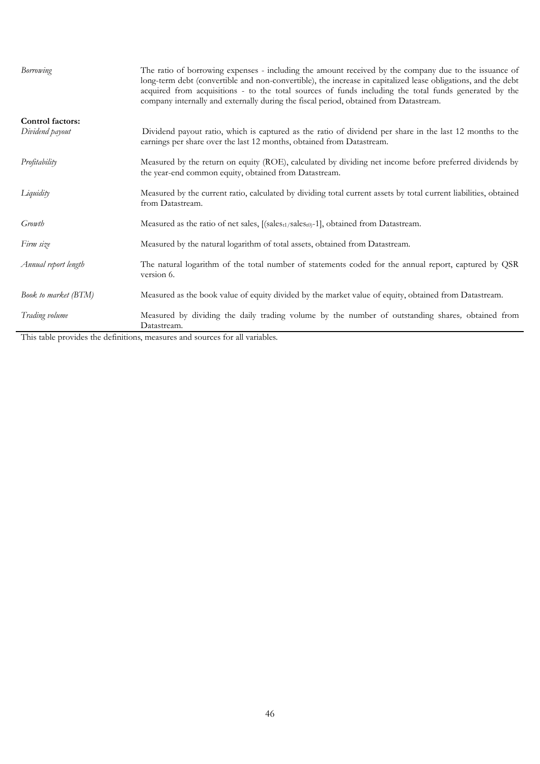| | |
|---|---|
| *Borrowing* | The ratio of borrowing expenses - including the amount received by the company due to the issuance of long-term debt (convertible and non-convertible), the increase in capitalized lease obligations, and the debt acquired from acquisitions - to the total sources of funds including the total funds generated by the company internally and externally during the fiscal period, obtained from Datastream. |
| **Control factors:** | |
| *Dividend payout* | Dividend payout ratio, which is captured as the ratio of dividend per share in the last 12 months to the earnings per share over the last 12 months, obtained from Datastream. |
| *Profitability* | Measured by the return on equity (ROE), calculated by dividing net income before preferred dividends by the year-end common equity, obtained from Datastream. |
| *Liquidity* | Measured by the current ratio, calculated by dividing total current assets by total current liabilities, obtained from Datastream. |
| *Growth* | Measured as the ratio of net sales, $[(sales_{t1}/sales_{t0})-1]$, obtained from Datastream. |
| *Firm size* | Measured by the natural logarithm of total assets, obtained from Datastream. |
| *Annual report length* | The natural logarithm of the total number of statements coded for the annual report, captured by QSR version 6. |
| *Book to market (BTM)* | Measured as the book value of equity divided by the market value of equity, obtained from Datastream. |
| *Trading volume* | Measured by dividing the daily trading volume by the number of outstanding shares, obtained from Datastream. |

This table provides the definitions, measures and sources for all variables.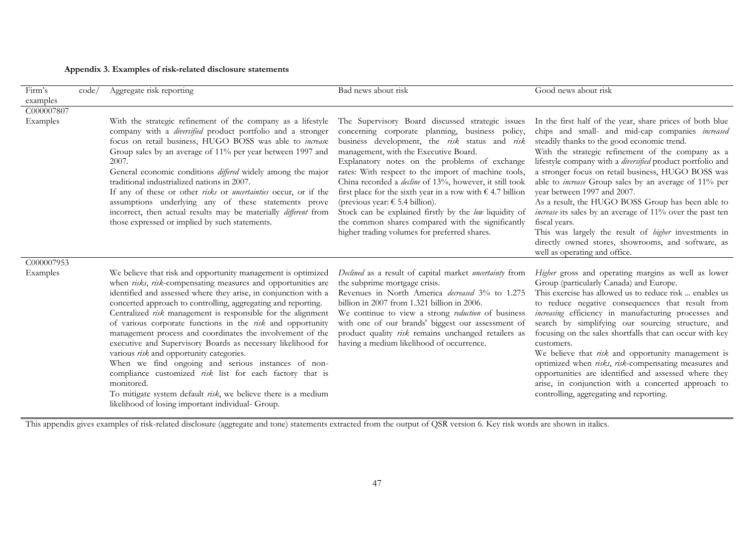**Appendix 3. Examples of risk-related disclosure statements**

| Firm's code/ examples | Aggregate risk reporting | Bad news about risk | Good news about risk |
|---|---|---|---|
| C000007807 | | | |
| Examples | With the strategic refinement of the company as a lifestyle company with a *diversified* product portfolio and a stronger focus on retail business, HUGO BOSS was able to *increase* Group sales by an average of 11% per year between 1997 and 2007.<br>General economic conditions *differed* widely among the major traditional industrialized nations in 2007.<br>If any of these or other *risks* or *uncertainties* occur, or if the assumptions underlying any of these statements prove incorrect, then actual results may be materially *different* from those expressed or implied by such statements. | The Supervisory Board discussed strategic issues concerning corporate planning, business policy, business development, the *risk* status and *risk* management, with the Executive Board.<br>Explanatory notes on the problems of exchange rates: With respect to the import of machine tools, China recorded a *decline* of 13%, however, it still took first place for the sixth year in a row with € 4.7 billion (previous year: € 5.4 billion).<br>Stock can be explained firstly by the *low* liquidity of the common shares compared with the significantly higher trading volumes for preferred shares. | In the first half of the year, share prices of both blue chips and small- and mid-cap companies *increased* steadily thanks to the good economic trend.<br>With the strategic refinement of the company as a lifestyle company with a *diversified* product portfolio and a stronger focus on retail business, HUGO BOSS was able to *increase* Group sales by an average of 11% per year between 1997 and 2007.<br>As a result, the HUGO BOSS Group has been able to *increase* its sales by an average of 11% over the past ten fiscal years.<br>This was largely the result of *higher* investments in directly owned stores, showrooms, and software, as well as operating and office. |
| C000007953 | | | |
| Examples | We believe that risk and opportunity management is optimized when *risks*, *risk*-compensating measures and opportunities are identified and assessed where they arise, in conjunction with a concerted approach to controlling, aggregating and reporting.<br>Centralized *risk* management is responsible for the alignment of various corporate functions in the *risk* and opportunity management process and coordinates the involvement of the executive and Supervisory Boards as necessary likelihood for various *risk* and opportunity categories.<br>When we find ongoing and serious instances of non-compliance customized *risk* list for each factory that is monitored.<br>To mitigate system default *risk*, we believe there is a medium likelihood of losing important individual- Group. | *Declined* as a result of capital market *uncertainty* from the subprime mortgage crisis.<br>Revenues in North America *decreased* 3% to 1.275 billion in 2007 from 1.321 billion in 2006.<br>We continue to view a strong *reduction* of business with one of our brands' biggest our assessment of product quality *risk* remains unchanged retailers as having a medium likelihood of occurrence. | *Higher* gross and operating margins as well as lower Group (particularly Canada) and Europe.<br>This exercise has allowed us to reduce risk ... enables us to reduce negative consequences that result from *increasing* efficiency in manufacturing processes and search by simplifying our sourcing structure, and focusing on the sales shortfalls that can occur with key customers.<br>We believe that *risk* and opportunity management is optimized when *risks*, *risk*-compensating measures and opportunities are identified and assessed where they arise, in conjunction with a concerted approach to controlling, aggregating and reporting. |

This appendix gives examples of risk-related disclosure (aggregate and tone) statements extracted from the output of QSR version 6. Key risk words are shown in italics.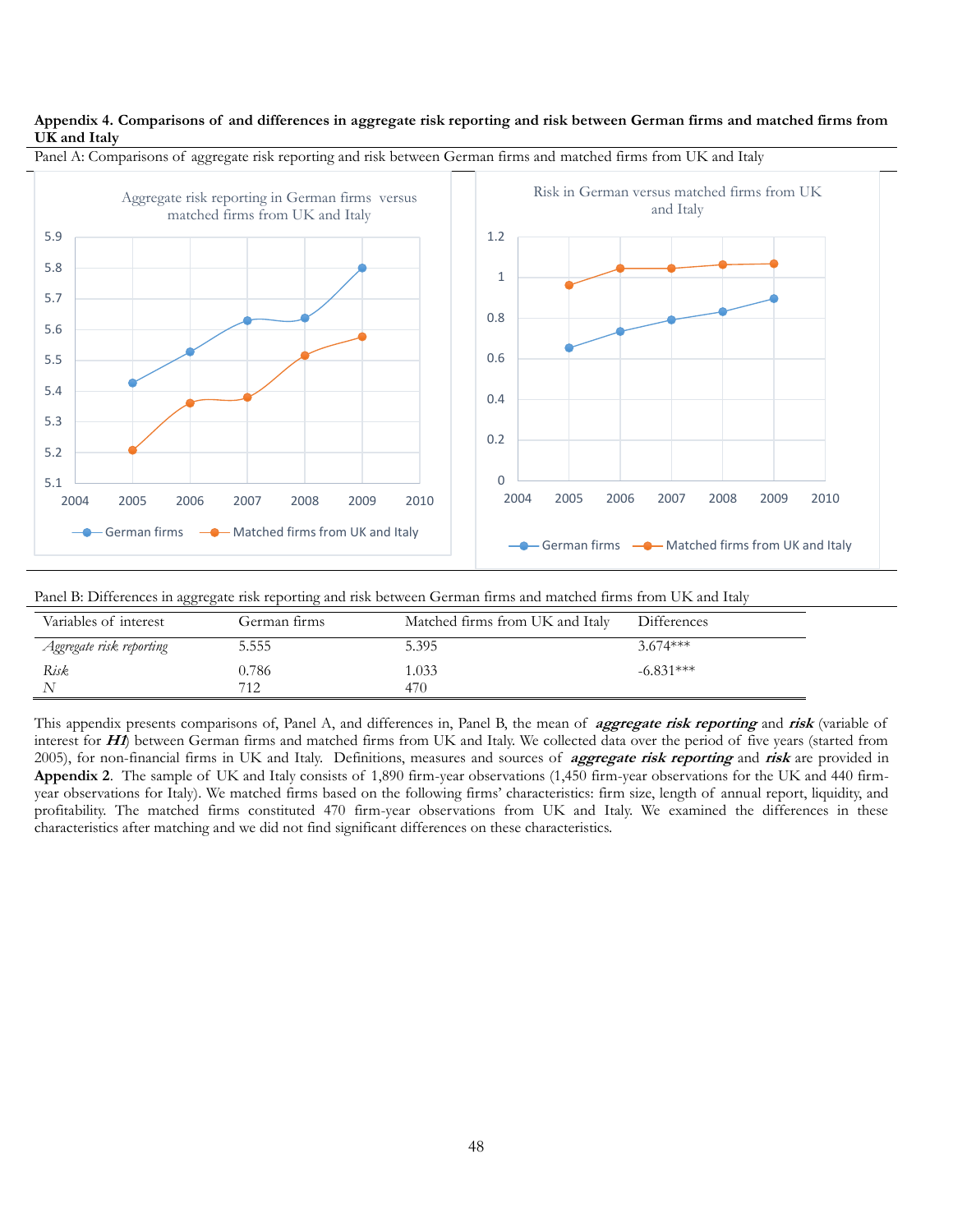**Appendix 4. Comparisons of and differences in aggregate risk reporting and risk between German firms and matched firms from UK and Italy**

Panel A: Comparisons of aggregate risk reporting and risk between German firms and matched firms from UK and Italy

Aggregate risk reporting in German firms versus matched firms from UK and Italy

5.9
5.8
5.7
5.6
5.5
5.4
5.3
5.2
5.1

2004 2005 2006 2007 2008 2009 2010

German firms — Matched firms from UK and Italy

Risk in German versus matched firms from UK and Italy

1.2
1
0.8
0.6
0.4
0.2
0

2004 2005 2006 2007 2008 2009 2010

German firms — Matched firms from UK and Italy

Panel B: Differences in aggregate risk reporting and risk between German firms and matched firms from UK and Italy

| Variables of interest | German firms | Matched firms from UK and Italy | Differences |
|---|---|---|---|
| *Aggregate risk reporting* | 5.555 | 5.395 | 3.674*** |
| *Risk* | 0.786 | 1.033 | -6.831*** |
| *N* | 712 | 470 | |

This appendix presents comparisons of, Panel A, and differences in, Panel B, the mean of ***aggregate risk reporting*** and ***risk*** (variable of interest for ***H1***) between German firms and matched firms from UK and Italy. We collected data over the period of five years (started from 2005), for non-financial firms in UK and Italy. Definitions, measures and sources of ***aggregate risk reporting*** and ***risk*** are provided in **Appendix 2**. The sample of UK and Italy consists of 1,890 firm-year observations (1,450 firm-year observations for the UK and 440 firm-year observations for Italy). We matched firms based on the following firms' characteristics: firm size, length of annual report, liquidity, and profitability. The matched firms constituted 470 firm-year observations from UK and Italy. We examined the differences in these characteristics after matching and we did not find significant differences on these characteristics.